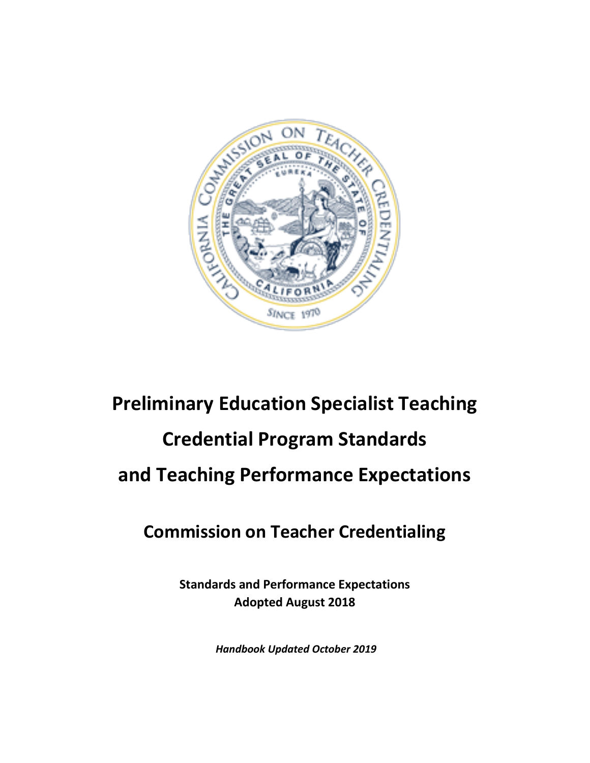# Preliminary Education Specialist Teaching Credential Program Standards and Teaching Performance Expectations

## Commission on Teacher Credentialing

**Standards and Performance Expectations**
**Adopted August 2018**

***Handbook Updated October 2019***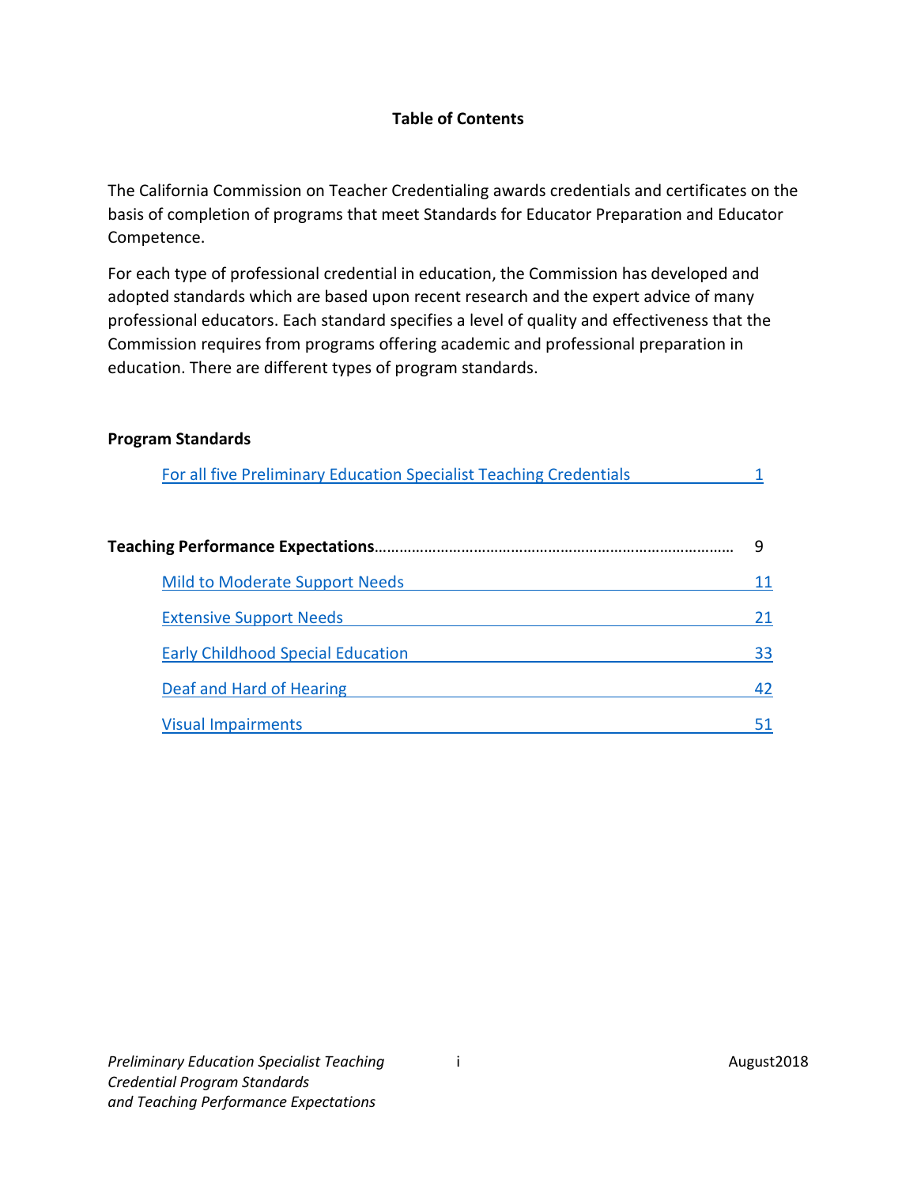# Table of Contents

The California Commission on Teacher Credentialing awards credentials and certificates on the basis of completion of programs that meet Standards for Educator Preparation and Educator Competence.

For each type of professional credential in education, the Commission has developed and adopted standards which are based upon recent research and the expert advice of many professional educators. Each standard specifies a level of quality and effectiveness that the Commission requires from programs offering academic and professional preparation in education. There are different types of program standards.

**Program Standards**

- For all five Preliminary Education Specialist Teaching Credentials 1

**Teaching Performance Expectations** 9

- Mild to Moderate Support Needs 11
- Extensive Support Needs 21
- Early Childhood Special Education 33
- Deaf and Hard of Hearing 42
- Visual Impairments 51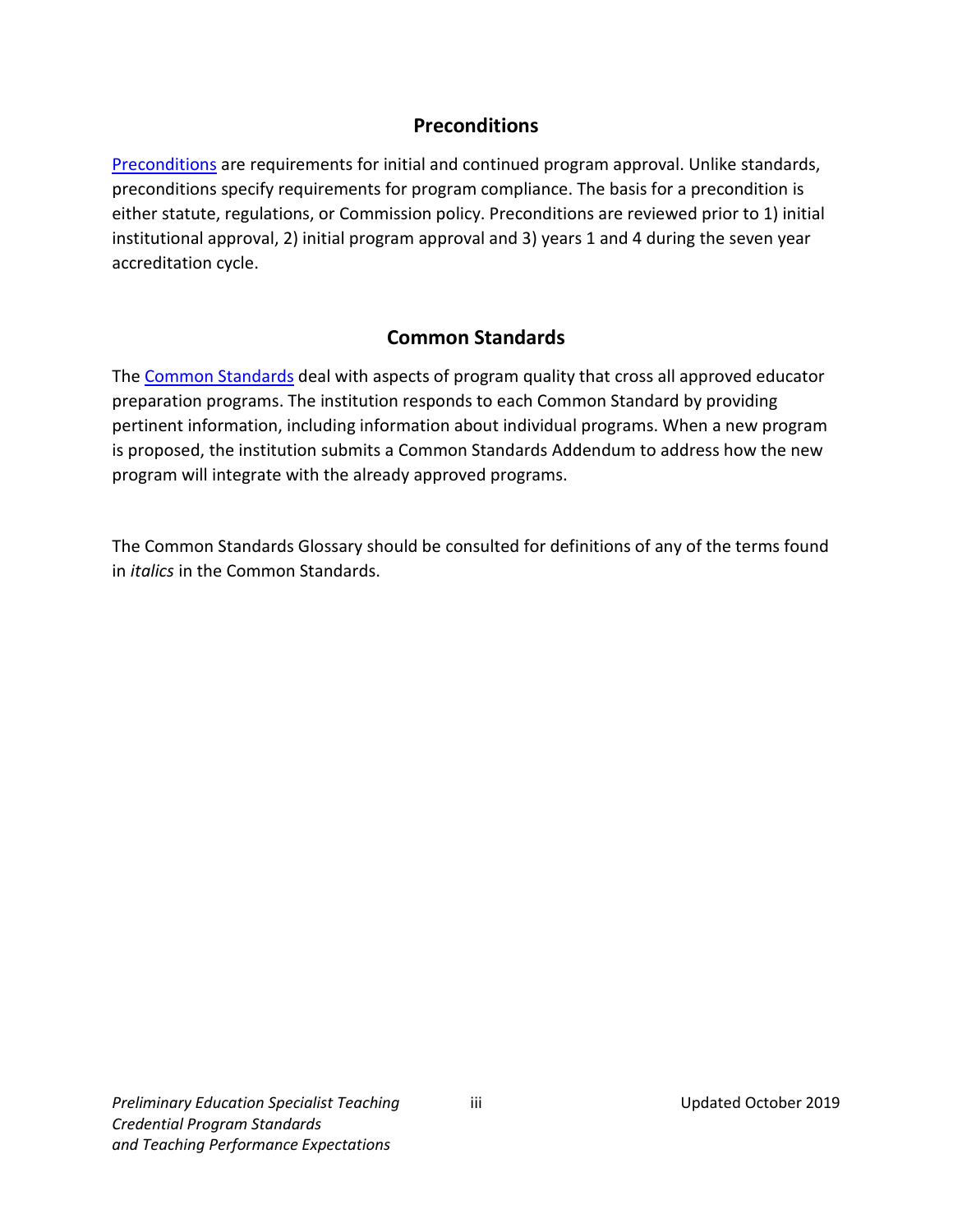## Preconditions

Preconditions are requirements for initial and continued program approval. Unlike standards, preconditions specify requirements for program compliance. The basis for a precondition is either statute, regulations, or Commission policy. Preconditions are reviewed prior to 1) initial institutional approval, 2) initial program approval and 3) years 1 and 4 during the seven year accreditation cycle.

## Common Standards

The Common Standards deal with aspects of program quality that cross all approved educator preparation programs. The institution responds to each Common Standard by providing pertinent information, including information about individual programs. When a new program is proposed, the institution submits a Common Standards Addendum to address how the new program will integrate with the already approved programs.

The Common Standards Glossary should be consulted for definitions of any of the terms found in *italics* in the Common Standards.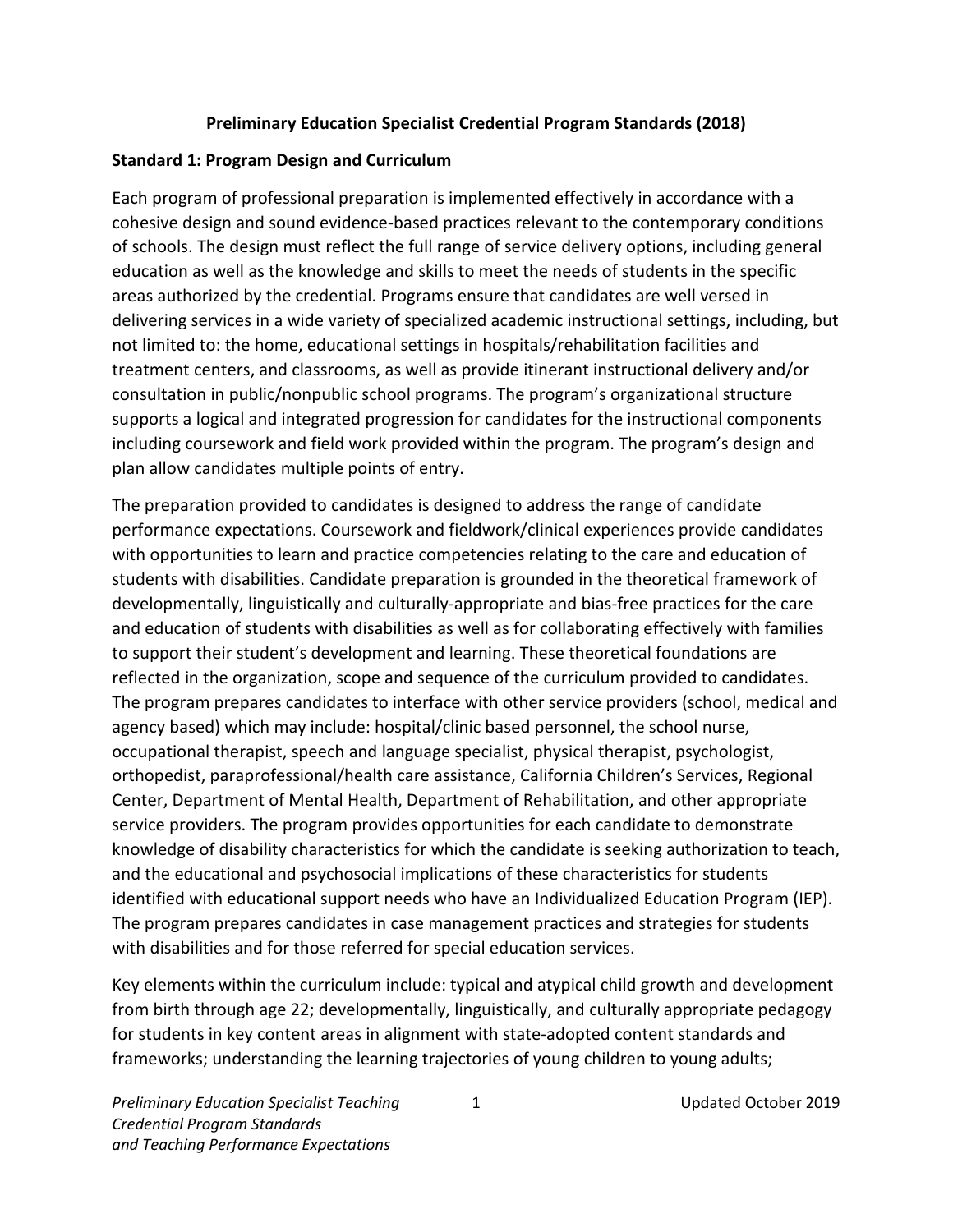**Preliminary Education Specialist Credential Program Standards (2018)**

**Standard 1: Program Design and Curriculum**

Each program of professional preparation is implemented effectively in accordance with a cohesive design and sound evidence-based practices relevant to the contemporary conditions of schools. The design must reflect the full range of service delivery options, including general education as well as the knowledge and skills to meet the needs of students in the specific areas authorized by the credential. Programs ensure that candidates are well versed in delivering services in a wide variety of specialized academic instructional settings, including, but not limited to: the home, educational settings in hospitals/rehabilitation facilities and treatment centers, and classrooms, as well as provide itinerant instructional delivery and/or consultation in public/nonpublic school programs. The program's organizational structure supports a logical and integrated progression for candidates for the instructional components including coursework and field work provided within the program. The program's design and plan allow candidates multiple points of entry.

The preparation provided to candidates is designed to address the range of candidate performance expectations. Coursework and fieldwork/clinical experiences provide candidates with opportunities to learn and practice competencies relating to the care and education of students with disabilities. Candidate preparation is grounded in the theoretical framework of developmentally, linguistically and culturally-appropriate and bias-free practices for the care and education of students with disabilities as well as for collaborating effectively with families to support their student's development and learning. These theoretical foundations are reflected in the organization, scope and sequence of the curriculum provided to candidates. The program prepares candidates to interface with other service providers (school, medical and agency based) which may include: hospital/clinic based personnel, the school nurse, occupational therapist, speech and language specialist, physical therapist, psychologist, orthopedist, paraprofessional/health care assistance, California Children's Services, Regional Center, Department of Mental Health, Department of Rehabilitation, and other appropriate service providers. The program provides opportunities for each candidate to demonstrate knowledge of disability characteristics for which the candidate is seeking authorization to teach, and the educational and psychosocial implications of these characteristics for students identified with educational support needs who have an Individualized Education Program (IEP). The program prepares candidates in case management practices and strategies for students with disabilities and for those referred for special education services.

Key elements within the curriculum include: typical and atypical child growth and development from birth through age 22; developmentally, linguistically, and culturally appropriate pedagogy for students in key content areas in alignment with state-adopted content standards and frameworks; understanding the learning trajectories of young children to young adults;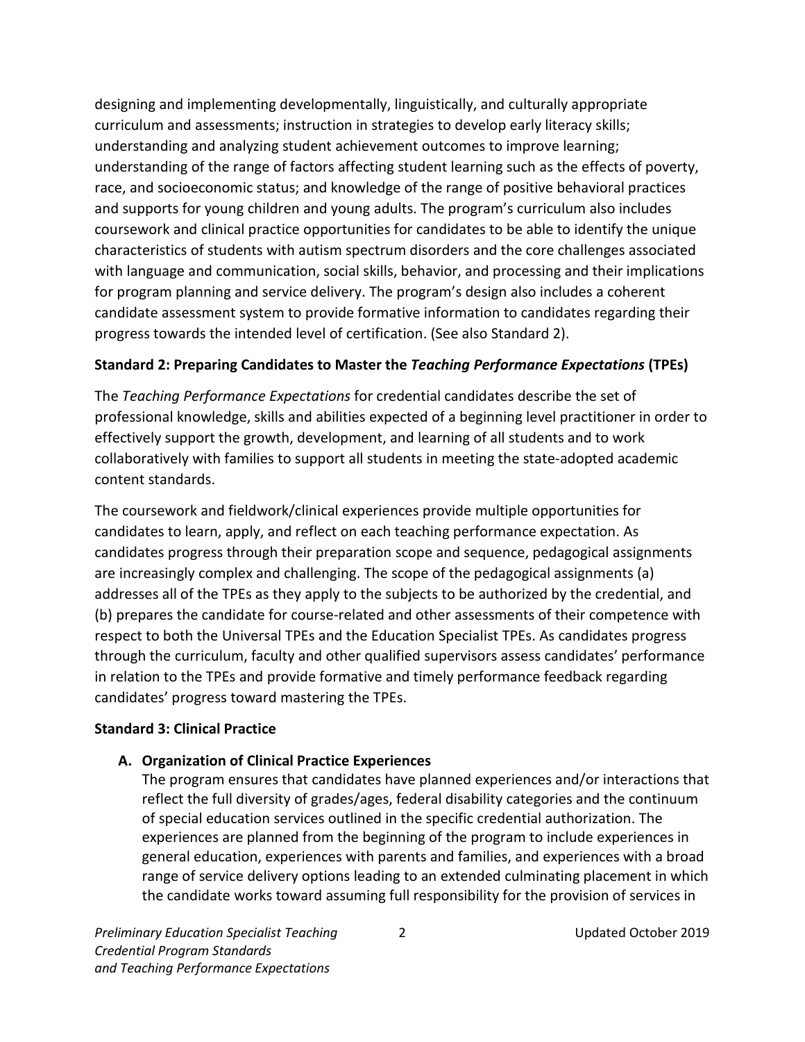designing and implementing developmentally, linguistically, and culturally appropriate curriculum and assessments; instruction in strategies to develop early literacy skills; understanding and analyzing student achievement outcomes to improve learning; understanding of the range of factors affecting student learning such as the effects of poverty, race, and socioeconomic status; and knowledge of the range of positive behavioral practices and supports for young children and young adults. The program's curriculum also includes coursework and clinical practice opportunities for candidates to be able to identify the unique characteristics of students with autism spectrum disorders and the core challenges associated with language and communication, social skills, behavior, and processing and their implications for program planning and service delivery. The program's design also includes a coherent candidate assessment system to provide formative information to candidates regarding their progress towards the intended level of certification. (See also Standard 2).

**Standard 2: Preparing Candidates to Master the *Teaching Performance Expectations* (TPEs)**

The *Teaching Performance Expectations* for credential candidates describe the set of professional knowledge, skills and abilities expected of a beginning level practitioner in order to effectively support the growth, development, and learning of all students and to work collaboratively with families to support all students in meeting the state-adopted academic content standards.

The coursework and fieldwork/clinical experiences provide multiple opportunities for candidates to learn, apply, and reflect on each teaching performance expectation. As candidates progress through their preparation scope and sequence, pedagogical assignments are increasingly complex and challenging. The scope of the pedagogical assignments (a) addresses all of the TPEs as they apply to the subjects to be authorized by the credential, and (b) prepares the candidate for course-related and other assessments of their competence with respect to both the Universal TPEs and the Education Specialist TPEs. As candidates progress through the curriculum, faculty and other qualified supervisors assess candidates' performance in relation to the TPEs and provide formative and timely performance feedback regarding candidates' progress toward mastering the TPEs.

**Standard 3: Clinical Practice**

**A. Organization of Clinical Practice Experiences**

The program ensures that candidates have planned experiences and/or interactions that reflect the full diversity of grades/ages, federal disability categories and the continuum of special education services outlined in the specific credential authorization. The experiences are planned from the beginning of the program to include experiences in general education, experiences with parents and families, and experiences with a broad range of service delivery options leading to an extended culminating placement in which the candidate works toward assuming full responsibility for the provision of services in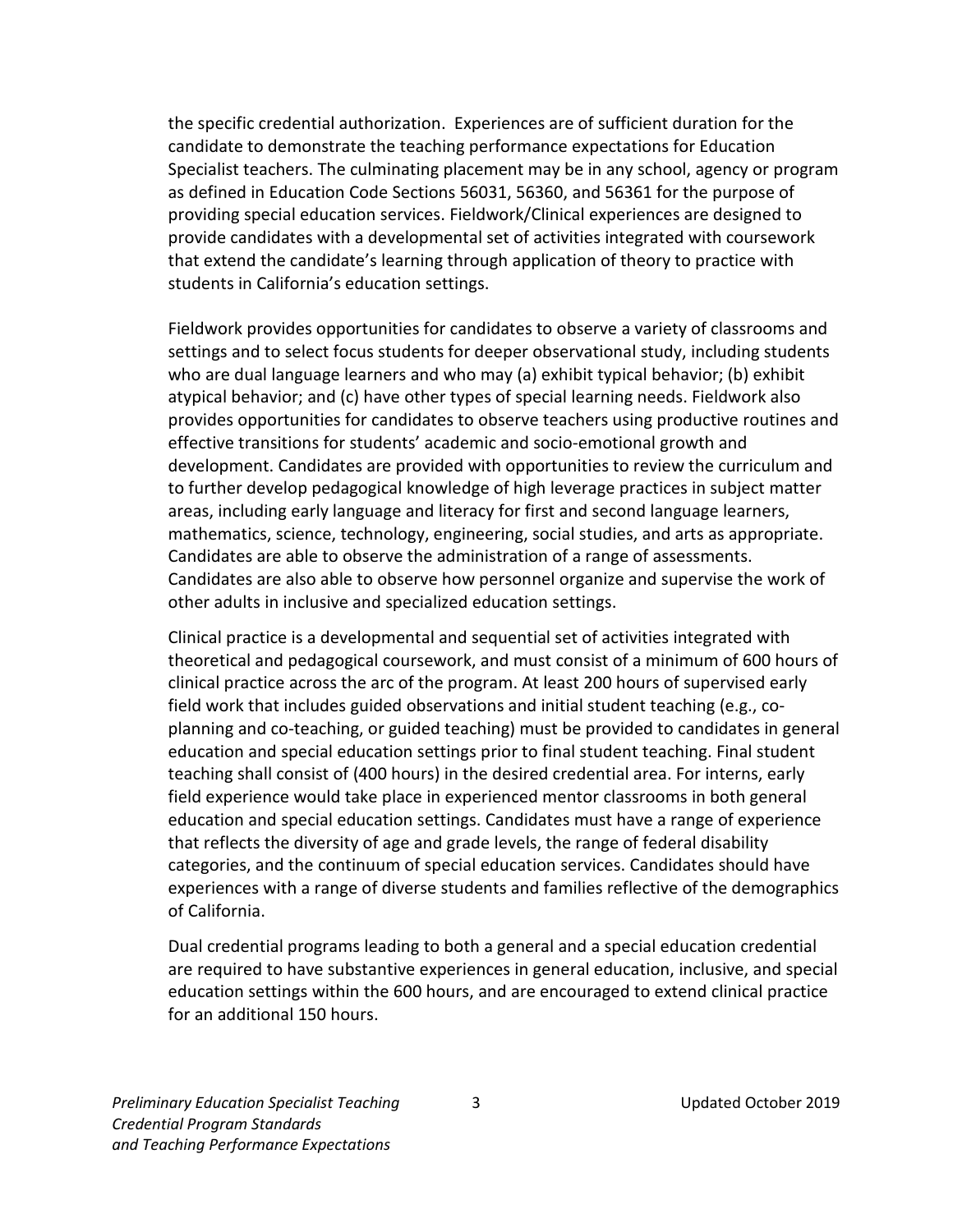the specific credential authorization. Experiences are of sufficient duration for the candidate to demonstrate the teaching performance expectations for Education Specialist teachers. The culminating placement may be in any school, agency or program as defined in Education Code Sections 56031, 56360, and 56361 for the purpose of providing special education services. Fieldwork/Clinical experiences are designed to provide candidates with a developmental set of activities integrated with coursework that extend the candidate's learning through application of theory to practice with students in California's education settings.

Fieldwork provides opportunities for candidates to observe a variety of classrooms and settings and to select focus students for deeper observational study, including students who are dual language learners and who may (a) exhibit typical behavior; (b) exhibit atypical behavior; and (c) have other types of special learning needs. Fieldwork also provides opportunities for candidates to observe teachers using productive routines and effective transitions for students' academic and socio-emotional growth and development. Candidates are provided with opportunities to review the curriculum and to further develop pedagogical knowledge of high leverage practices in subject matter areas, including early language and literacy for first and second language learners, mathematics, science, technology, engineering, social studies, and arts as appropriate. Candidates are able to observe the administration of a range of assessments. Candidates are also able to observe how personnel organize and supervise the work of other adults in inclusive and specialized education settings.

Clinical practice is a developmental and sequential set of activities integrated with theoretical and pedagogical coursework, and must consist of a minimum of 600 hours of clinical practice across the arc of the program. At least 200 hours of supervised early field work that includes guided observations and initial student teaching (e.g., co-planning and co-teaching, or guided teaching) must be provided to candidates in general education and special education settings prior to final student teaching. Final student teaching shall consist of (400 hours) in the desired credential area. For interns, early field experience would take place in experienced mentor classrooms in both general education and special education settings. Candidates must have a range of experience that reflects the diversity of age and grade levels, the range of federal disability categories, and the continuum of special education services. Candidates should have experiences with a range of diverse students and families reflective of the demographics of California.

Dual credential programs leading to both a general and a special education credential are required to have substantive experiences in general education, inclusive, and special education settings within the 600 hours, and are encouraged to extend clinical practice for an additional 150 hours.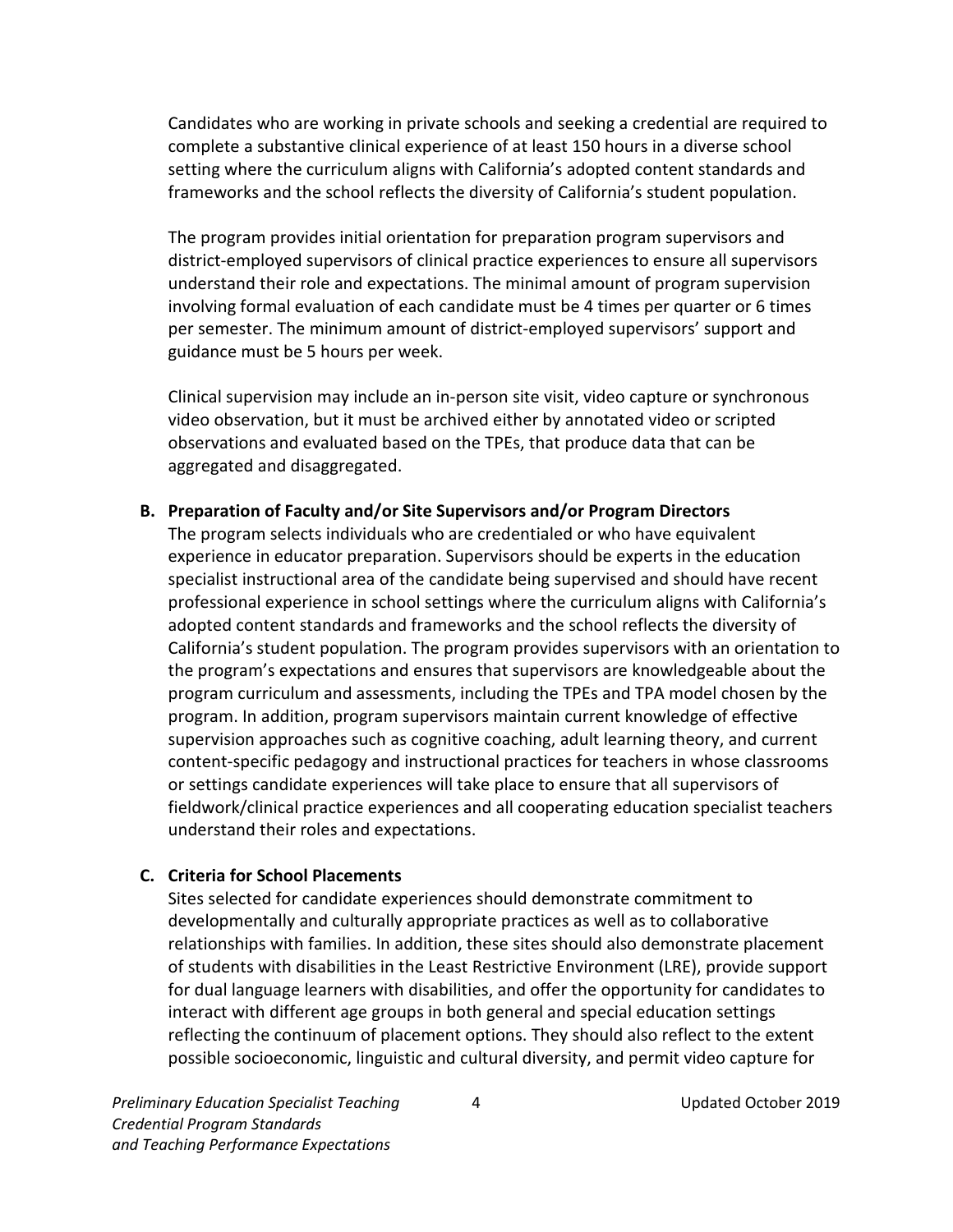Candidates who are working in private schools and seeking a credential are required to complete a substantive clinical experience of at least 150 hours in a diverse school setting where the curriculum aligns with California's adopted content standards and frameworks and the school reflects the diversity of California's student population.

The program provides initial orientation for preparation program supervisors and district-employed supervisors of clinical practice experiences to ensure all supervisors understand their role and expectations. The minimal amount of program supervision involving formal evaluation of each candidate must be 4 times per quarter or 6 times per semester. The minimum amount of district-employed supervisors' support and guidance must be 5 hours per week.

Clinical supervision may include an in-person site visit, video capture or synchronous video observation, but it must be archived either by annotated video or scripted observations and evaluated based on the TPEs, that produce data that can be aggregated and disaggregated.

**B. Preparation of Faculty and/or Site Supervisors and/or Program Directors**

The program selects individuals who are credentialed or who have equivalent experience in educator preparation. Supervisors should be experts in the education specialist instructional area of the candidate being supervised and should have recent professional experience in school settings where the curriculum aligns with California's adopted content standards and frameworks and the school reflects the diversity of California's student population. The program provides supervisors with an orientation to the program's expectations and ensures that supervisors are knowledgeable about the program curriculum and assessments, including the TPEs and TPA model chosen by the program. In addition, program supervisors maintain current knowledge of effective supervision approaches such as cognitive coaching, adult learning theory, and current content-specific pedagogy and instructional practices for teachers in whose classrooms or settings candidate experiences will take place to ensure that all supervisors of fieldwork/clinical practice experiences and all cooperating education specialist teachers understand their roles and expectations.

**C. Criteria for School Placements**

Sites selected for candidate experiences should demonstrate commitment to developmentally and culturally appropriate practices as well as to collaborative relationships with families. In addition, these sites should also demonstrate placement of students with disabilities in the Least Restrictive Environment (LRE), provide support for dual language learners with disabilities, and offer the opportunity for candidates to interact with different age groups in both general and special education settings reflecting the continuum of placement options. They should also reflect to the extent possible socioeconomic, linguistic and cultural diversity, and permit video capture for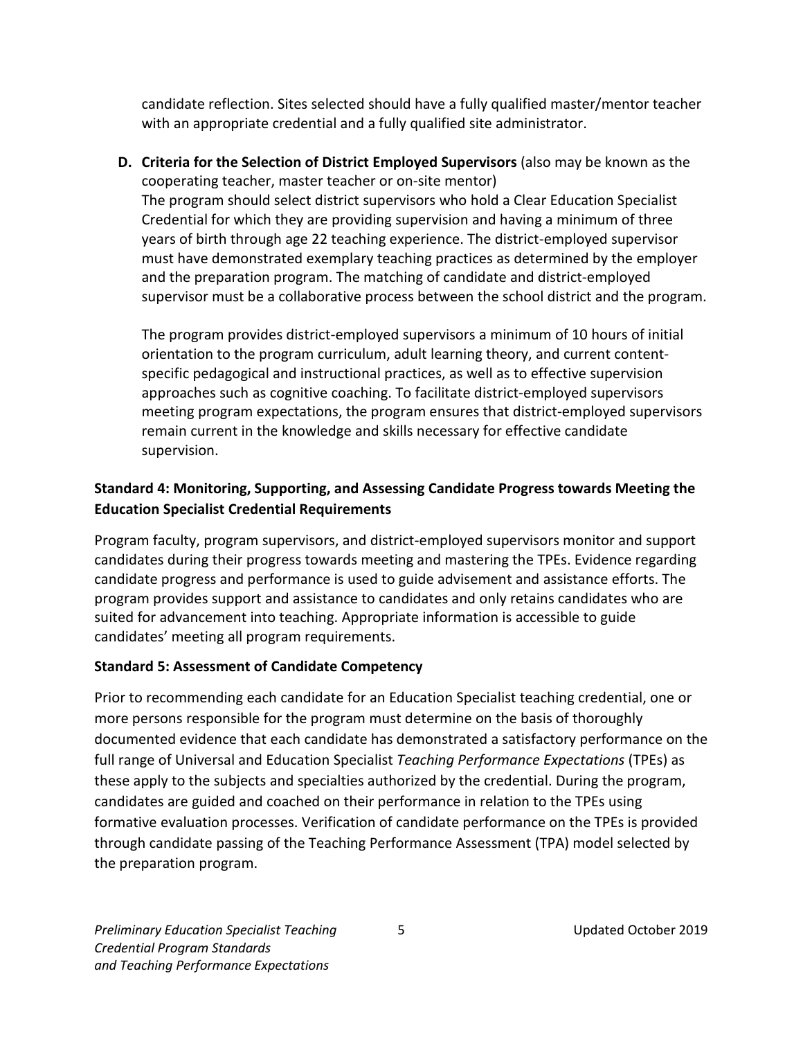candidate reflection. Sites selected should have a fully qualified master/mentor teacher with an appropriate credential and a fully qualified site administrator.

**D. Criteria for the Selection of District Employed Supervisors** (also may be known as the cooperating teacher, master teacher or on-site mentor)
The program should select district supervisors who hold a Clear Education Specialist Credential for which they are providing supervision and having a minimum of three years of birth through age 22 teaching experience. The district-employed supervisor must have demonstrated exemplary teaching practices as determined by the employer and the preparation program. The matching of candidate and district-employed supervisor must be a collaborative process between the school district and the program.

The program provides district-employed supervisors a minimum of 10 hours of initial orientation to the program curriculum, adult learning theory, and current content-specific pedagogical and instructional practices, as well as to effective supervision approaches such as cognitive coaching. To facilitate district-employed supervisors meeting program expectations, the program ensures that district-employed supervisors remain current in the knowledge and skills necessary for effective candidate supervision.

### Standard 4: Monitoring, Supporting, and Assessing Candidate Progress towards Meeting the Education Specialist Credential Requirements

Program faculty, program supervisors, and district-employed supervisors monitor and support candidates during their progress towards meeting and mastering the TPEs. Evidence regarding candidate progress and performance is used to guide advisement and assistance efforts. The program provides support and assistance to candidates and only retains candidates who are suited for advancement into teaching. Appropriate information is accessible to guide candidates' meeting all program requirements.

### Standard 5: Assessment of Candidate Competency

Prior to recommending each candidate for an Education Specialist teaching credential, one or more persons responsible for the program must determine on the basis of thoroughly documented evidence that each candidate has demonstrated a satisfactory performance on the full range of Universal and Education Specialist *Teaching Performance Expectations* (TPEs) as these apply to the subjects and specialties authorized by the credential. During the program, candidates are guided and coached on their performance in relation to the TPEs using formative evaluation processes. Verification of candidate performance on the TPEs is provided through candidate passing of the Teaching Performance Assessment (TPA) model selected by the preparation program.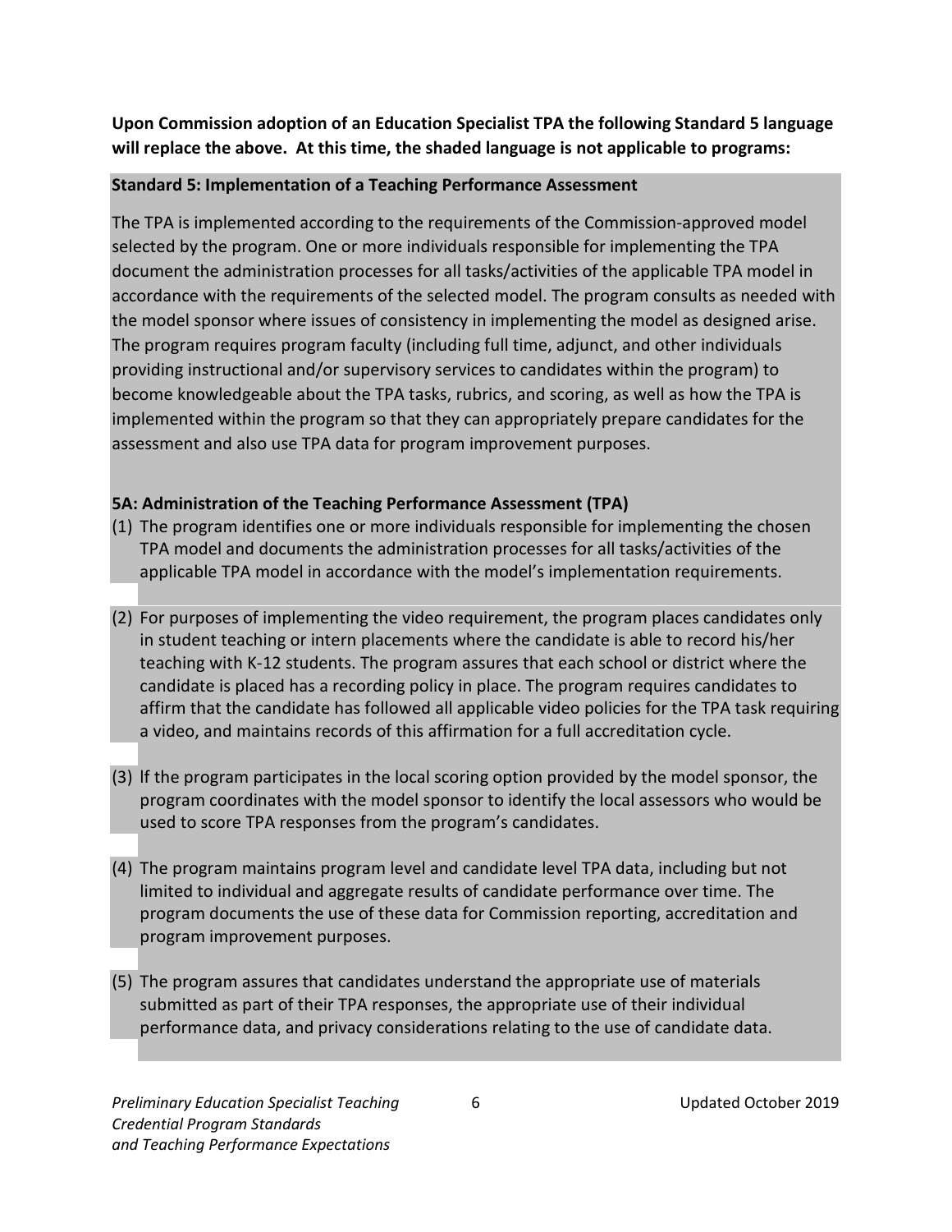**Upon Commission adoption of an Education Specialist TPA the following Standard 5 language will replace the above. At this time, the shaded language is not applicable to programs:**

**Standard 5: Implementation of a Teaching Performance Assessment**

The TPA is implemented according to the requirements of the Commission-approved model selected by the program. One or more individuals responsible for implementing the TPA document the administration processes for all tasks/activities of the applicable TPA model in accordance with the requirements of the selected model. The program consults as needed with the model sponsor where issues of consistency in implementing the model as designed arise. The program requires program faculty (including full time, adjunct, and other individuals providing instructional and/or supervisory services to candidates within the program) to become knowledgeable about the TPA tasks, rubrics, and scoring, as well as how the TPA is implemented within the program so that they can appropriately prepare candidates for the assessment and also use TPA data for program improvement purposes.

**5A: Administration of the Teaching Performance Assessment (TPA)**

(1) The program identifies one or more individuals responsible for implementing the chosen TPA model and documents the administration processes for all tasks/activities of the applicable TPA model in accordance with the model's implementation requirements.

(2) For purposes of implementing the video requirement, the program places candidates only in student teaching or intern placements where the candidate is able to record his/her teaching with K-12 students. The program assures that each school or district where the candidate is placed has a recording policy in place. The program requires candidates to affirm that the candidate has followed all applicable video policies for the TPA task requiring a video, and maintains records of this affirmation for a full accreditation cycle.

(3) If the program participates in the local scoring option provided by the model sponsor, the program coordinates with the model sponsor to identify the local assessors who would be used to score TPA responses from the program's candidates.

(4) The program maintains program level and candidate level TPA data, including but not limited to individual and aggregate results of candidate performance over time. The program documents the use of these data for Commission reporting, accreditation and program improvement purposes.

(5) The program assures that candidates understand the appropriate use of materials submitted as part of their TPA responses, the appropriate use of their individual performance data, and privacy considerations relating to the use of candidate data.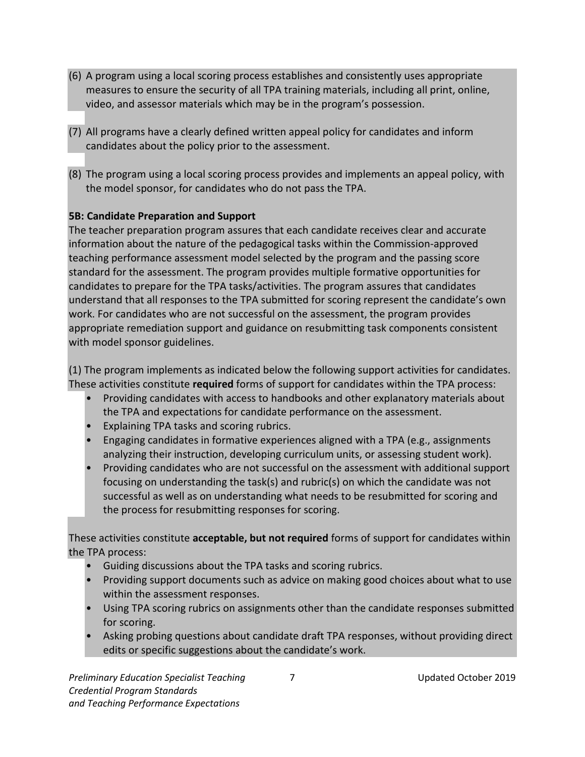(6) A program using a local scoring process establishes and consistently uses appropriate measures to ensure the security of all TPA training materials, including all print, online, video, and assessor materials which may be in the program's possession.

(7) All programs have a clearly defined written appeal policy for candidates and inform candidates about the policy prior to the assessment.

(8) The program using a local scoring process provides and implements an appeal policy, with the model sponsor, for candidates who do not pass the TPA.

**5B: Candidate Preparation and Support**

The teacher preparation program assures that each candidate receives clear and accurate information about the nature of the pedagogical tasks within the Commission-approved teaching performance assessment model selected by the program and the passing score standard for the assessment. The program provides multiple formative opportunities for candidates to prepare for the TPA tasks/activities. The program assures that candidates understand that all responses to the TPA submitted for scoring represent the candidate's own work. For candidates who are not successful on the assessment, the program provides appropriate remediation support and guidance on resubmitting task components consistent with model sponsor guidelines.

(1) The program implements as indicated below the following support activities for candidates. These activities constitute **required** forms of support for candidates within the TPA process:

- Providing candidates with access to handbooks and other explanatory materials about the TPA and expectations for candidate performance on the assessment.
- Explaining TPA tasks and scoring rubrics.
- Engaging candidates in formative experiences aligned with a TPA (e.g., assignments analyzing their instruction, developing curriculum units, or assessing student work).
- Providing candidates who are not successful on the assessment with additional support focusing on understanding the task(s) and rubric(s) on which the candidate was not successful as well as on understanding what needs to be resubmitted for scoring and the process for resubmitting responses for scoring.

These activities constitute **acceptable, but not required** forms of support for candidates within the TPA process:

- Guiding discussions about the TPA tasks and scoring rubrics.
- Providing support documents such as advice on making good choices about what to use within the assessment responses.
- Using TPA scoring rubrics on assignments other than the candidate responses submitted for scoring.
- Asking probing questions about candidate draft TPA responses, without providing direct edits or specific suggestions about the candidate's work.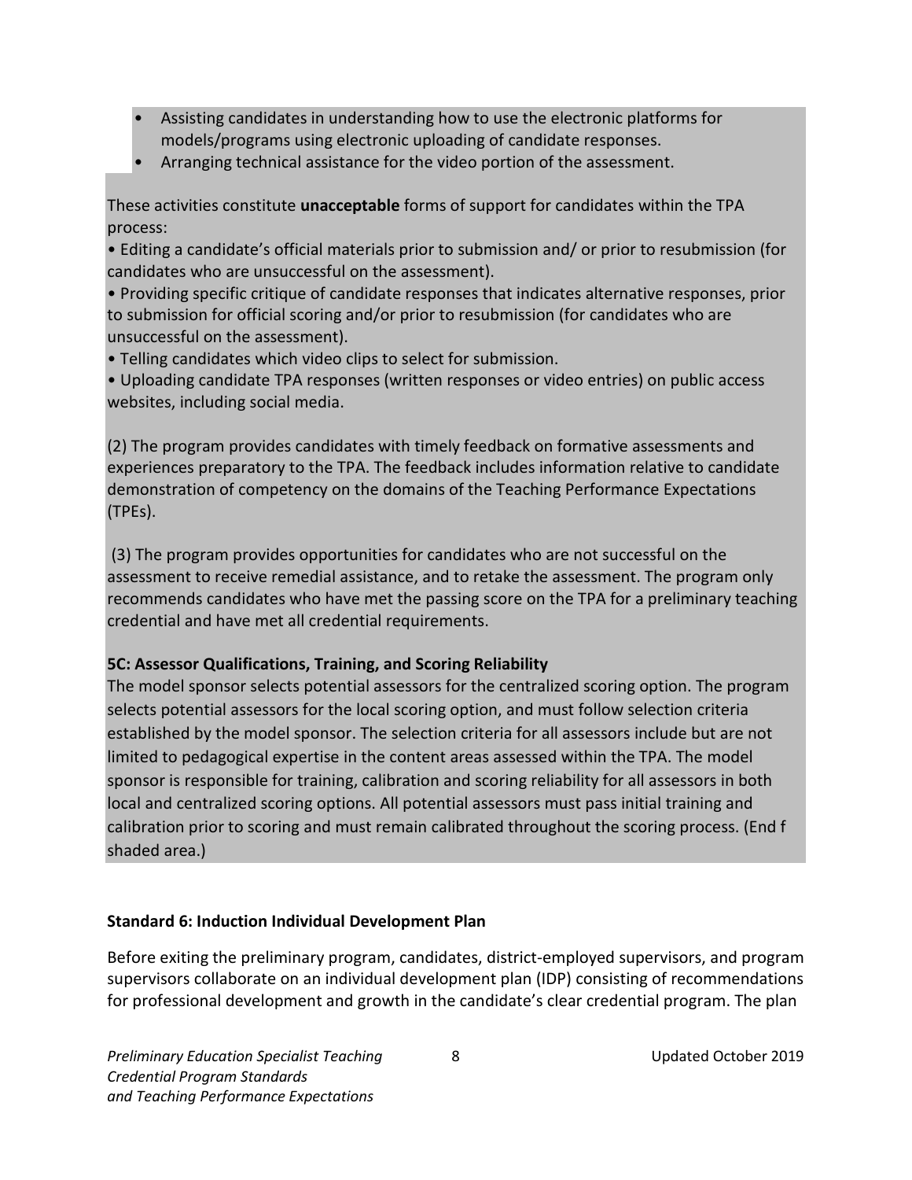- Assisting candidates in understanding how to use the electronic platforms for models/programs using electronic uploading of candidate responses.
- Arranging technical assistance for the video portion of the assessment.

These activities constitute **unacceptable** forms of support for candidates within the TPA process:

• Editing a candidate's official materials prior to submission and/ or prior to resubmission (for candidates who are unsuccessful on the assessment).
• Providing specific critique of candidate responses that indicates alternative responses, prior to submission for official scoring and/or prior to resubmission (for candidates who are unsuccessful on the assessment).
• Telling candidates which video clips to select for submission.
• Uploading candidate TPA responses (written responses or video entries) on public access websites, including social media.

(2) The program provides candidates with timely feedback on formative assessments and experiences preparatory to the TPA. The feedback includes information relative to candidate demonstration of competency on the domains of the Teaching Performance Expectations (TPEs).

(3) The program provides opportunities for candidates who are not successful on the assessment to receive remedial assistance, and to retake the assessment. The program only recommends candidates who have met the passing score on the TPA for a preliminary teaching credential and have met all credential requirements.

**5C: Assessor Qualifications, Training, and Scoring Reliability**

The model sponsor selects potential assessors for the centralized scoring option. The program selects potential assessors for the local scoring option, and must follow selection criteria established by the model sponsor. The selection criteria for all assessors include but are not limited to pedagogical expertise in the content areas assessed within the TPA. The model sponsor is responsible for training, calibration and scoring reliability for all assessors in both local and centralized scoring options. All potential assessors must pass initial training and calibration prior to scoring and must remain calibrated throughout the scoring process. (End f shaded area.)

**Standard 6: Induction Individual Development Plan**

Before exiting the preliminary program, candidates, district-employed supervisors, and program supervisors collaborate on an individual development plan (IDP) consisting of recommendations for professional development and growth in the candidate's clear credential program. The plan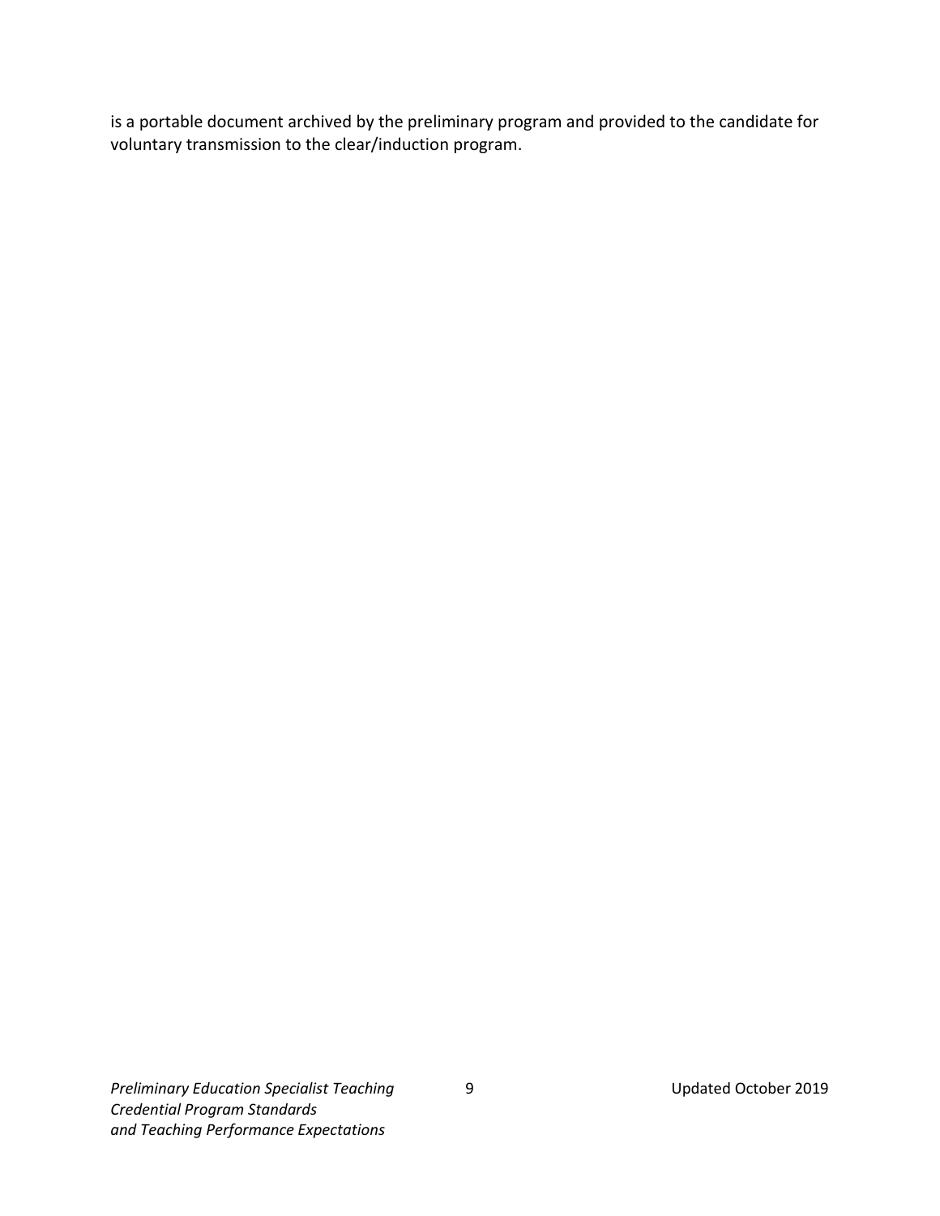is a portable document archived by the preliminary program and provided to the candidate for voluntary transmission to the clear/induction program.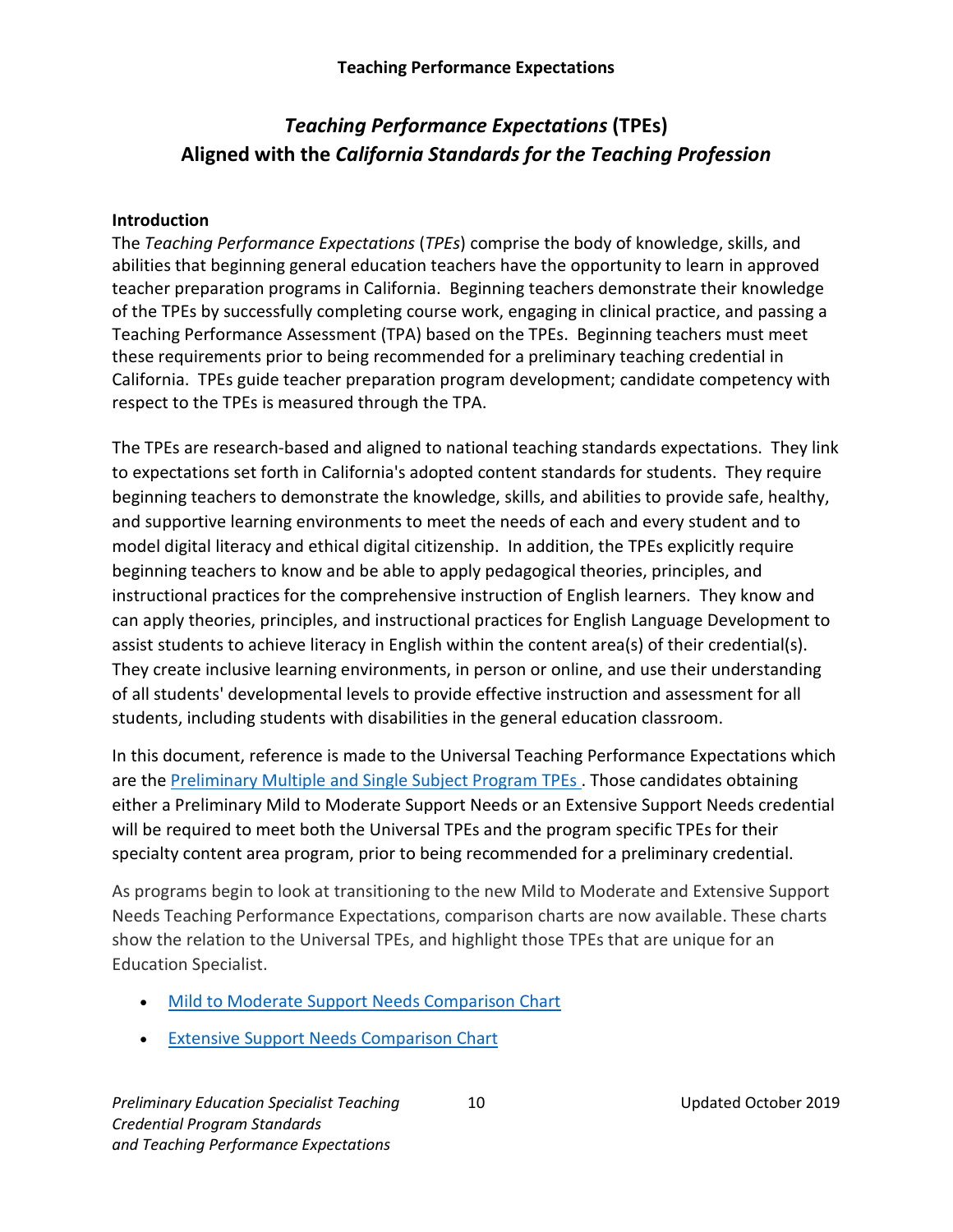# *Teaching Performance Expectations* (TPEs) Aligned with the *California Standards for the Teaching Profession*

## Introduction

The *Teaching Performance Expectations* (*TPEs*) comprise the body of knowledge, skills, and abilities that beginning general education teachers have the opportunity to learn in approved teacher preparation programs in California. Beginning teachers demonstrate their knowledge of the TPEs by successfully completing course work, engaging in clinical practice, and passing a Teaching Performance Assessment (TPA) based on the TPEs. Beginning teachers must meet these requirements prior to being recommended for a preliminary teaching credential in California. TPEs guide teacher preparation program development; candidate competency with respect to the TPEs is measured through the TPA.

The TPEs are research-based and aligned to national teaching standards expectations. They link to expectations set forth in California's adopted content standards for students. They require beginning teachers to demonstrate the knowledge, skills, and abilities to provide safe, healthy, and supportive learning environments to meet the needs of each and every student and to model digital literacy and ethical digital citizenship. In addition, the TPEs explicitly require beginning teachers to know and be able to apply pedagogical theories, principles, and instructional practices for the comprehensive instruction of English learners. They know and can apply theories, principles, and instructional practices for English Language Development to assist students to achieve literacy in English within the content area(s) of their credential(s). They create inclusive learning environments, in person or online, and use their understanding of all students' developmental levels to provide effective instruction and assessment for all students, including students with disabilities in the general education classroom.

In this document, reference is made to the Universal Teaching Performance Expectations which are the Preliminary Multiple and Single Subject Program TPEs . Those candidates obtaining either a Preliminary Mild to Moderate Support Needs or an Extensive Support Needs credential will be required to meet both the Universal TPEs and the program specific TPEs for their specialty content area program, prior to being recommended for a preliminary credential.

As programs begin to look at transitioning to the new Mild to Moderate and Extensive Support Needs Teaching Performance Expectations, comparison charts are now available. These charts show the relation to the Universal TPEs, and highlight those TPEs that are unique for an Education Specialist.

- Mild to Moderate Support Needs Comparison Chart
- Extensive Support Needs Comparison Chart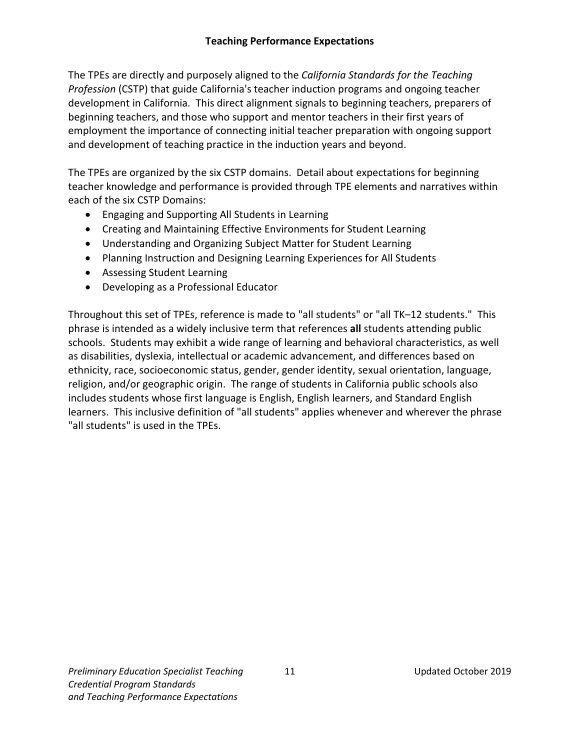## Teaching Performance Expectations

The TPEs are directly and purposely aligned to the *California Standards for the Teaching Profession* (CSTP) that guide California's teacher induction programs and ongoing teacher development in California. This direct alignment signals to beginning teachers, preparers of beginning teachers, and those who support and mentor teachers in their first years of employment the importance of connecting initial teacher preparation with ongoing support and development of teaching practice in the induction years and beyond.

The TPEs are organized by the six CSTP domains. Detail about expectations for beginning teacher knowledge and performance is provided through TPE elements and narratives within each of the six CSTP Domains:

- Engaging and Supporting All Students in Learning
- Creating and Maintaining Effective Environments for Student Learning
- Understanding and Organizing Subject Matter for Student Learning
- Planning Instruction and Designing Learning Experiences for All Students
- Assessing Student Learning
- Developing as a Professional Educator

Throughout this set of TPEs, reference is made to "all students" or "all TK–12 students." This phrase is intended as a widely inclusive term that references **all** students attending public schools. Students may exhibit a wide range of learning and behavioral characteristics, as well as disabilities, dyslexia, intellectual or academic advancement, and differences based on ethnicity, race, socioeconomic status, gender, gender identity, sexual orientation, language, religion, and/or geographic origin. The range of students in California public schools also includes students whose first language is English, English learners, and Standard English learners. This inclusive definition of "all students" applies whenever and wherever the phrase "all students" is used in the TPEs.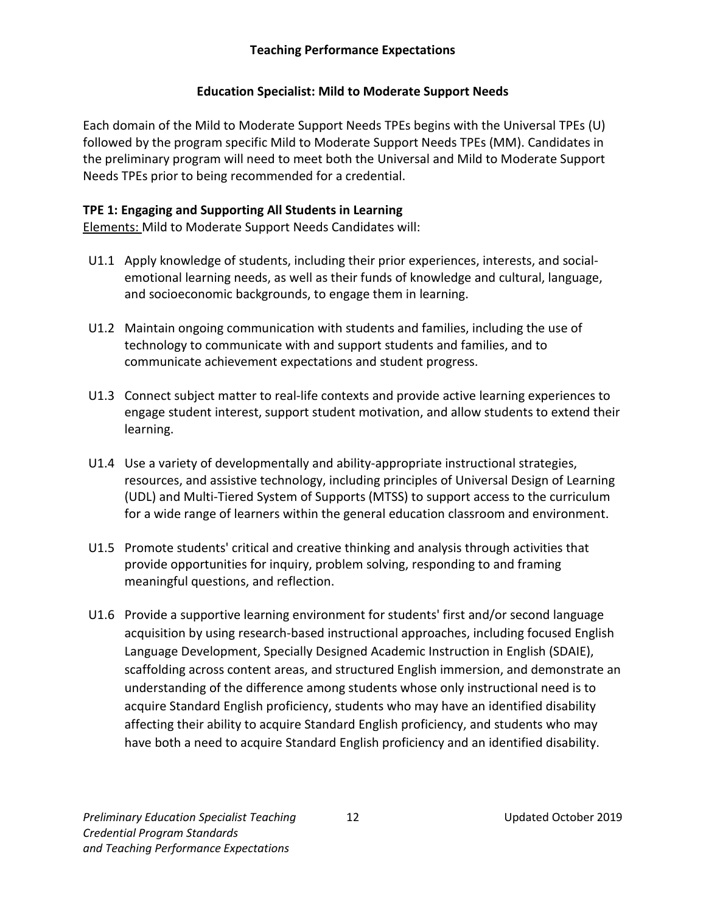## Teaching Performance Expectations

### Education Specialist: Mild to Moderate Support Needs

Each domain of the Mild to Moderate Support Needs TPEs begins with the Universal TPEs (U) followed by the program specific Mild to Moderate Support Needs TPEs (MM). Candidates in the preliminary program will need to meet both the Universal and Mild to Moderate Support Needs TPEs prior to being recommended for a credential.

**TPE 1: Engaging and Supporting All Students in Learning**

<u>Elements:</u> Mild to Moderate Support Needs Candidates will:

U1.1 Apply knowledge of students, including their prior experiences, interests, and social-emotional learning needs, as well as their funds of knowledge and cultural, language, and socioeconomic backgrounds, to engage them in learning.

U1.2 Maintain ongoing communication with students and families, including the use of technology to communicate with and support students and families, and to communicate achievement expectations and student progress.

U1.3 Connect subject matter to real-life contexts and provide active learning experiences to engage student interest, support student motivation, and allow students to extend their learning.

U1.4 Use a variety of developmentally and ability-appropriate instructional strategies, resources, and assistive technology, including principles of Universal Design of Learning (UDL) and Multi-Tiered System of Supports (MTSS) to support access to the curriculum for a wide range of learners within the general education classroom and environment.

U1.5 Promote students' critical and creative thinking and analysis through activities that provide opportunities for inquiry, problem solving, responding to and framing meaningful questions, and reflection.

U1.6 Provide a supportive learning environment for students' first and/or second language acquisition by using research-based instructional approaches, including focused English Language Development, Specially Designed Academic Instruction in English (SDAIE), scaffolding across content areas, and structured English immersion, and demonstrate an understanding of the difference among students whose only instructional need is to acquire Standard English proficiency, students who may have an identified disability affecting their ability to acquire Standard English proficiency, and students who may have both a need to acquire Standard English proficiency and an identified disability.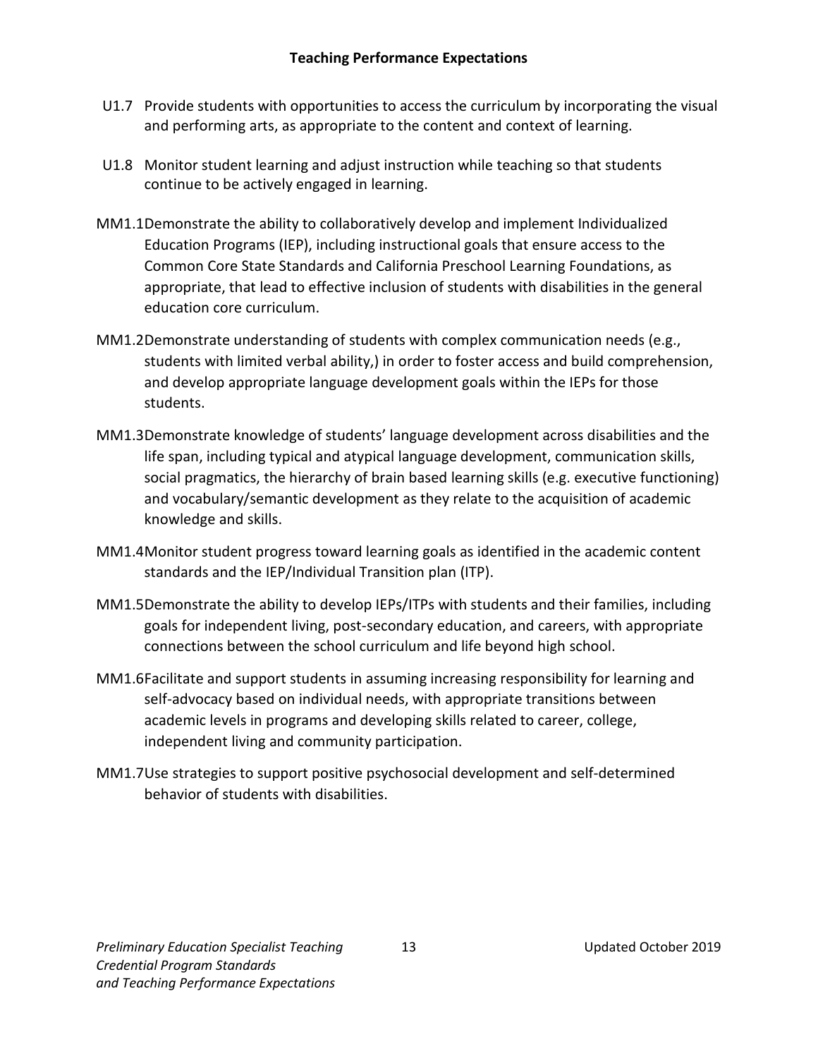**Teaching Performance Expectations**

U1.7 Provide students with opportunities to access the curriculum by incorporating the visual and performing arts, as appropriate to the content and context of learning.

U1.8 Monitor student learning and adjust instruction while teaching so that students continue to be actively engaged in learning.

MM1.1 Demonstrate the ability to collaboratively develop and implement Individualized Education Programs (IEP), including instructional goals that ensure access to the Common Core State Standards and California Preschool Learning Foundations, as appropriate, that lead to effective inclusion of students with disabilities in the general education core curriculum.

MM1.2 Demonstrate understanding of students with complex communication needs (e.g., students with limited verbal ability,) in order to foster access and build comprehension, and develop appropriate language development goals within the IEPs for those students.

MM1.3 Demonstrate knowledge of students' language development across disabilities and the life span, including typical and atypical language development, communication skills, social pragmatics, the hierarchy of brain based learning skills (e.g. executive functioning) and vocabulary/semantic development as they relate to the acquisition of academic knowledge and skills.

MM1.4 Monitor student progress toward learning goals as identified in the academic content standards and the IEP/Individual Transition plan (ITP).

MM1.5 Demonstrate the ability to develop IEPs/ITPs with students and their families, including goals for independent living, post-secondary education, and careers, with appropriate connections between the school curriculum and life beyond high school.

MM1.6 Facilitate and support students in assuming increasing responsibility for learning and self-advocacy based on individual needs, with appropriate transitions between academic levels in programs and developing skills related to career, college, independent living and community participation.

MM1.7 Use strategies to support positive psychosocial development and self-determined behavior of students with disabilities.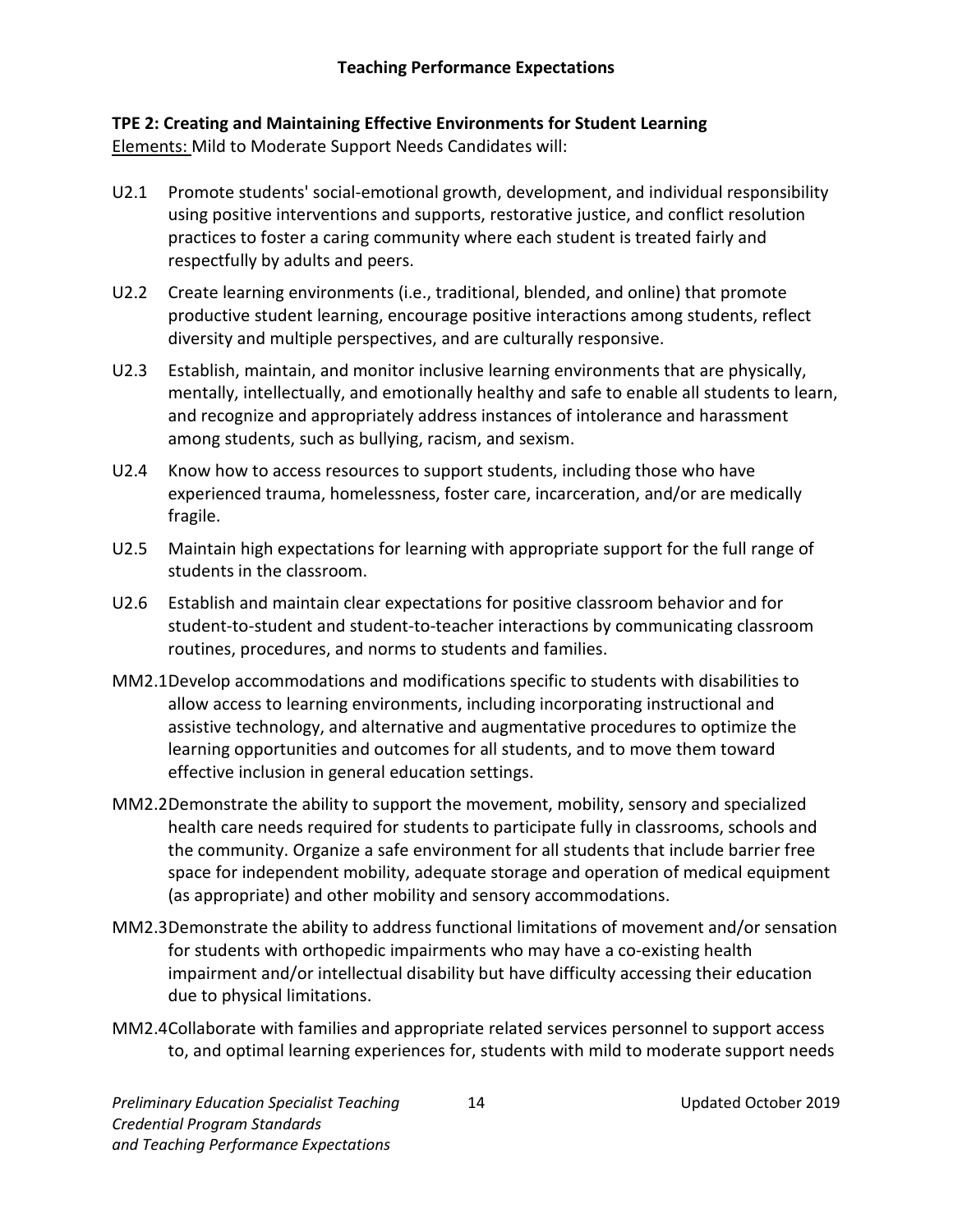**Teaching Performance Expectations**

**TPE 2: Creating and Maintaining Effective Environments for Student Learning**

Elements: Mild to Moderate Support Needs Candidates will:

U2.1 Promote students' social-emotional growth, development, and individual responsibility using positive interventions and supports, restorative justice, and conflict resolution practices to foster a caring community where each student is treated fairly and respectfully by adults and peers.

U2.2 Create learning environments (i.e., traditional, blended, and online) that promote productive student learning, encourage positive interactions among students, reflect diversity and multiple perspectives, and are culturally responsive.

U2.3 Establish, maintain, and monitor inclusive learning environments that are physically, mentally, intellectually, and emotionally healthy and safe to enable all students to learn, and recognize and appropriately address instances of intolerance and harassment among students, such as bullying, racism, and sexism.

U2.4 Know how to access resources to support students, including those who have experienced trauma, homelessness, foster care, incarceration, and/or are medically fragile.

U2.5 Maintain high expectations for learning with appropriate support for the full range of students in the classroom.

U2.6 Establish and maintain clear expectations for positive classroom behavior and for student-to-student and student-to-teacher interactions by communicating classroom routines, procedures, and norms to students and families.

MM2.1 Develop accommodations and modifications specific to students with disabilities to allow access to learning environments, including incorporating instructional and assistive technology, and alternative and augmentative procedures to optimize the learning opportunities and outcomes for all students, and to move them toward effective inclusion in general education settings.

MM2.2 Demonstrate the ability to support the movement, mobility, sensory and specialized health care needs required for students to participate fully in classrooms, schools and the community. Organize a safe environment for all students that include barrier free space for independent mobility, adequate storage and operation of medical equipment (as appropriate) and other mobility and sensory accommodations.

MM2.3 Demonstrate the ability to address functional limitations of movement and/or sensation for students with orthopedic impairments who may have a co-existing health impairment and/or intellectual disability but have difficulty accessing their education due to physical limitations.

MM2.4 Collaborate with families and appropriate related services personnel to support access to, and optimal learning experiences for, students with mild to moderate support needs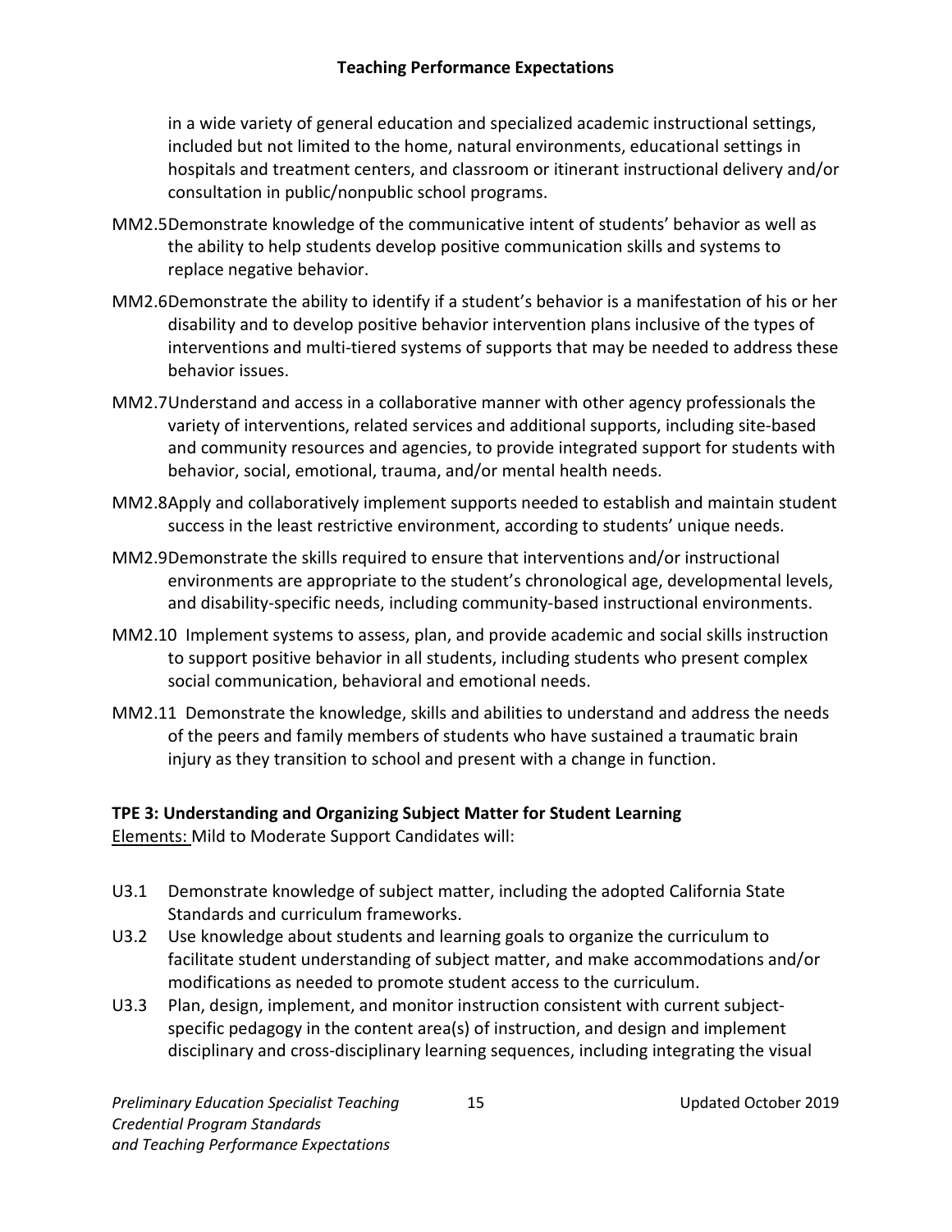in a wide variety of general education and specialized academic instructional settings, included but not limited to the home, natural environments, educational settings in hospitals and treatment centers, and classroom or itinerant instructional delivery and/or consultation in public/nonpublic school programs.

MM2.5 Demonstrate knowledge of the communicative intent of students' behavior as well as the ability to help students develop positive communication skills and systems to replace negative behavior.

MM2.6 Demonstrate the ability to identify if a student's behavior is a manifestation of his or her disability and to develop positive behavior intervention plans inclusive of the types of interventions and multi-tiered systems of supports that may be needed to address these behavior issues.

MM2.7 Understand and access in a collaborative manner with other agency professionals the variety of interventions, related services and additional supports, including site-based and community resources and agencies, to provide integrated support for students with behavior, social, emotional, trauma, and/or mental health needs.

MM2.8 Apply and collaboratively implement supports needed to establish and maintain student success in the least restrictive environment, according to students' unique needs.

MM2.9 Demonstrate the skills required to ensure that interventions and/or instructional environments are appropriate to the student's chronological age, developmental levels, and disability-specific needs, including community-based instructional environments.

MM2.10 Implement systems to assess, plan, and provide academic and social skills instruction to support positive behavior in all students, including students who present complex social communication, behavioral and emotional needs.

MM2.11 Demonstrate the knowledge, skills and abilities to understand and address the needs of the peers and family members of students who have sustained a traumatic brain injury as they transition to school and present with a change in function.

**TPE 3: Understanding and Organizing Subject Matter for Student Learning**

Elements: Mild to Moderate Support Candidates will:

U3.1 Demonstrate knowledge of subject matter, including the adopted California State Standards and curriculum frameworks.

U3.2 Use knowledge about students and learning goals to organize the curriculum to facilitate student understanding of subject matter, and make accommodations and/or modifications as needed to promote student access to the curriculum.

U3.3 Plan, design, implement, and monitor instruction consistent with current subject-specific pedagogy in the content area(s) of instruction, and design and implement disciplinary and cross-disciplinary learning sequences, including integrating the visual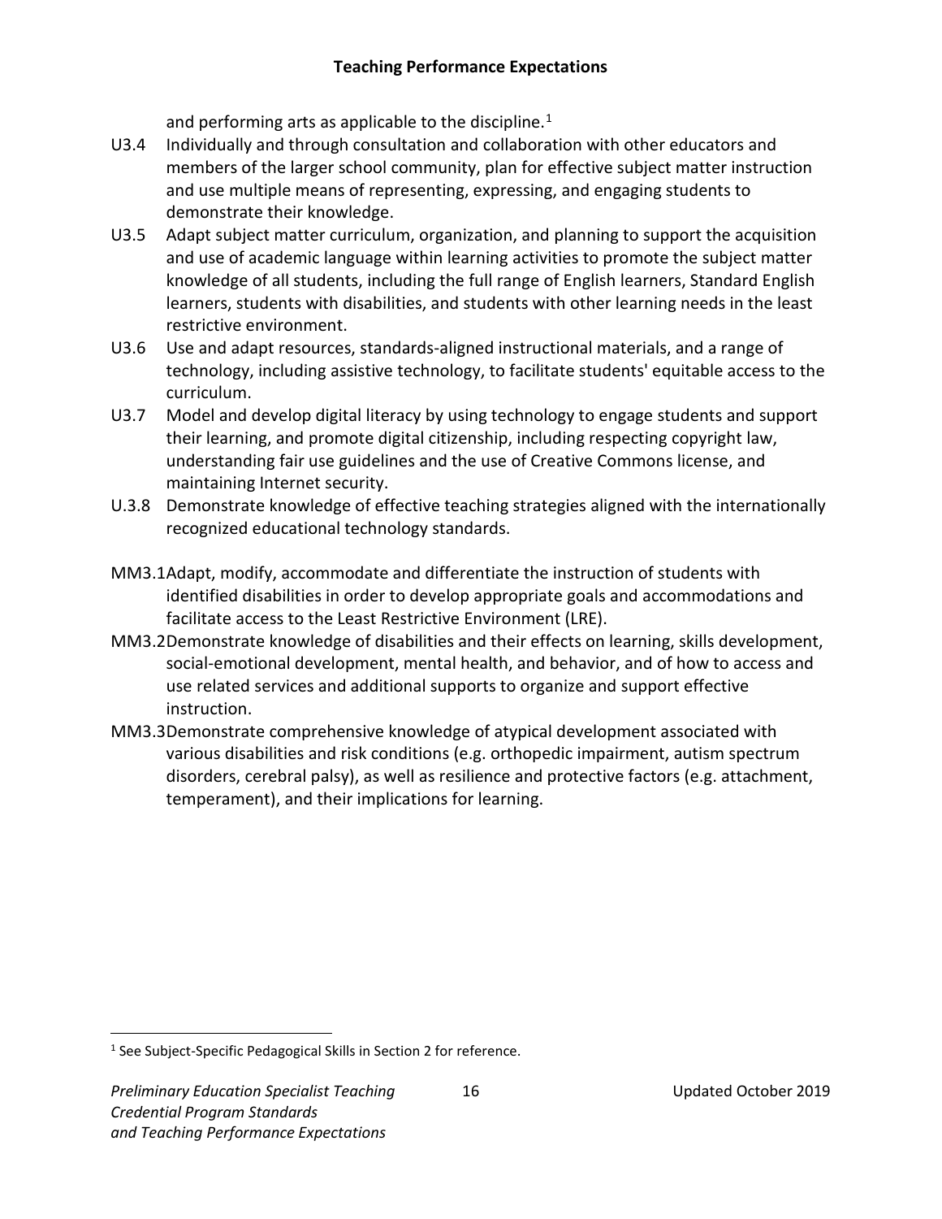and performing arts as applicable to the discipline.[1]

U3.4 Individually and through consultation and collaboration with other educators and members of the larger school community, plan for effective subject matter instruction and use multiple means of representing, expressing, and engaging students to demonstrate their knowledge.

U3.5 Adapt subject matter curriculum, organization, and planning to support the acquisition and use of academic language within learning activities to promote the subject matter knowledge of all students, including the full range of English learners, Standard English learners, students with disabilities, and students with other learning needs in the least restrictive environment.

U3.6 Use and adapt resources, standards-aligned instructional materials, and a range of technology, including assistive technology, to facilitate students' equitable access to the curriculum.

U3.7 Model and develop digital literacy by using technology to engage students and support their learning, and promote digital citizenship, including respecting copyright law, understanding fair use guidelines and the use of Creative Commons license, and maintaining Internet security.

U.3.8 Demonstrate knowledge of effective teaching strategies aligned with the internationally recognized educational technology standards.

MM3.1 Adapt, modify, accommodate and differentiate the instruction of students with identified disabilities in order to develop appropriate goals and accommodations and facilitate access to the Least Restrictive Environment (LRE).

MM3.2 Demonstrate knowledge of disabilities and their effects on learning, skills development, social-emotional development, mental health, and behavior, and of how to access and use related services and additional supports to organize and support effective instruction.

MM3.3 Demonstrate comprehensive knowledge of atypical development associated with various disabilities and risk conditions (e.g. orthopedic impairment, autism spectrum disorders, cerebral palsy), as well as resilience and protective factors (e.g. attachment, temperament), and their implications for learning.

[1] See Subject-Specific Pedagogical Skills in Section 2 for reference.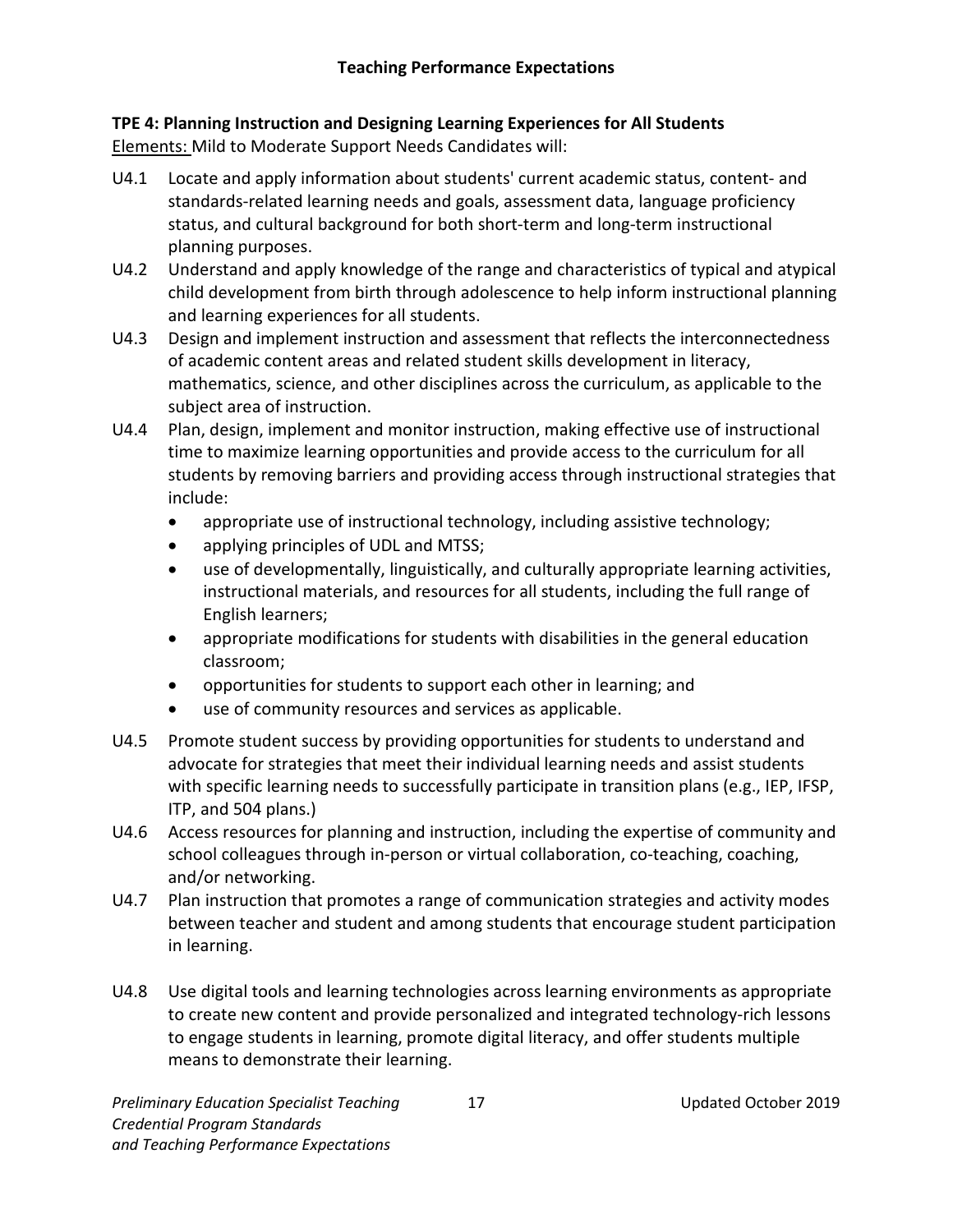## Teaching Performance Expectations

**TPE 4: Planning Instruction and Designing Learning Experiences for All Students**

Elements: Mild to Moderate Support Needs Candidates will:

U4.1 Locate and apply information about students' current academic status, content- and standards-related learning needs and goals, assessment data, language proficiency status, and cultural background for both short-term and long-term instructional planning purposes.

U4.2 Understand and apply knowledge of the range and characteristics of typical and atypical child development from birth through adolescence to help inform instructional planning and learning experiences for all students.

U4.3 Design and implement instruction and assessment that reflects the interconnectedness of academic content areas and related student skills development in literacy, mathematics, science, and other disciplines across the curriculum, as applicable to the subject area of instruction.

U4.4 Plan, design, implement and monitor instruction, making effective use of instructional time to maximize learning opportunities and provide access to the curriculum for all students by removing barriers and providing access through instructional strategies that include:

- appropriate use of instructional technology, including assistive technology;
- applying principles of UDL and MTSS;
- use of developmentally, linguistically, and culturally appropriate learning activities, instructional materials, and resources for all students, including the full range of English learners;
- appropriate modifications for students with disabilities in the general education classroom;
- opportunities for students to support each other in learning; and
- use of community resources and services as applicable.

U4.5 Promote student success by providing opportunities for students to understand and advocate for strategies that meet their individual learning needs and assist students with specific learning needs to successfully participate in transition plans (e.g., IEP, IFSP, ITP, and 504 plans.)

U4.6 Access resources for planning and instruction, including the expertise of community and school colleagues through in-person or virtual collaboration, co-teaching, coaching, and/or networking.

U4.7 Plan instruction that promotes a range of communication strategies and activity modes between teacher and student and among students that encourage student participation in learning.

U4.8 Use digital tools and learning technologies across learning environments as appropriate to create new content and provide personalized and integrated technology-rich lessons to engage students in learning, promote digital literacy, and offer students multiple means to demonstrate their learning.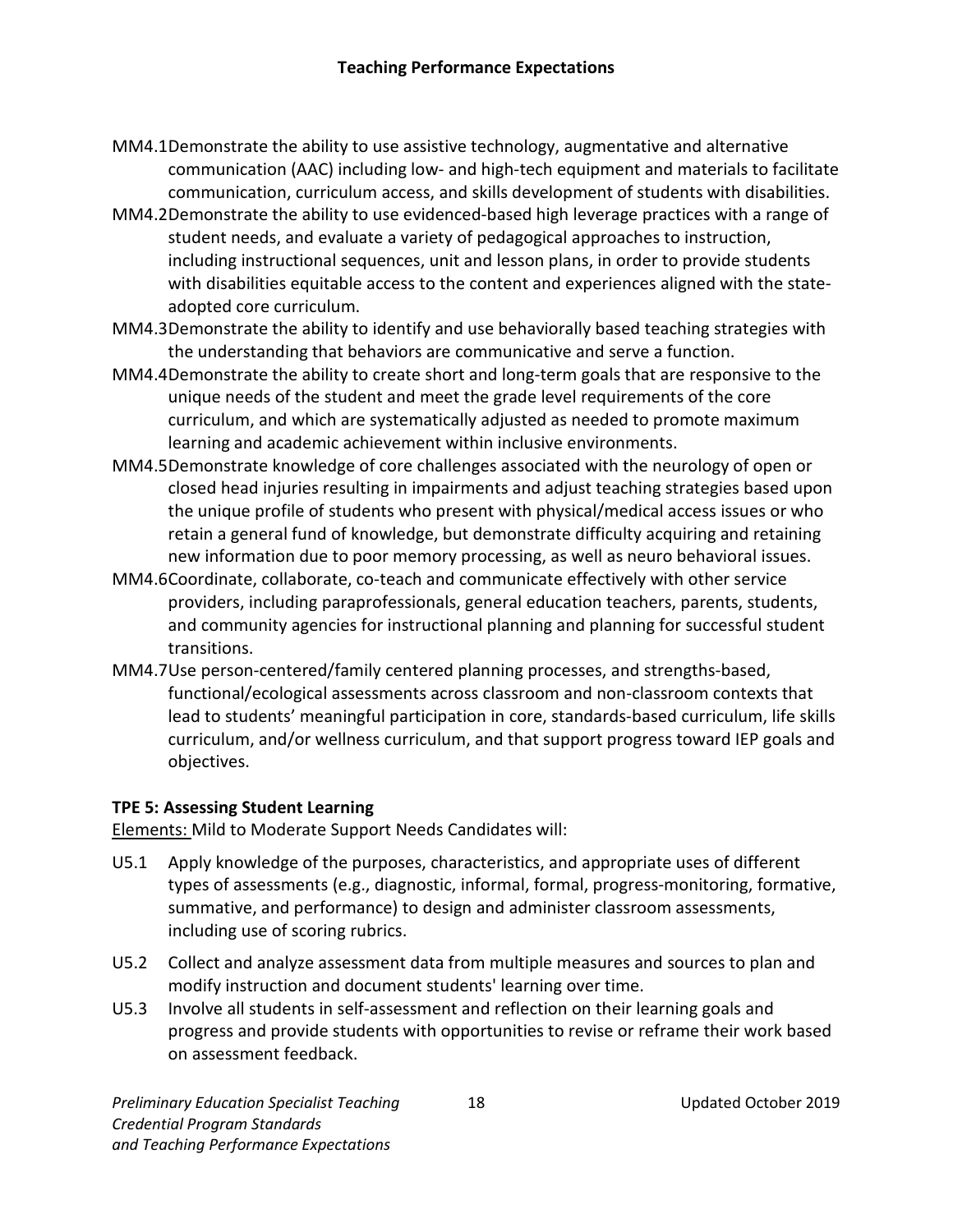- MM4.1 Demonstrate the ability to use assistive technology, augmentative and alternative communication (AAC) including low- and high-tech equipment and materials to facilitate communication, curriculum access, and skills development of students with disabilities.
- MM4.2 Demonstrate the ability to use evidenced-based high leverage practices with a range of student needs, and evaluate a variety of pedagogical approaches to instruction, including instructional sequences, unit and lesson plans, in order to provide students with disabilities equitable access to the content and experiences aligned with the state-adopted core curriculum.
- MM4.3 Demonstrate the ability to identify and use behaviorally based teaching strategies with the understanding that behaviors are communicative and serve a function.
- MM4.4 Demonstrate the ability to create short and long-term goals that are responsive to the unique needs of the student and meet the grade level requirements of the core curriculum, and which are systematically adjusted as needed to promote maximum learning and academic achievement within inclusive environments.
- MM4.5 Demonstrate knowledge of core challenges associated with the neurology of open or closed head injuries resulting in impairments and adjust teaching strategies based upon the unique profile of students who present with physical/medical access issues or who retain a general fund of knowledge, but demonstrate difficulty acquiring and retaining new information due to poor memory processing, as well as neuro behavioral issues.
- MM4.6 Coordinate, collaborate, co-teach and communicate effectively with other service providers, including paraprofessionals, general education teachers, parents, students, and community agencies for instructional planning and planning for successful student transitions.
- MM4.7 Use person-centered/family centered planning processes, and strengths-based, functional/ecological assessments across classroom and non-classroom contexts that lead to students' meaningful participation in core, standards-based curriculum, life skills curriculum, and/or wellness curriculum, and that support progress toward IEP goals and objectives.

**TPE 5: Assessing Student Learning**

Elements: Mild to Moderate Support Needs Candidates will:

- U5.1 Apply knowledge of the purposes, characteristics, and appropriate uses of different types of assessments (e.g., diagnostic, informal, formal, progress-monitoring, formative, summative, and performance) to design and administer classroom assessments, including use of scoring rubrics.
- U5.2 Collect and analyze assessment data from multiple measures and sources to plan and modify instruction and document students' learning over time.
- U5.3 Involve all students in self-assessment and reflection on their learning goals and progress and provide students with opportunities to revise or reframe their work based on assessment feedback.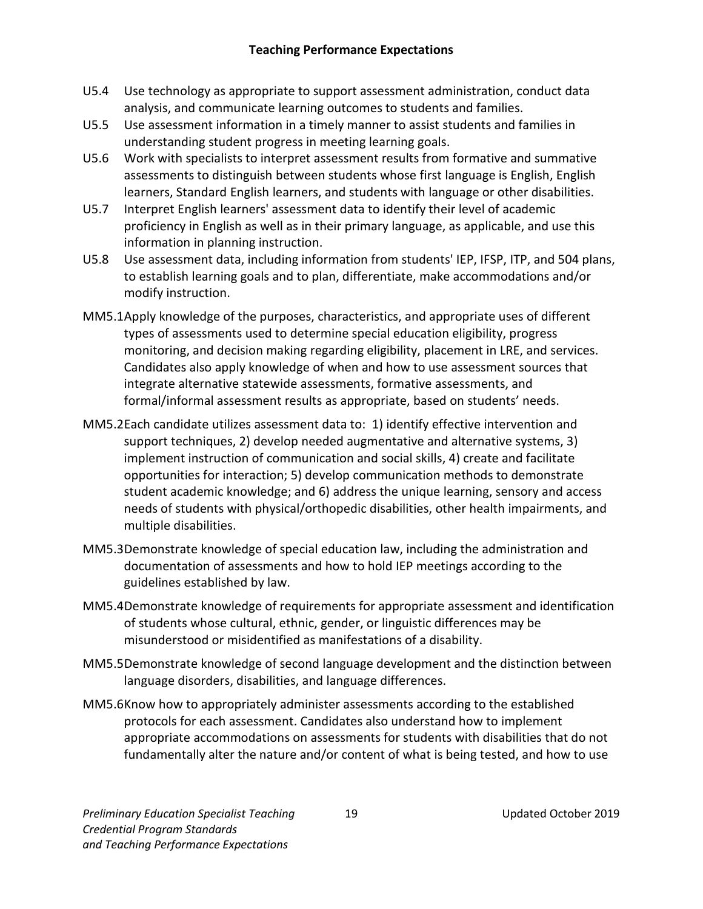**Teaching Performance Expectations**

U5.4 Use technology as appropriate to support assessment administration, conduct data analysis, and communicate learning outcomes to students and families.

U5.5 Use assessment information in a timely manner to assist students and families in understanding student progress in meeting learning goals.

U5.6 Work with specialists to interpret assessment results from formative and summative assessments to distinguish between students whose first language is English, English learners, Standard English learners, and students with language or other disabilities.

U5.7 Interpret English learners' assessment data to identify their level of academic proficiency in English as well as in their primary language, as applicable, and use this information in planning instruction.

U5.8 Use assessment data, including information from students' IEP, IFSP, ITP, and 504 plans, to establish learning goals and to plan, differentiate, make accommodations and/or modify instruction.

MM5.1 Apply knowledge of the purposes, characteristics, and appropriate uses of different types of assessments used to determine special education eligibility, progress monitoring, and decision making regarding eligibility, placement in LRE, and services. Candidates also apply knowledge of when and how to use assessment sources that integrate alternative statewide assessments, formative assessments, and formal/informal assessment results as appropriate, based on students' needs.

MM5.2 Each candidate utilizes assessment data to: 1) identify effective intervention and support techniques, 2) develop needed augmentative and alternative systems, 3) implement instruction of communication and social skills, 4) create and facilitate opportunities for interaction; 5) develop communication methods to demonstrate student academic knowledge; and 6) address the unique learning, sensory and access needs of students with physical/orthopedic disabilities, other health impairments, and multiple disabilities.

MM5.3 Demonstrate knowledge of special education law, including the administration and documentation of assessments and how to hold IEP meetings according to the guidelines established by law.

MM5.4 Demonstrate knowledge of requirements for appropriate assessment and identification of students whose cultural, ethnic, gender, or linguistic differences may be misunderstood or misidentified as manifestations of a disability.

MM5.5 Demonstrate knowledge of second language development and the distinction between language disorders, disabilities, and language differences.

MM5.6 Know how to appropriately administer assessments according to the established protocols for each assessment. Candidates also understand how to implement appropriate accommodations on assessments for students with disabilities that do not fundamentally alter the nature and/or content of what is being tested, and how to use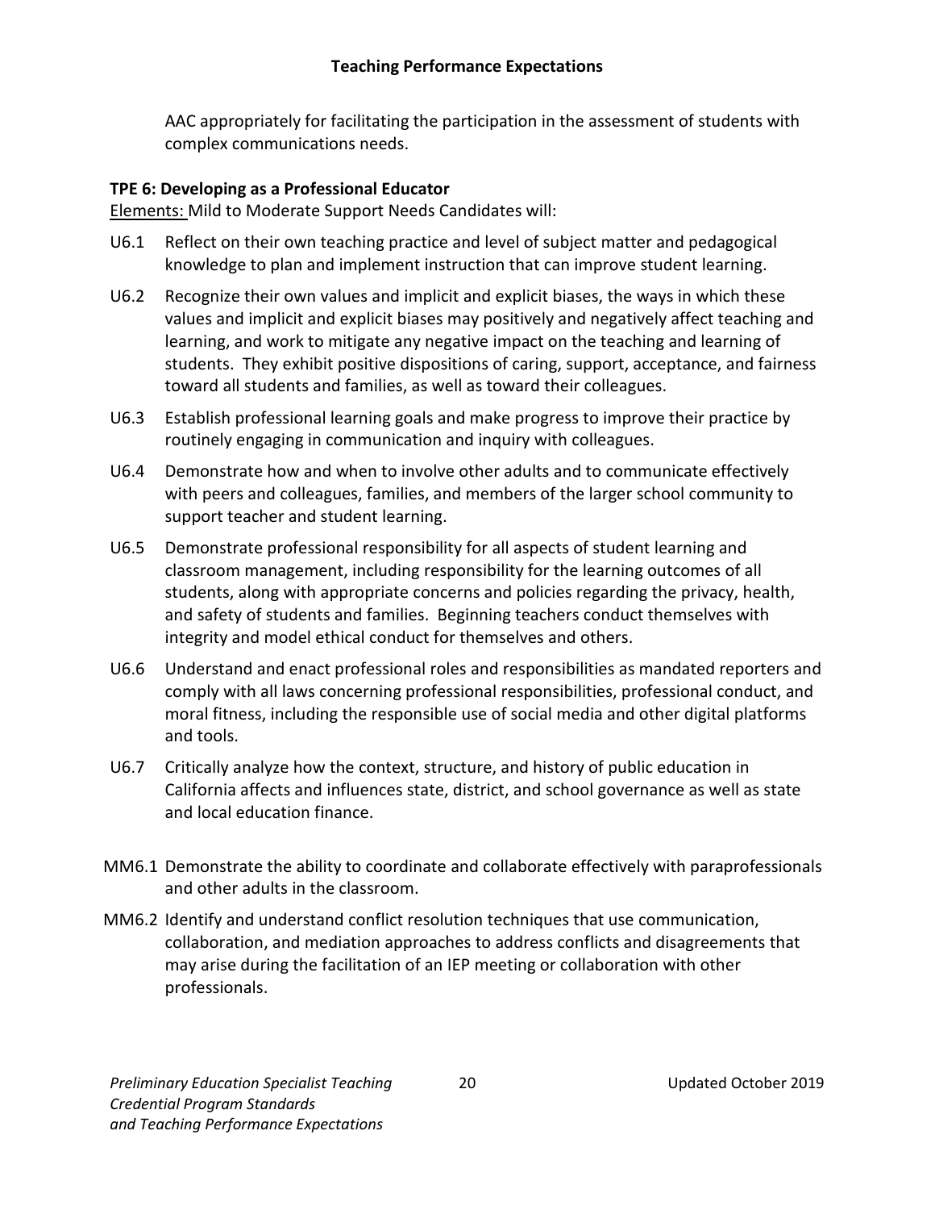AAC appropriately for facilitating the participation in the assessment of students with complex communications needs.

**TPE 6: Developing as a Professional Educator**

Elements: Mild to Moderate Support Needs Candidates will:

U6.1 Reflect on their own teaching practice and level of subject matter and pedagogical knowledge to plan and implement instruction that can improve student learning.

U6.2 Recognize their own values and implicit and explicit biases, the ways in which these values and implicit and explicit biases may positively and negatively affect teaching and learning, and work to mitigate any negative impact on the teaching and learning of students. They exhibit positive dispositions of caring, support, acceptance, and fairness toward all students and families, as well as toward their colleagues.

U6.3 Establish professional learning goals and make progress to improve their practice by routinely engaging in communication and inquiry with colleagues.

U6.4 Demonstrate how and when to involve other adults and to communicate effectively with peers and colleagues, families, and members of the larger school community to support teacher and student learning.

U6.5 Demonstrate professional responsibility for all aspects of student learning and classroom management, including responsibility for the learning outcomes of all students, along with appropriate concerns and policies regarding the privacy, health, and safety of students and families. Beginning teachers conduct themselves with integrity and model ethical conduct for themselves and others.

U6.6 Understand and enact professional roles and responsibilities as mandated reporters and comply with all laws concerning professional responsibilities, professional conduct, and moral fitness, including the responsible use of social media and other digital platforms and tools.

U6.7 Critically analyze how the context, structure, and history of public education in California affects and influences state, district, and school governance as well as state and local education finance.

MM6.1 Demonstrate the ability to coordinate and collaborate effectively with paraprofessionals and other adults in the classroom.

MM6.2 Identify and understand conflict resolution techniques that use communication, collaboration, and mediation approaches to address conflicts and disagreements that may arise during the facilitation of an IEP meeting or collaboration with other professionals.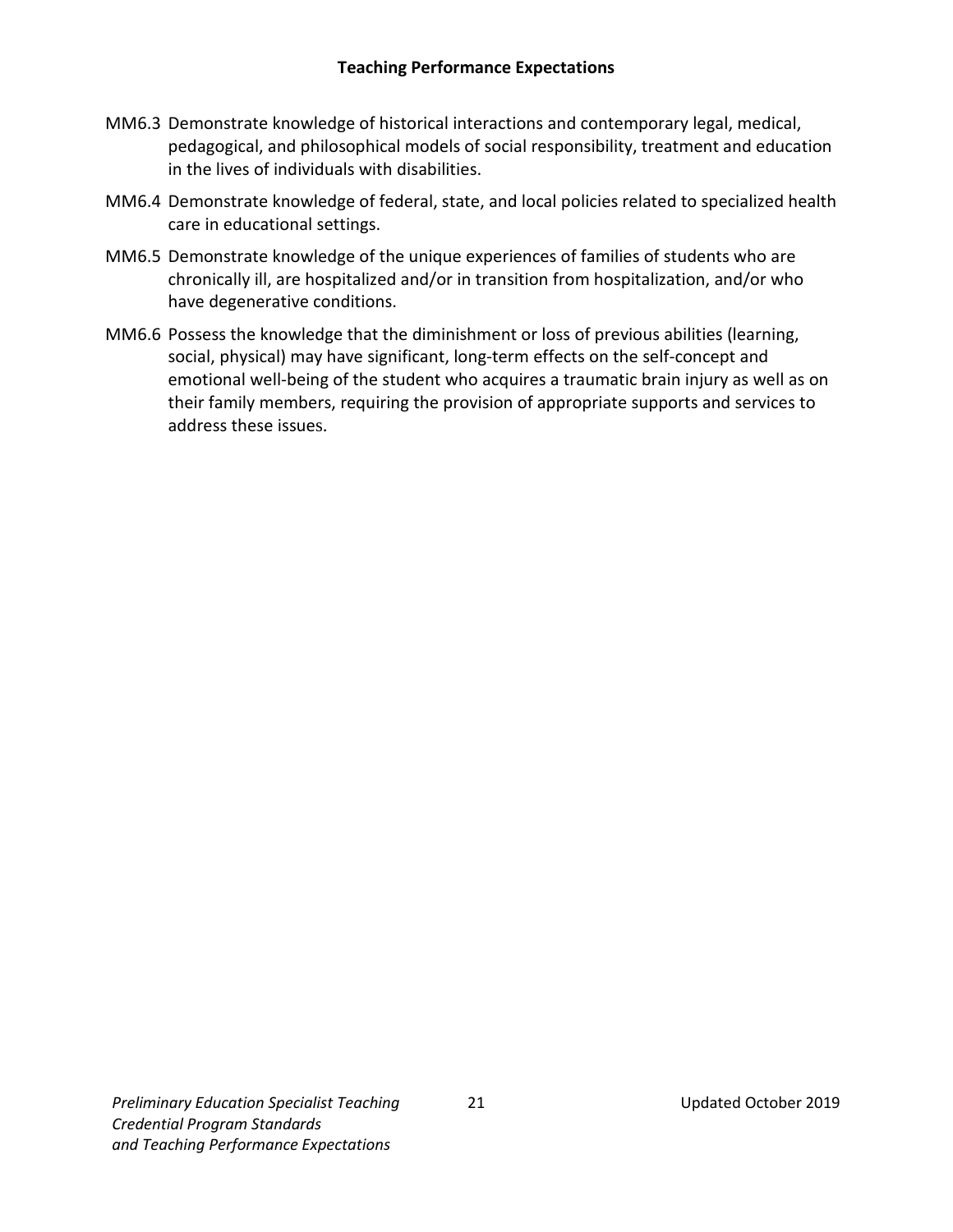MM6.3 Demonstrate knowledge of historical interactions and contemporary legal, medical, pedagogical, and philosophical models of social responsibility, treatment and education in the lives of individuals with disabilities.

MM6.4 Demonstrate knowledge of federal, state, and local policies related to specialized health care in educational settings.

MM6.5 Demonstrate knowledge of the unique experiences of families of students who are chronically ill, are hospitalized and/or in transition from hospitalization, and/or who have degenerative conditions.

MM6.6 Possess the knowledge that the diminishment or loss of previous abilities (learning, social, physical) may have significant, long-term effects on the self-concept and emotional well-being of the student who acquires a traumatic brain injury as well as on their family members, requiring the provision of appropriate supports and services to address these issues.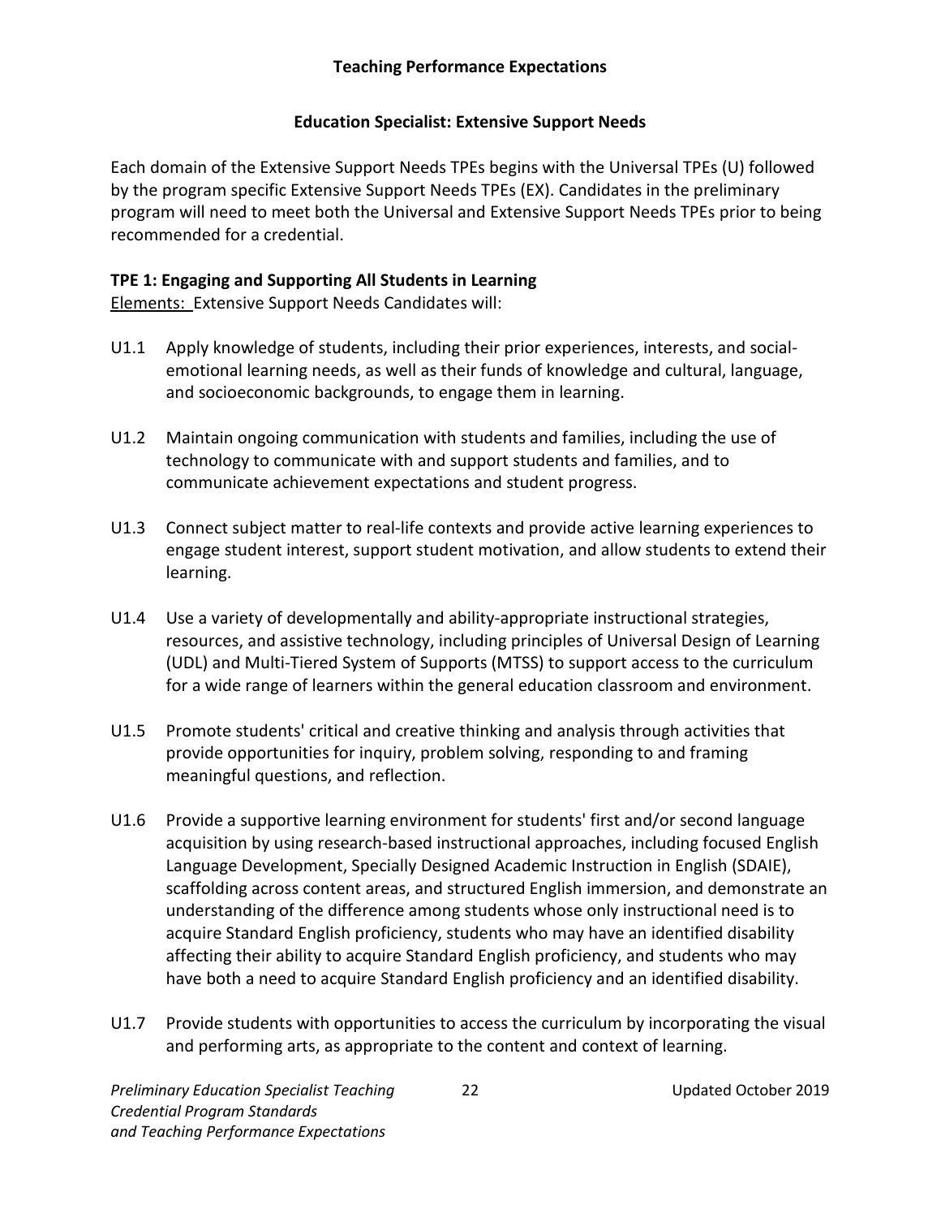## Teaching Performance Expectations

### Education Specialist: Extensive Support Needs

Each domain of the Extensive Support Needs TPEs begins with the Universal TPEs (U) followed by the program specific Extensive Support Needs TPEs (EX). Candidates in the preliminary program will need to meet both the Universal and Extensive Support Needs TPEs prior to being recommended for a credential.

**TPE 1: Engaging and Supporting All Students in Learning**

Elements: Extensive Support Needs Candidates will:

U1.1 Apply knowledge of students, including their prior experiences, interests, and social-emotional learning needs, as well as their funds of knowledge and cultural, language, and socioeconomic backgrounds, to engage them in learning.

U1.2 Maintain ongoing communication with students and families, including the use of technology to communicate with and support students and families, and to communicate achievement expectations and student progress.

U1.3 Connect subject matter to real-life contexts and provide active learning experiences to engage student interest, support student motivation, and allow students to extend their learning.

U1.4 Use a variety of developmentally and ability-appropriate instructional strategies, resources, and assistive technology, including principles of Universal Design of Learning (UDL) and Multi-Tiered System of Supports (MTSS) to support access to the curriculum for a wide range of learners within the general education classroom and environment.

U1.5 Promote students' critical and creative thinking and analysis through activities that provide opportunities for inquiry, problem solving, responding to and framing meaningful questions, and reflection.

U1.6 Provide a supportive learning environment for students' first and/or second language acquisition by using research-based instructional approaches, including focused English Language Development, Specially Designed Academic Instruction in English (SDAIE), scaffolding across content areas, and structured English immersion, and demonstrate an understanding of the difference among students whose only instructional need is to acquire Standard English proficiency, students who may have an identified disability affecting their ability to acquire Standard English proficiency, and students who may have both a need to acquire Standard English proficiency and an identified disability.

U1.7 Provide students with opportunities to access the curriculum by incorporating the visual and performing arts, as appropriate to the content and context of learning.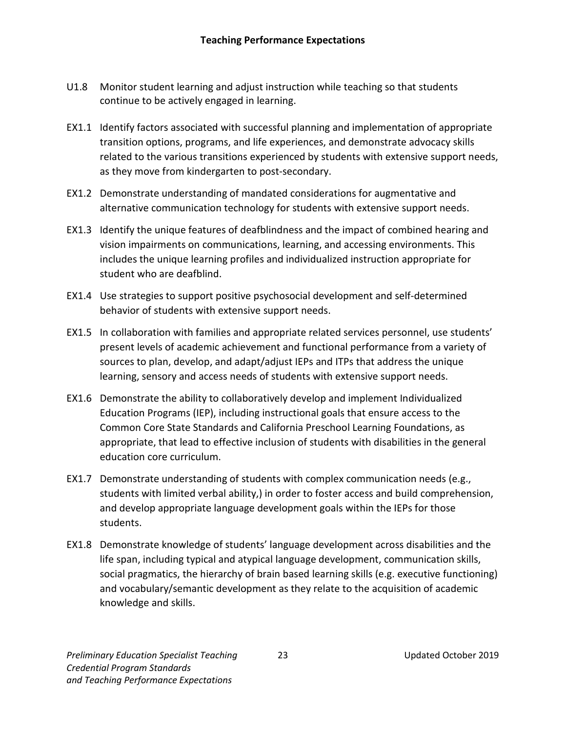## Teaching Performance Expectations

U1.8 Monitor student learning and adjust instruction while teaching so that students continue to be actively engaged in learning.

EX1.1 Identify factors associated with successful planning and implementation of appropriate transition options, programs, and life experiences, and demonstrate advocacy skills related to the various transitions experienced by students with extensive support needs, as they move from kindergarten to post-secondary.

EX1.2 Demonstrate understanding of mandated considerations for augmentative and alternative communication technology for students with extensive support needs.

EX1.3 Identify the unique features of deafblindness and the impact of combined hearing and vision impairments on communications, learning, and accessing environments. This includes the unique learning profiles and individualized instruction appropriate for student who are deafblind.

EX1.4 Use strategies to support positive psychosocial development and self-determined behavior of students with extensive support needs.

EX1.5 In collaboration with families and appropriate related services personnel, use students' present levels of academic achievement and functional performance from a variety of sources to plan, develop, and adapt/adjust IEPs and ITPs that address the unique learning, sensory and access needs of students with extensive support needs.

EX1.6 Demonstrate the ability to collaboratively develop and implement Individualized Education Programs (IEP), including instructional goals that ensure access to the Common Core State Standards and California Preschool Learning Foundations, as appropriate, that lead to effective inclusion of students with disabilities in the general education core curriculum.

EX1.7 Demonstrate understanding of students with complex communication needs (e.g., students with limited verbal ability,) in order to foster access and build comprehension, and develop appropriate language development goals within the IEPs for those students.

EX1.8 Demonstrate knowledge of students' language development across disabilities and the life span, including typical and atypical language development, communication skills, social pragmatics, the hierarchy of brain based learning skills (e.g. executive functioning) and vocabulary/semantic development as they relate to the acquisition of academic knowledge and skills.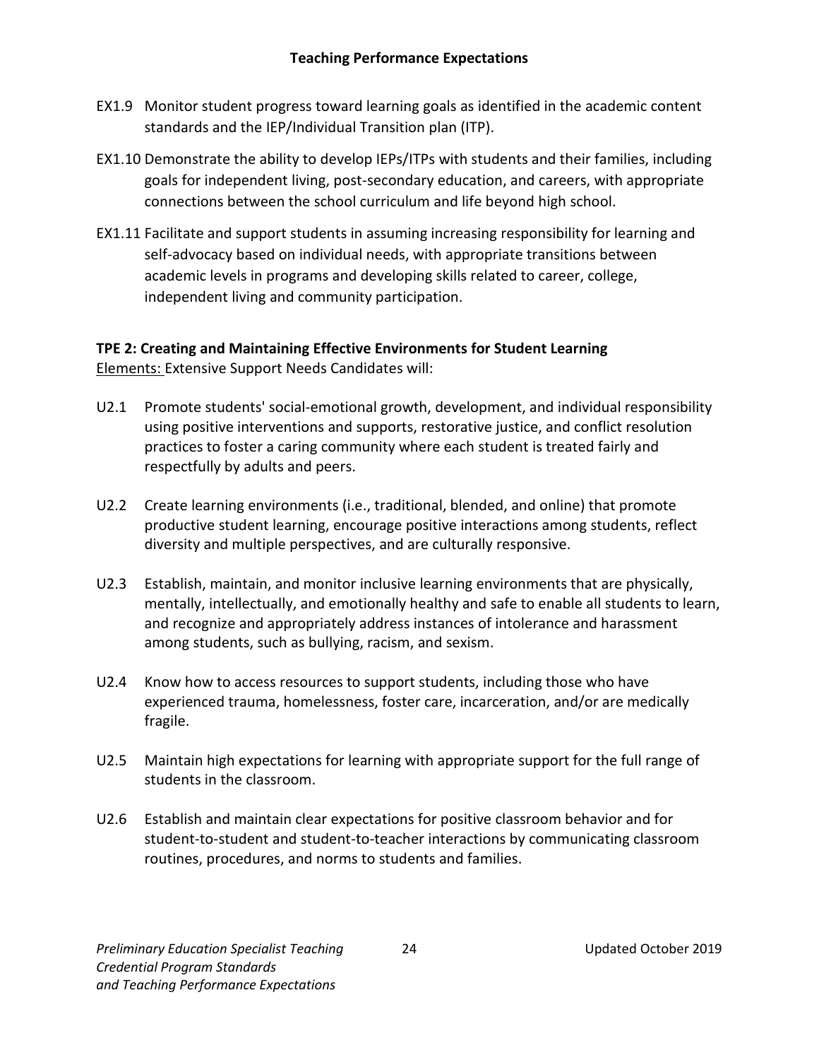- EX1.9 Monitor student progress toward learning goals as identified in the academic content standards and the IEP/Individual Transition plan (ITP).
- EX1.10 Demonstrate the ability to develop IEPs/ITPs with students and their families, including goals for independent living, post-secondary education, and careers, with appropriate connections between the school curriculum and life beyond high school.
- EX1.11 Facilitate and support students in assuming increasing responsibility for learning and self-advocacy based on individual needs, with appropriate transitions between academic levels in programs and developing skills related to career, college, independent living and community participation.

**TPE 2: Creating and Maintaining Effective Environments for Student Learning**

Elements: Extensive Support Needs Candidates will:

- U2.1 Promote students' social-emotional growth, development, and individual responsibility using positive interventions and supports, restorative justice, and conflict resolution practices to foster a caring community where each student is treated fairly and respectfully by adults and peers.
- U2.2 Create learning environments (i.e., traditional, blended, and online) that promote productive student learning, encourage positive interactions among students, reflect diversity and multiple perspectives, and are culturally responsive.
- U2.3 Establish, maintain, and monitor inclusive learning environments that are physically, mentally, intellectually, and emotionally healthy and safe to enable all students to learn, and recognize and appropriately address instances of intolerance and harassment among students, such as bullying, racism, and sexism.
- U2.4 Know how to access resources to support students, including those who have experienced trauma, homelessness, foster care, incarceration, and/or are medically fragile.
- U2.5 Maintain high expectations for learning with appropriate support for the full range of students in the classroom.
- U2.6 Establish and maintain clear expectations for positive classroom behavior and for student-to-student and student-to-teacher interactions by communicating classroom routines, procedures, and norms to students and families.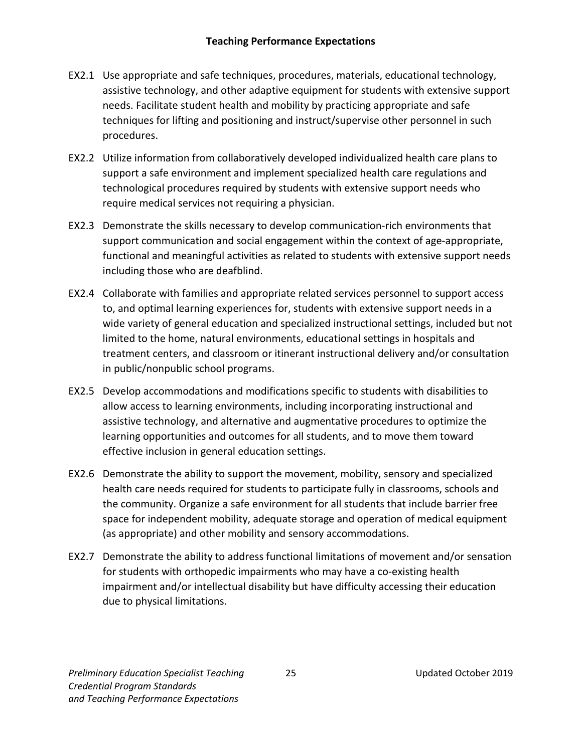## Teaching Performance Expectations

EX2.1 Use appropriate and safe techniques, procedures, materials, educational technology, assistive technology, and other adaptive equipment for students with extensive support needs. Facilitate student health and mobility by practicing appropriate and safe techniques for lifting and positioning and instruct/supervise other personnel in such procedures.

EX2.2 Utilize information from collaboratively developed individualized health care plans to support a safe environment and implement specialized health care regulations and technological procedures required by students with extensive support needs who require medical services not requiring a physician.

EX2.3 Demonstrate the skills necessary to develop communication-rich environments that support communication and social engagement within the context of age-appropriate, functional and meaningful activities as related to students with extensive support needs including those who are deafblind.

EX2.4 Collaborate with families and appropriate related services personnel to support access to, and optimal learning experiences for, students with extensive support needs in a wide variety of general education and specialized instructional settings, included but not limited to the home, natural environments, educational settings in hospitals and treatment centers, and classroom or itinerant instructional delivery and/or consultation in public/nonpublic school programs.

EX2.5 Develop accommodations and modifications specific to students with disabilities to allow access to learning environments, including incorporating instructional and assistive technology, and alternative and augmentative procedures to optimize the learning opportunities and outcomes for all students, and to move them toward effective inclusion in general education settings.

EX2.6 Demonstrate the ability to support the movement, mobility, sensory and specialized health care needs required for students to participate fully in classrooms, schools and the community. Organize a safe environment for all students that include barrier free space for independent mobility, adequate storage and operation of medical equipment (as appropriate) and other mobility and sensory accommodations.

EX2.7 Demonstrate the ability to address functional limitations of movement and/or sensation for students with orthopedic impairments who may have a co-existing health impairment and/or intellectual disability but have difficulty accessing their education due to physical limitations.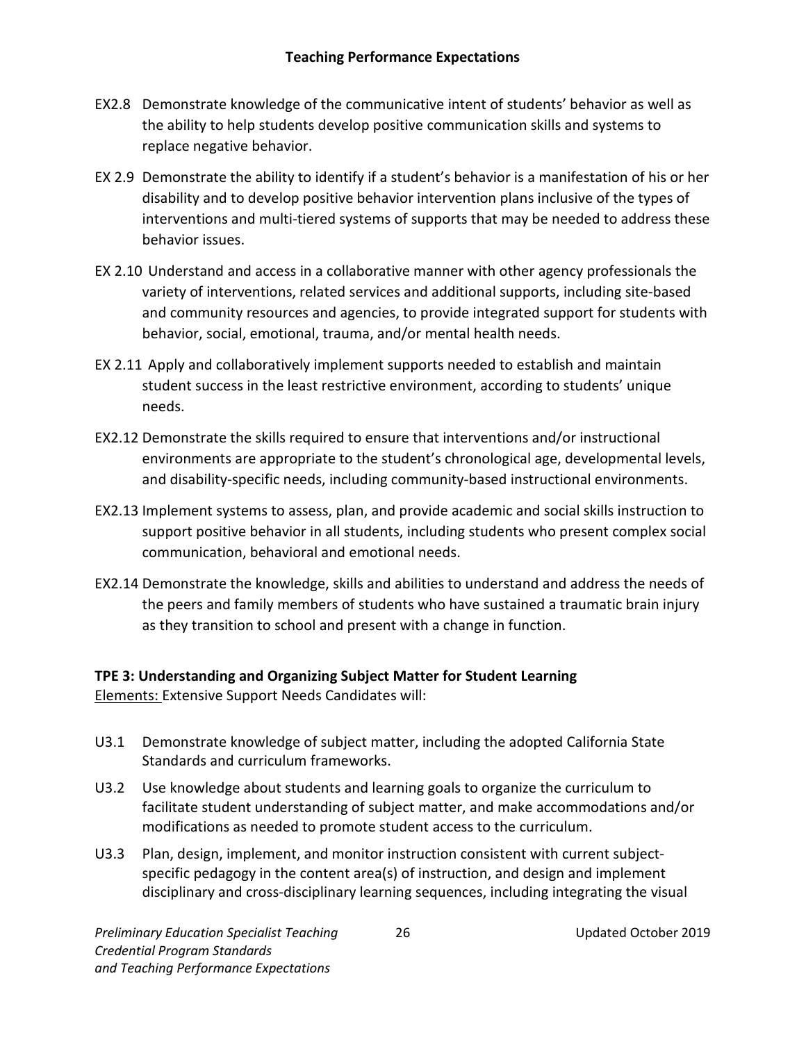EX2.8 Demonstrate knowledge of the communicative intent of students' behavior as well as the ability to help students develop positive communication skills and systems to replace negative behavior.

EX 2.9 Demonstrate the ability to identify if a student's behavior is a manifestation of his or her disability and to develop positive behavior intervention plans inclusive of the types of interventions and multi-tiered systems of supports that may be needed to address these behavior issues.

EX 2.10 Understand and access in a collaborative manner with other agency professionals the variety of interventions, related services and additional supports, including site-based and community resources and agencies, to provide integrated support for students with behavior, social, emotional, trauma, and/or mental health needs.

EX 2.11 Apply and collaboratively implement supports needed to establish and maintain student success in the least restrictive environment, according to students' unique needs.

EX2.12 Demonstrate the skills required to ensure that interventions and/or instructional environments are appropriate to the student's chronological age, developmental levels, and disability-specific needs, including community-based instructional environments.

EX2.13 Implement systems to assess, plan, and provide academic and social skills instruction to support positive behavior in all students, including students who present complex social communication, behavioral and emotional needs.

EX2.14 Demonstrate the knowledge, skills and abilities to understand and address the needs of the peers and family members of students who have sustained a traumatic brain injury as they transition to school and present with a change in function.

**TPE 3: Understanding and Organizing Subject Matter for Student Learning**

Elements: Extensive Support Needs Candidates will:

U3.1 Demonstrate knowledge of subject matter, including the adopted California State Standards and curriculum frameworks.

U3.2 Use knowledge about students and learning goals to organize the curriculum to facilitate student understanding of subject matter, and make accommodations and/or modifications as needed to promote student access to the curriculum.

U3.3 Plan, design, implement, and monitor instruction consistent with current subject-specific pedagogy in the content area(s) of instruction, and design and implement disciplinary and cross-disciplinary learning sequences, including integrating the visual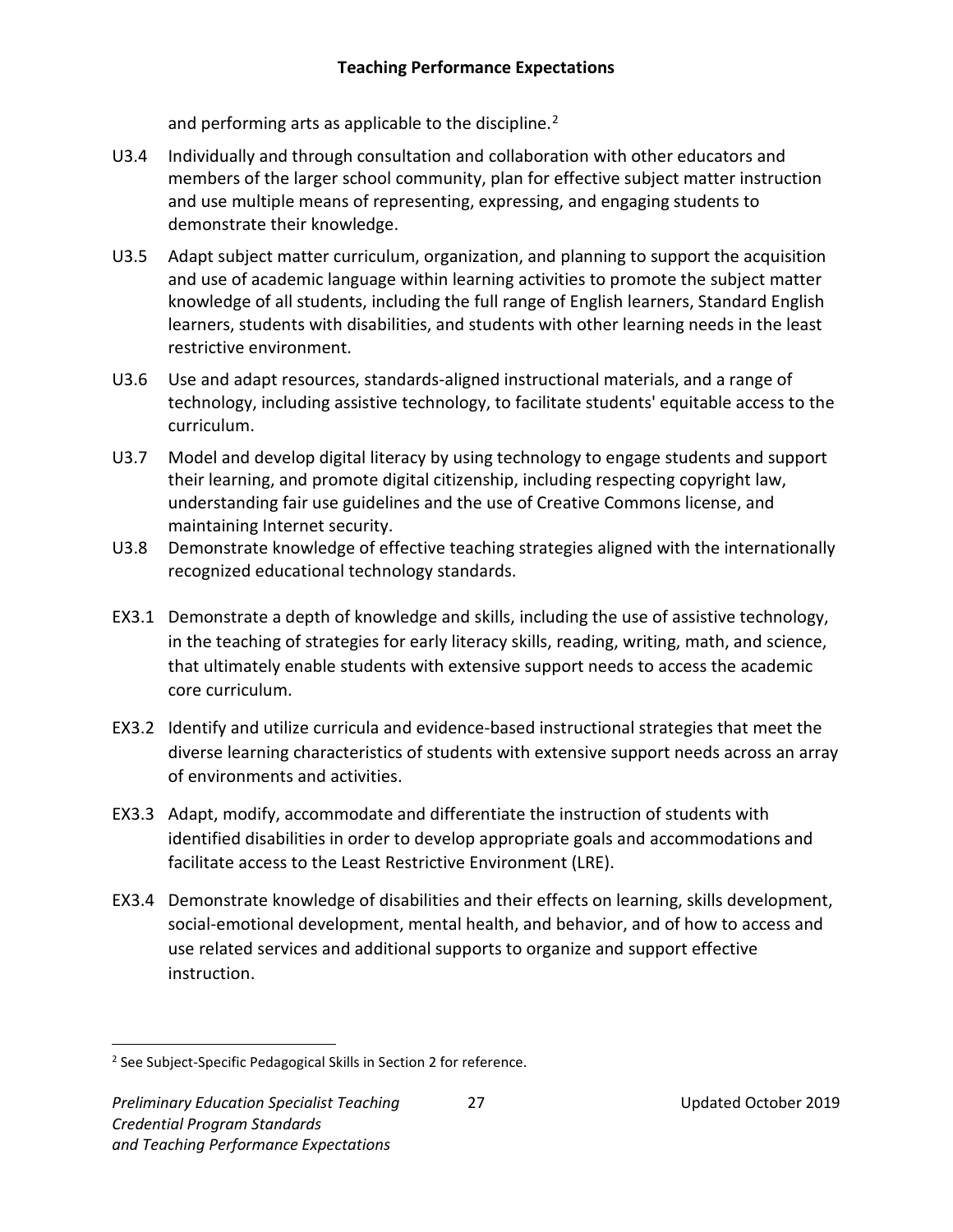and performing arts as applicable to the discipline.[2]

U3.4 Individually and through consultation and collaboration with other educators and members of the larger school community, plan for effective subject matter instruction and use multiple means of representing, expressing, and engaging students to demonstrate their knowledge.

U3.5 Adapt subject matter curriculum, organization, and planning to support the acquisition and use of academic language within learning activities to promote the subject matter knowledge of all students, including the full range of English learners, Standard English learners, students with disabilities, and students with other learning needs in the least restrictive environment.

U3.6 Use and adapt resources, standards-aligned instructional materials, and a range of technology, including assistive technology, to facilitate students' equitable access to the curriculum.

U3.7 Model and develop digital literacy by using technology to engage students and support their learning, and promote digital citizenship, including respecting copyright law, understanding fair use guidelines and the use of Creative Commons license, and maintaining Internet security.

U3.8 Demonstrate knowledge of effective teaching strategies aligned with the internationally recognized educational technology standards.

EX3.1 Demonstrate a depth of knowledge and skills, including the use of assistive technology, in the teaching of strategies for early literacy skills, reading, writing, math, and science, that ultimately enable students with extensive support needs to access the academic core curriculum.

EX3.2 Identify and utilize curricula and evidence-based instructional strategies that meet the diverse learning characteristics of students with extensive support needs across an array of environments and activities.

EX3.3 Adapt, modify, accommodate and differentiate the instruction of students with identified disabilities in order to develop appropriate goals and accommodations and facilitate access to the Least Restrictive Environment (LRE).

EX3.4 Demonstrate knowledge of disabilities and their effects on learning, skills development, social-emotional development, mental health, and behavior, and of how to access and use related services and additional supports to organize and support effective instruction.

---

[2] See Subject-Specific Pedagogical Skills in Section 2 for reference.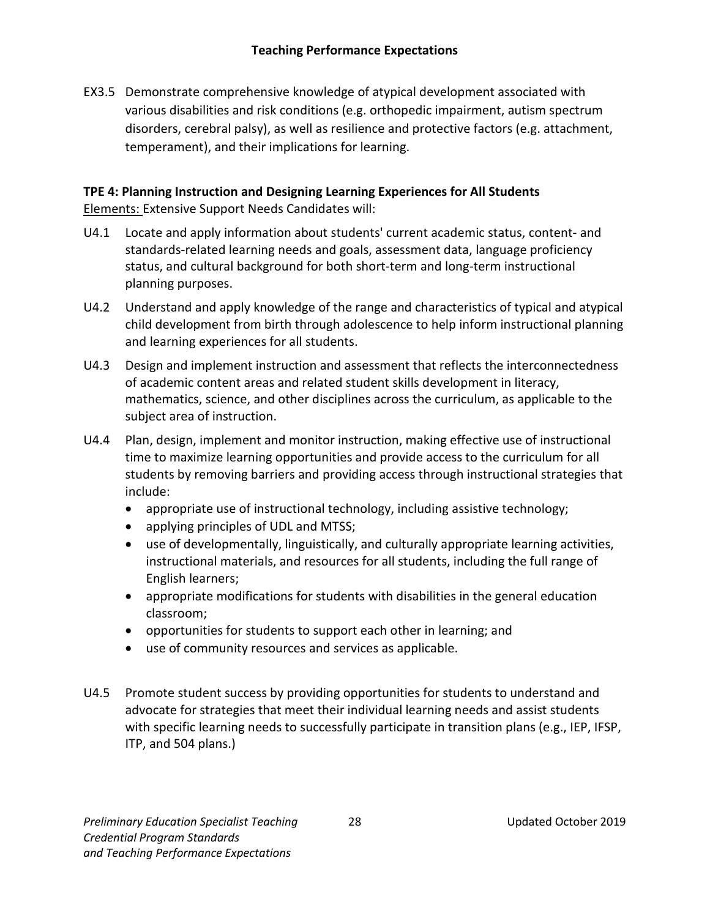EX3.5 Demonstrate comprehensive knowledge of atypical development associated with various disabilities and risk conditions (e.g. orthopedic impairment, autism spectrum disorders, cerebral palsy), as well as resilience and protective factors (e.g. attachment, temperament), and their implications for learning.

**TPE 4: Planning Instruction and Designing Learning Experiences for All Students**

Elements: Extensive Support Needs Candidates will:

U4.1 Locate and apply information about students' current academic status, content- and standards-related learning needs and goals, assessment data, language proficiency status, and cultural background for both short-term and long-term instructional planning purposes.

U4.2 Understand and apply knowledge of the range and characteristics of typical and atypical child development from birth through adolescence to help inform instructional planning and learning experiences for all students.

U4.3 Design and implement instruction and assessment that reflects the interconnectedness of academic content areas and related student skills development in literacy, mathematics, science, and other disciplines across the curriculum, as applicable to the subject area of instruction.

U4.4 Plan, design, implement and monitor instruction, making effective use of instructional time to maximize learning opportunities and provide access to the curriculum for all students by removing barriers and providing access through instructional strategies that include:

- appropriate use of instructional technology, including assistive technology;
- applying principles of UDL and MTSS;
- use of developmentally, linguistically, and culturally appropriate learning activities, instructional materials, and resources for all students, including the full range of English learners;
- appropriate modifications for students with disabilities in the general education classroom;
- opportunities for students to support each other in learning; and
- use of community resources and services as applicable.

U4.5 Promote student success by providing opportunities for students to understand and advocate for strategies that meet their individual learning needs and assist students with specific learning needs to successfully participate in transition plans (e.g., IEP, IFSP, ITP, and 504 plans.)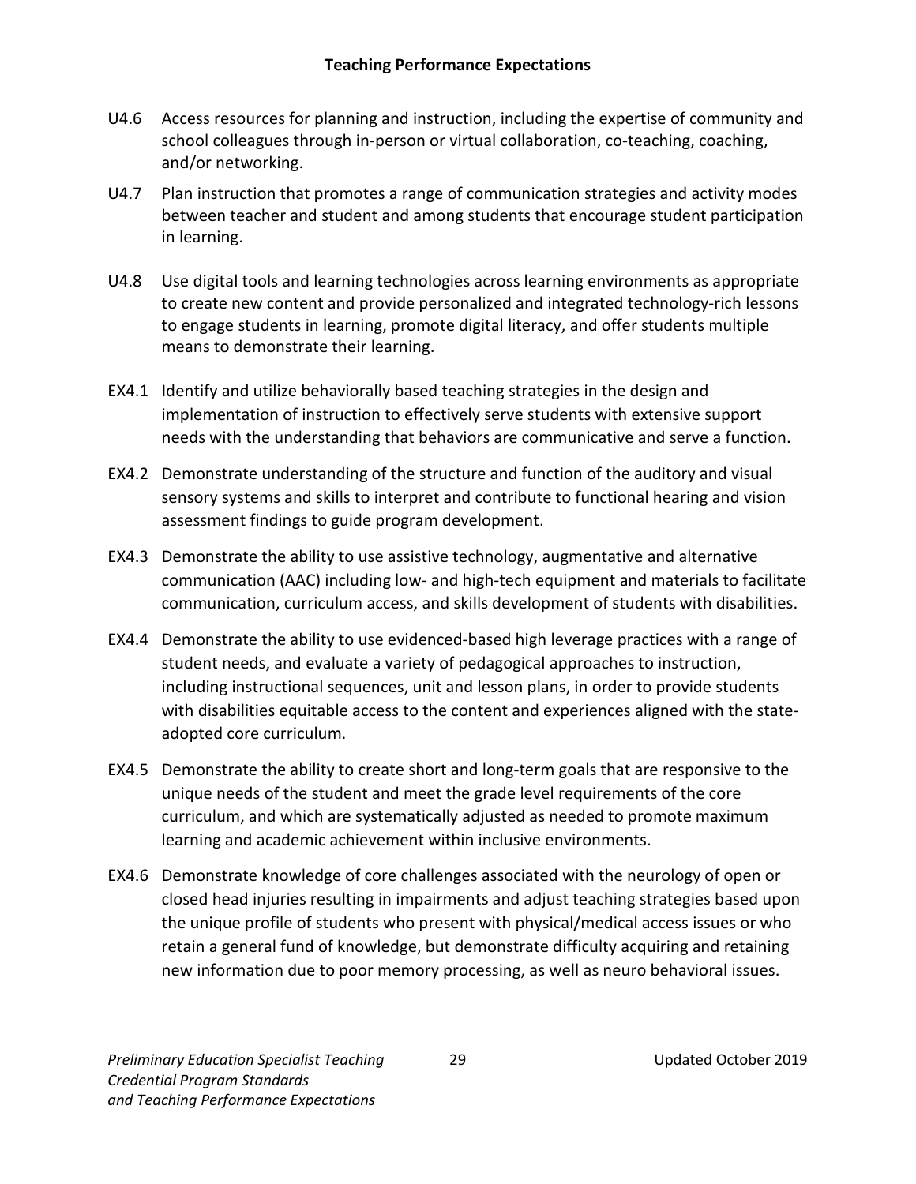U4.6 Access resources for planning and instruction, including the expertise of community and school colleagues through in-person or virtual collaboration, co-teaching, coaching, and/or networking.

U4.7 Plan instruction that promotes a range of communication strategies and activity modes between teacher and student and among students that encourage student participation in learning.

U4.8 Use digital tools and learning technologies across learning environments as appropriate to create new content and provide personalized and integrated technology-rich lessons to engage students in learning, promote digital literacy, and offer students multiple means to demonstrate their learning.

EX4.1 Identify and utilize behaviorally based teaching strategies in the design and implementation of instruction to effectively serve students with extensive support needs with the understanding that behaviors are communicative and serve a function.

EX4.2 Demonstrate understanding of the structure and function of the auditory and visual sensory systems and skills to interpret and contribute to functional hearing and vision assessment findings to guide program development.

EX4.3 Demonstrate the ability to use assistive technology, augmentative and alternative communication (AAC) including low- and high-tech equipment and materials to facilitate communication, curriculum access, and skills development of students with disabilities.

EX4.4 Demonstrate the ability to use evidenced-based high leverage practices with a range of student needs, and evaluate a variety of pedagogical approaches to instruction, including instructional sequences, unit and lesson plans, in order to provide students with disabilities equitable access to the content and experiences aligned with the state-adopted core curriculum.

EX4.5 Demonstrate the ability to create short and long-term goals that are responsive to the unique needs of the student and meet the grade level requirements of the core curriculum, and which are systematically adjusted as needed to promote maximum learning and academic achievement within inclusive environments.

EX4.6 Demonstrate knowledge of core challenges associated with the neurology of open or closed head injuries resulting in impairments and adjust teaching strategies based upon the unique profile of students who present with physical/medical access issues or who retain a general fund of knowledge, but demonstrate difficulty acquiring and retaining new information due to poor memory processing, as well as neuro behavioral issues.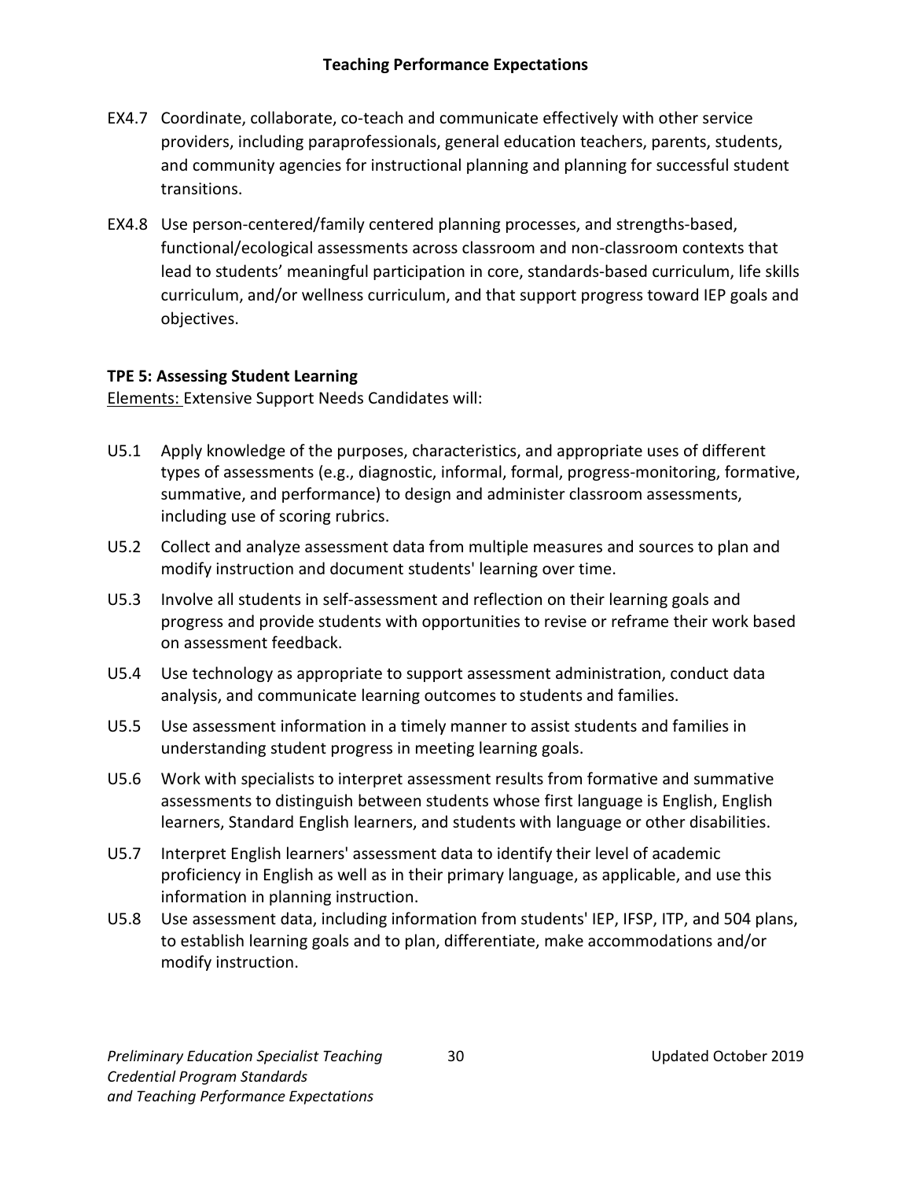- EX4.7 Coordinate, collaborate, co-teach and communicate effectively with other service providers, including paraprofessionals, general education teachers, parents, students, and community agencies for instructional planning and planning for successful student transitions.
- EX4.8 Use person-centered/family centered planning processes, and strengths-based, functional/ecological assessments across classroom and non-classroom contexts that lead to students' meaningful participation in core, standards-based curriculum, life skills curriculum, and/or wellness curriculum, and that support progress toward IEP goals and objectives.

**TPE 5: Assessing Student Learning**

Elements: Extensive Support Needs Candidates will:

- U5.1 Apply knowledge of the purposes, characteristics, and appropriate uses of different types of assessments (e.g., diagnostic, informal, formal, progress-monitoring, formative, summative, and performance) to design and administer classroom assessments, including use of scoring rubrics.
- U5.2 Collect and analyze assessment data from multiple measures and sources to plan and modify instruction and document students' learning over time.
- U5.3 Involve all students in self-assessment and reflection on their learning goals and progress and provide students with opportunities to revise or reframe their work based on assessment feedback.
- U5.4 Use technology as appropriate to support assessment administration, conduct data analysis, and communicate learning outcomes to students and families.
- U5.5 Use assessment information in a timely manner to assist students and families in understanding student progress in meeting learning goals.
- U5.6 Work with specialists to interpret assessment results from formative and summative assessments to distinguish between students whose first language is English, English learners, Standard English learners, and students with language or other disabilities.
- U5.7 Interpret English learners' assessment data to identify their level of academic proficiency in English as well as in their primary language, as applicable, and use this information in planning instruction.
- U5.8 Use assessment data, including information from students' IEP, IFSP, ITP, and 504 plans, to establish learning goals and to plan, differentiate, make accommodations and/or modify instruction.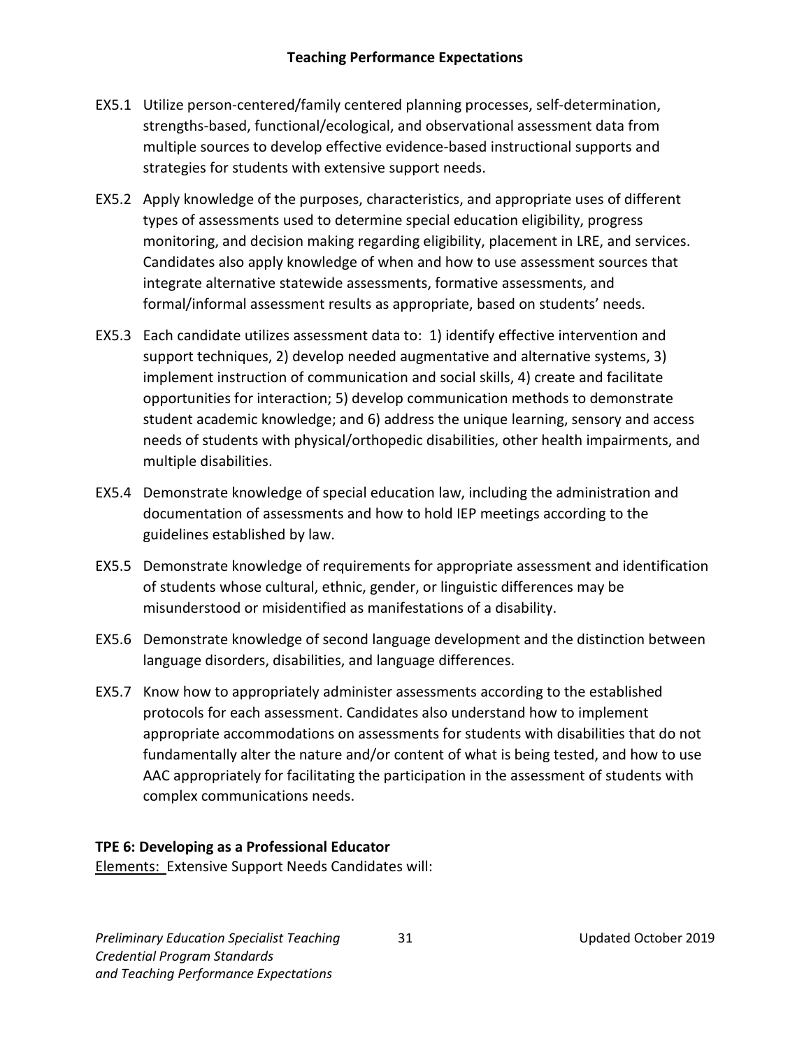EX5.1 Utilize person-centered/family centered planning processes, self-determination, strengths-based, functional/ecological, and observational assessment data from multiple sources to develop effective evidence-based instructional supports and strategies for students with extensive support needs.

EX5.2 Apply knowledge of the purposes, characteristics, and appropriate uses of different types of assessments used to determine special education eligibility, progress monitoring, and decision making regarding eligibility, placement in LRE, and services. Candidates also apply knowledge of when and how to use assessment sources that integrate alternative statewide assessments, formative assessments, and formal/informal assessment results as appropriate, based on students' needs.

EX5.3 Each candidate utilizes assessment data to: 1) identify effective intervention and support techniques, 2) develop needed augmentative and alternative systems, 3) implement instruction of communication and social skills, 4) create and facilitate opportunities for interaction; 5) develop communication methods to demonstrate student academic knowledge; and 6) address the unique learning, sensory and access needs of students with physical/orthopedic disabilities, other health impairments, and multiple disabilities.

EX5.4 Demonstrate knowledge of special education law, including the administration and documentation of assessments and how to hold IEP meetings according to the guidelines established by law.

EX5.5 Demonstrate knowledge of requirements for appropriate assessment and identification of students whose cultural, ethnic, gender, or linguistic differences may be misunderstood or misidentified as manifestations of a disability.

EX5.6 Demonstrate knowledge of second language development and the distinction between language disorders, disabilities, and language differences.

EX5.7 Know how to appropriately administer assessments according to the established protocols for each assessment. Candidates also understand how to implement appropriate accommodations on assessments for students with disabilities that do not fundamentally alter the nature and/or content of what is being tested, and how to use AAC appropriately for facilitating the participation in the assessment of students with complex communications needs.

**TPE 6: Developing as a Professional Educator**

Elements: Extensive Support Needs Candidates will: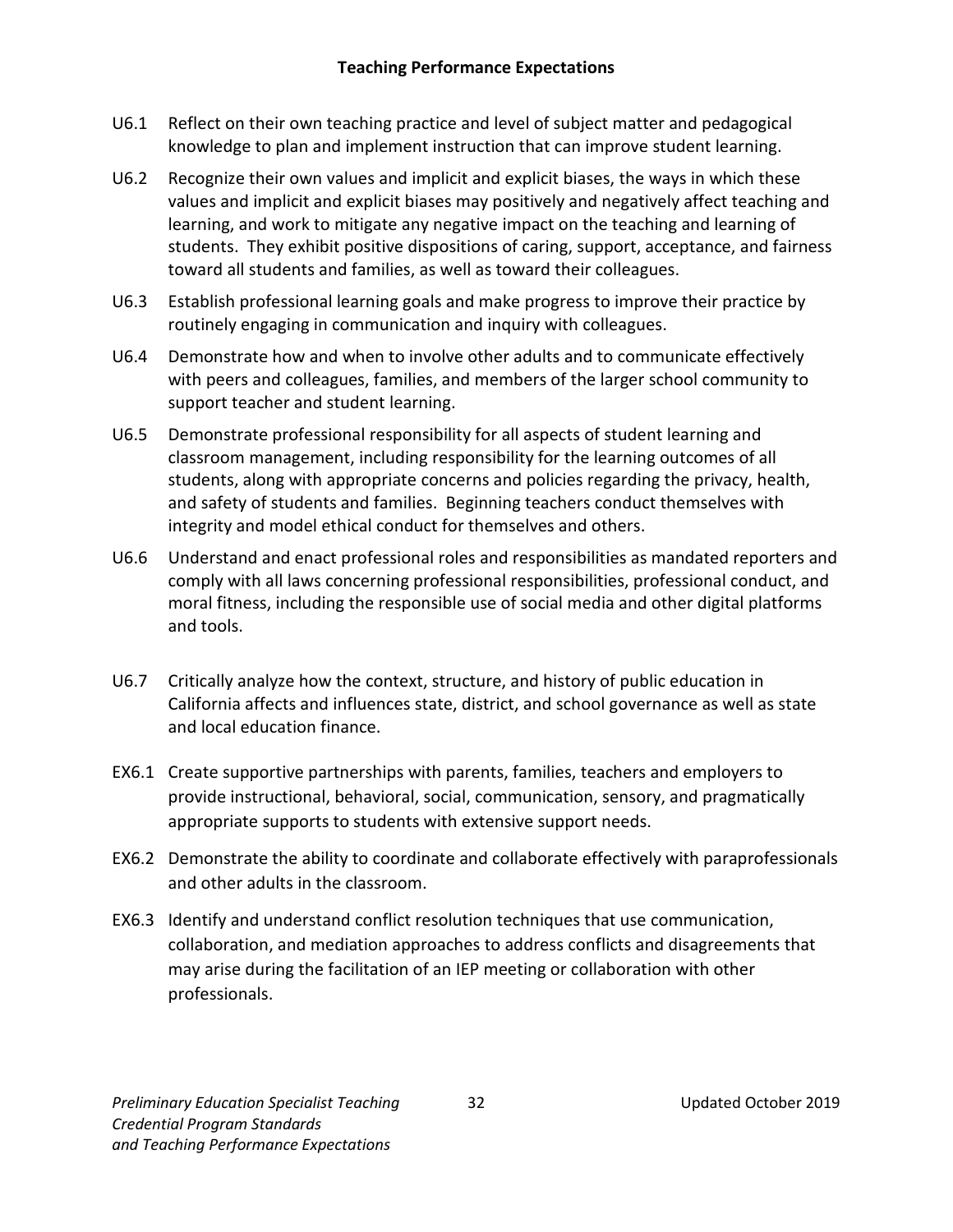**Teaching Performance Expectations**

U6.1 Reflect on their own teaching practice and level of subject matter and pedagogical knowledge to plan and implement instruction that can improve student learning.

U6.2 Recognize their own values and implicit and explicit biases, the ways in which these values and implicit and explicit biases may positively and negatively affect teaching and learning, and work to mitigate any negative impact on the teaching and learning of students. They exhibit positive dispositions of caring, support, acceptance, and fairness toward all students and families, as well as toward their colleagues.

U6.3 Establish professional learning goals and make progress to improve their practice by routinely engaging in communication and inquiry with colleagues.

U6.4 Demonstrate how and when to involve other adults and to communicate effectively with peers and colleagues, families, and members of the larger school community to support teacher and student learning.

U6.5 Demonstrate professional responsibility for all aspects of student learning and classroom management, including responsibility for the learning outcomes of all students, along with appropriate concerns and policies regarding the privacy, health, and safety of students and families. Beginning teachers conduct themselves with integrity and model ethical conduct for themselves and others.

U6.6 Understand and enact professional roles and responsibilities as mandated reporters and comply with all laws concerning professional responsibilities, professional conduct, and moral fitness, including the responsible use of social media and other digital platforms and tools.

U6.7 Critically analyze how the context, structure, and history of public education in California affects and influences state, district, and school governance as well as state and local education finance.

EX6.1 Create supportive partnerships with parents, families, teachers and employers to provide instructional, behavioral, social, communication, sensory, and pragmatically appropriate supports to students with extensive support needs.

EX6.2 Demonstrate the ability to coordinate and collaborate effectively with paraprofessionals and other adults in the classroom.

EX6.3 Identify and understand conflict resolution techniques that use communication, collaboration, and mediation approaches to address conflicts and disagreements that may arise during the facilitation of an IEP meeting or collaboration with other professionals.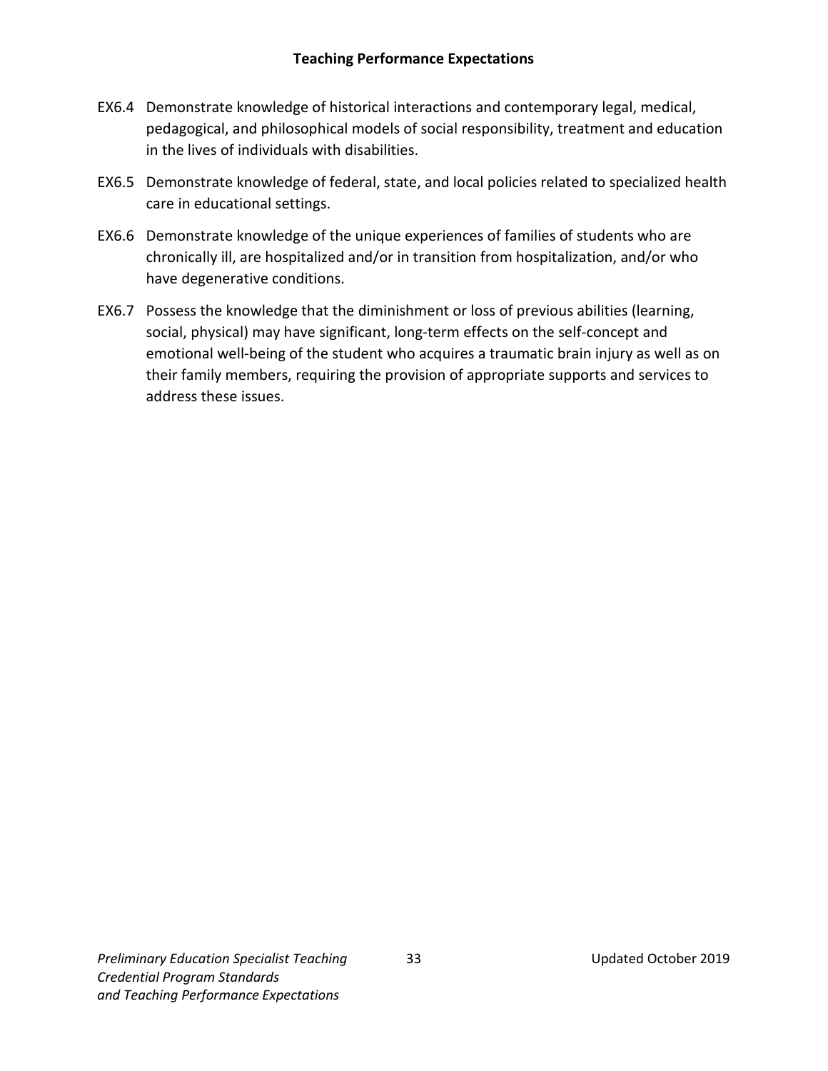EX6.4 Demonstrate knowledge of historical interactions and contemporary legal, medical, pedagogical, and philosophical models of social responsibility, treatment and education in the lives of individuals with disabilities.

EX6.5 Demonstrate knowledge of federal, state, and local policies related to specialized health care in educational settings.

EX6.6 Demonstrate knowledge of the unique experiences of families of students who are chronically ill, are hospitalized and/or in transition from hospitalization, and/or who have degenerative conditions.

EX6.7 Possess the knowledge that the diminishment or loss of previous abilities (learning, social, physical) may have significant, long-term effects on the self-concept and emotional well-being of the student who acquires a traumatic brain injury as well as on their family members, requiring the provision of appropriate supports and services to address these issues.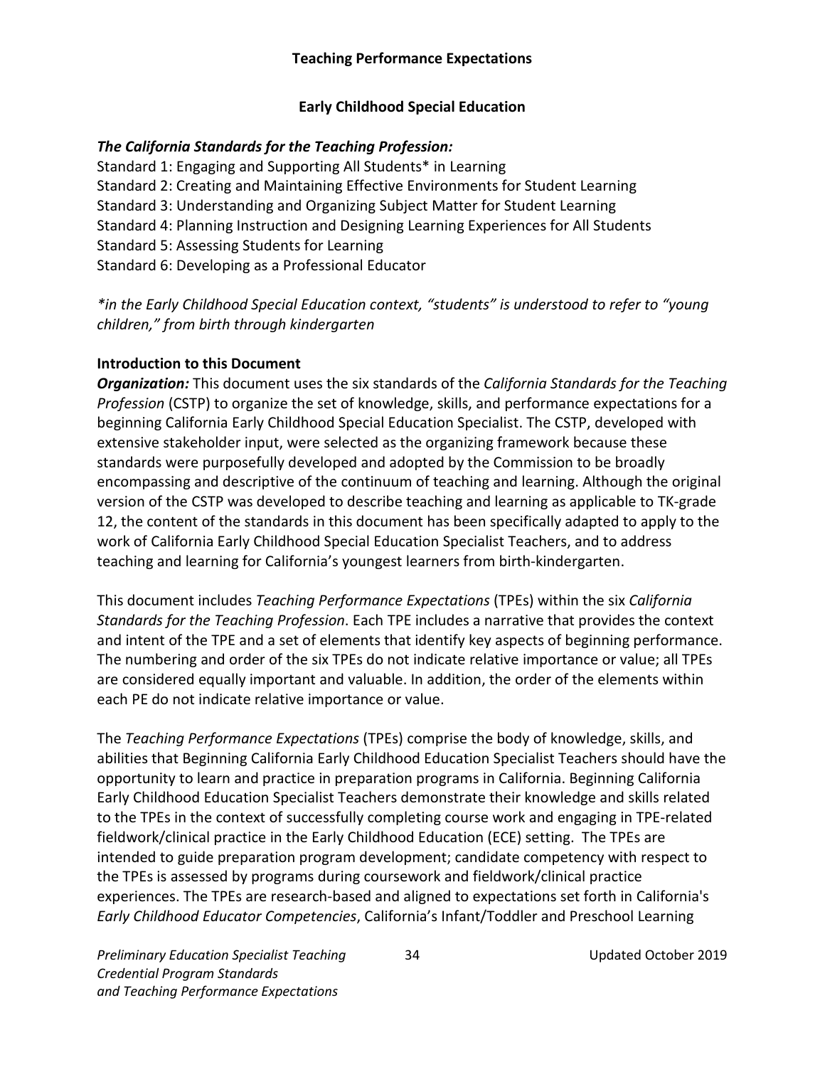## Teaching Performance Expectations

### Early Childhood Special Education

***The California Standards for the Teaching Profession:***

Standard 1: Engaging and Supporting All Students* in Learning
Standard 2: Creating and Maintaining Effective Environments for Student Learning
Standard 3: Understanding and Organizing Subject Matter for Student Learning
Standard 4: Planning Instruction and Designing Learning Experiences for All Students
Standard 5: Assessing Students for Learning
Standard 6: Developing as a Professional Educator

**in the Early Childhood Special Education context, "students" is understood to refer to "young children," from birth through kindergarten*

**Introduction to this Document**

***Organization:*** This document uses the six standards of the *California Standards for the Teaching Profession* (CSTP) to organize the set of knowledge, skills, and performance expectations for a beginning California Early Childhood Special Education Specialist. The CSTP, developed with extensive stakeholder input, were selected as the organizing framework because these standards were purposefully developed and adopted by the Commission to be broadly encompassing and descriptive of the continuum of teaching and learning. Although the original version of the CSTP was developed to describe teaching and learning as applicable to TK-grade 12, the content of the standards in this document has been specifically adapted to apply to the work of California Early Childhood Special Education Specialist Teachers, and to address teaching and learning for California's youngest learners from birth-kindergarten.

This document includes *Teaching Performance Expectations* (TPEs) within the six *California Standards for the Teaching Profession*. Each TPE includes a narrative that provides the context and intent of the TPE and a set of elements that identify key aspects of beginning performance. The numbering and order of the six TPEs do not indicate relative importance or value; all TPEs are considered equally important and valuable. In addition, the order of the elements within each PE do not indicate relative importance or value.

The *Teaching Performance Expectations* (TPEs) comprise the body of knowledge, skills, and abilities that Beginning California Early Childhood Education Specialist Teachers should have the opportunity to learn and practice in preparation programs in California. Beginning California Early Childhood Education Specialist Teachers demonstrate their knowledge and skills related to the TPEs in the context of successfully completing course work and engaging in TPE-related fieldwork/clinical practice in the Early Childhood Education (ECE) setting. The TPEs are intended to guide preparation program development; candidate competency with respect to the TPEs is assessed by programs during coursework and fieldwork/clinical practice experiences. The TPEs are research-based and aligned to expectations set forth in California's *Early Childhood Educator Competencies*, California's Infant/Toddler and Preschool Learning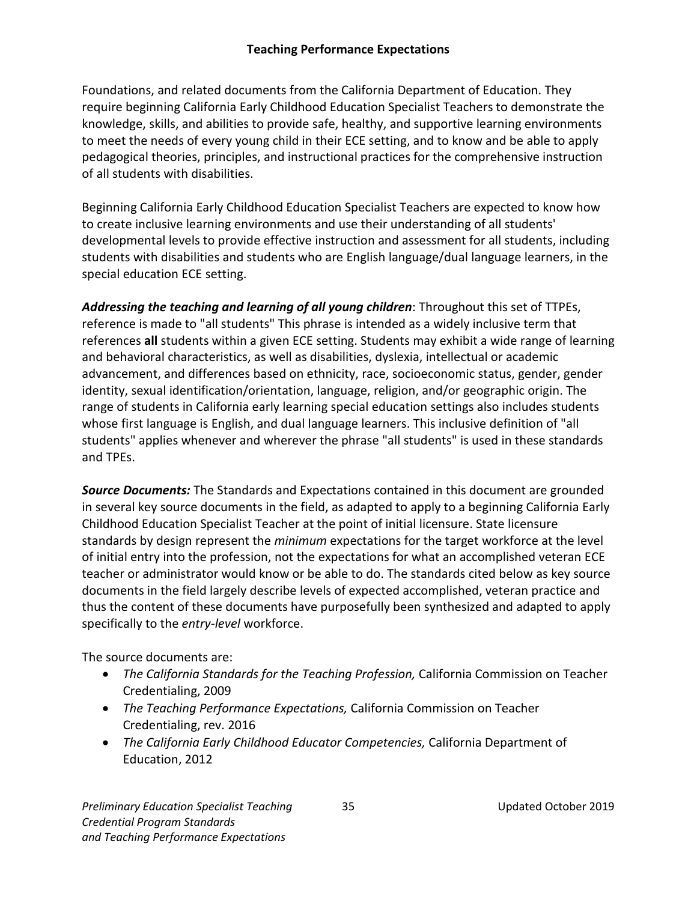Foundations, and related documents from the California Department of Education. They require beginning California Early Childhood Education Specialist Teachers to demonstrate the knowledge, skills, and abilities to provide safe, healthy, and supportive learning environments to meet the needs of every young child in their ECE setting, and to know and be able to apply pedagogical theories, principles, and instructional practices for the comprehensive instruction of all students with disabilities.

Beginning California Early Childhood Education Specialist Teachers are expected to know how to create inclusive learning environments and use their understanding of all students' developmental levels to provide effective instruction and assessment for all students, including students with disabilities and students who are English language/dual language learners, in the special education ECE setting.

***Addressing the teaching and learning of all young children***: Throughout this set of TTPEs, reference is made to "all students" This phrase is intended as a widely inclusive term that references **all** students within a given ECE setting. Students may exhibit a wide range of learning and behavioral characteristics, as well as disabilities, dyslexia, intellectual or academic advancement, and differences based on ethnicity, race, socioeconomic status, gender, gender identity, sexual identification/orientation, language, religion, and/or geographic origin. The range of students in California early learning special education settings also includes students whose first language is English, and dual language learners. This inclusive definition of "all students" applies whenever and wherever the phrase "all students" is used in these standards and TPEs.

***Source Documents:*** The Standards and Expectations contained in this document are grounded in several key source documents in the field, as adapted to apply to a beginning California Early Childhood Education Specialist Teacher at the point of initial licensure. State licensure standards by design represent the *minimum* expectations for the target workforce at the level of initial entry into the profession, not the expectations for what an accomplished veteran ECE teacher or administrator would know or be able to do. The standards cited below as key source documents in the field largely describe levels of expected accomplished, veteran practice and thus the content of these documents have purposefully been synthesized and adapted to apply specifically to the *entry-level* workforce.

The source documents are:

- *The California Standards for the Teaching Profession,* California Commission on Teacher Credentialing, 2009
- *The Teaching Performance Expectations,* California Commission on Teacher Credentialing, rev. 2016
- *The California Early Childhood Educator Competencies,* California Department of Education, 2012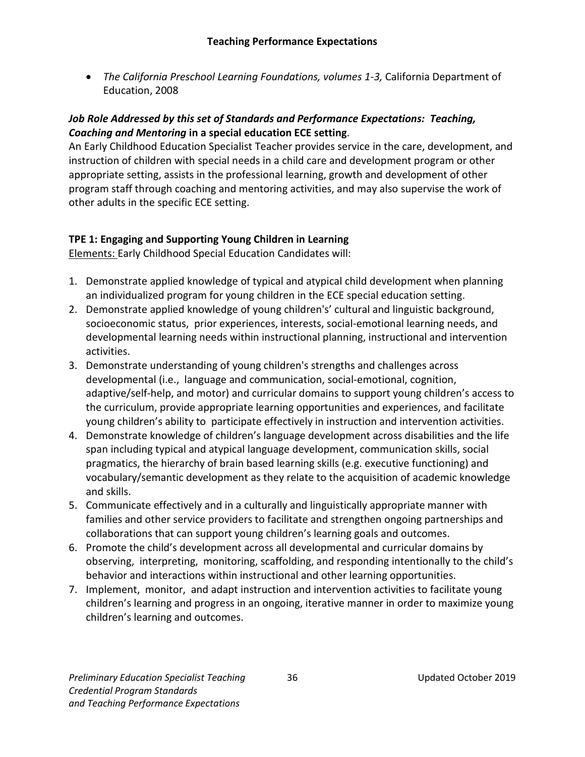- *The California Preschool Learning Foundations, volumes 1-3,* California Department of Education, 2008

***Job Role Addressed by this set of Standards and Performance Expectations: Teaching, Coaching and Mentoring* in a special education ECE setting**.

An Early Childhood Education Specialist Teacher provides service in the care, development, and instruction of children with special needs in a child care and development program or other appropriate setting, assists in the professional learning, growth and development of other program staff through coaching and mentoring activities, and may also supervise the work of other adults in the specific ECE setting.

**TPE 1: Engaging and Supporting Young Children in Learning**

Elements: Early Childhood Special Education Candidates will:

1. Demonstrate applied knowledge of typical and atypical child development when planning an individualized program for young children in the ECE special education setting.
2. Demonstrate applied knowledge of young children's' cultural and linguistic background, socioeconomic status, prior experiences, interests, social-emotional learning needs, and developmental learning needs within instructional planning, instructional and intervention activities.
3. Demonstrate understanding of young children's strengths and challenges across developmental (i.e., language and communication, social-emotional, cognition, adaptive/self-help, and motor) and curricular domains to support young children's access to the curriculum, provide appropriate learning opportunities and experiences, and facilitate young children's ability to participate effectively in instruction and intervention activities.
4. Demonstrate knowledge of children's language development across disabilities and the life span including typical and atypical language development, communication skills, social pragmatics, the hierarchy of brain based learning skills (e.g. executive functioning) and vocabulary/semantic development as they relate to the acquisition of academic knowledge and skills.
5. Communicate effectively and in a culturally and linguistically appropriate manner with families and other service providers to facilitate and strengthen ongoing partnerships and collaborations that can support young children's learning goals and outcomes.
6. Promote the child's development across all developmental and curricular domains by observing, interpreting, monitoring, scaffolding, and responding intentionally to the child's behavior and interactions within instructional and other learning opportunities.
7. Implement, monitor, and adapt instruction and intervention activities to facilitate young children's learning and progress in an ongoing, iterative manner in order to maximize young children's learning and outcomes.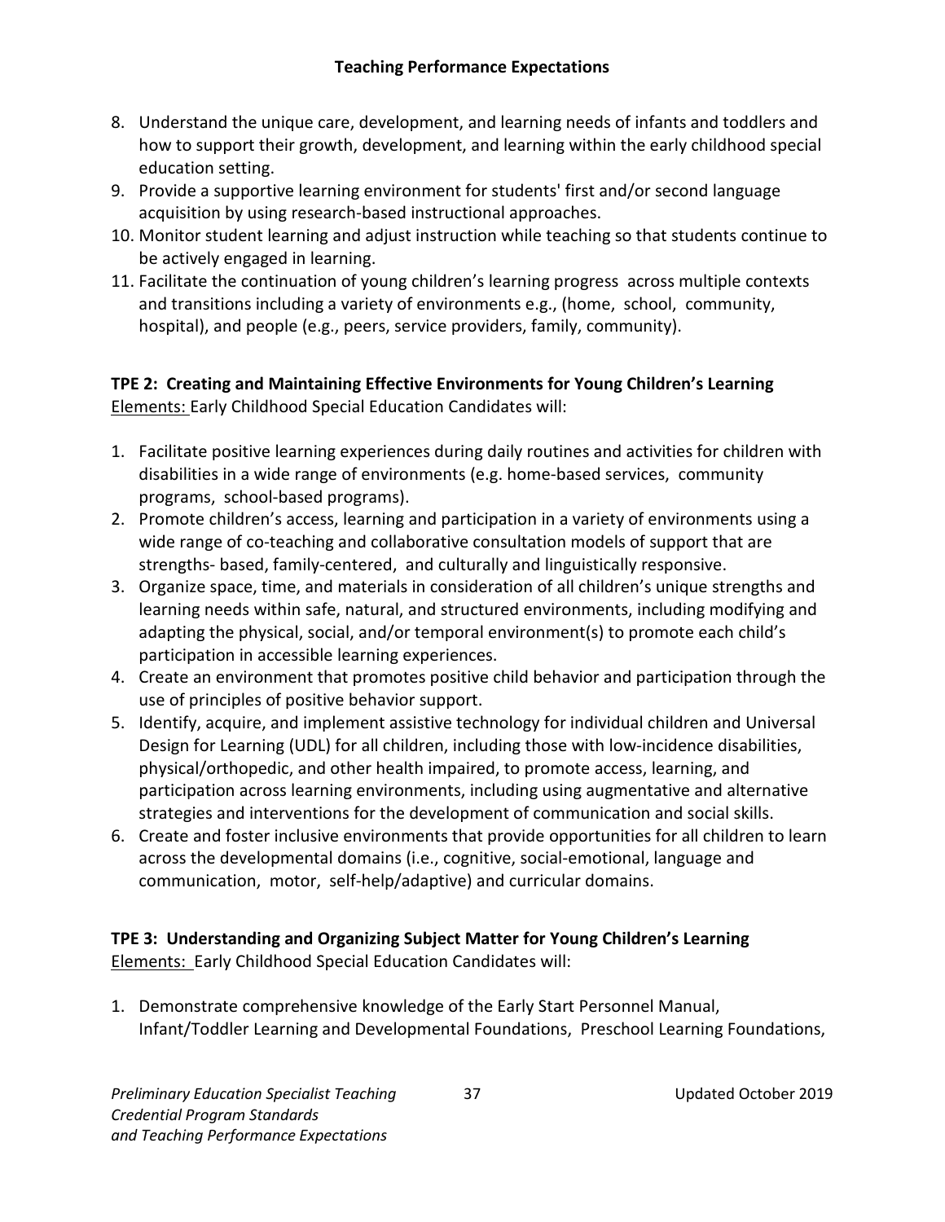8. Understand the unique care, development, and learning needs of infants and toddlers and how to support their growth, development, and learning within the early childhood special education setting.
9. Provide a supportive learning environment for students' first and/or second language acquisition by using research-based instructional approaches.
10. Monitor student learning and adjust instruction while teaching so that students continue to be actively engaged in learning.
11. Facilitate the continuation of young children's learning progress across multiple contexts and transitions including a variety of environments e.g., (home, school, community, hospital), and people (e.g., peers, service providers, family, community).

**TPE 2: Creating and Maintaining Effective Environments for Young Children's Learning**
Elements: Early Childhood Special Education Candidates will:

1. Facilitate positive learning experiences during daily routines and activities for children with disabilities in a wide range of environments (e.g. home-based services, community programs, school-based programs).
2. Promote children's access, learning and participation in a variety of environments using a wide range of co-teaching and collaborative consultation models of support that are strengths- based, family-centered, and culturally and linguistically responsive.
3. Organize space, time, and materials in consideration of all children's unique strengths and learning needs within safe, natural, and structured environments, including modifying and adapting the physical, social, and/or temporal environment(s) to promote each child's participation in accessible learning experiences.
4. Create an environment that promotes positive child behavior and participation through the use of principles of positive behavior support.
5. Identify, acquire, and implement assistive technology for individual children and Universal Design for Learning (UDL) for all children, including those with low-incidence disabilities, physical/orthopedic, and other health impaired, to promote access, learning, and participation across learning environments, including using augmentative and alternative strategies and interventions for the development of communication and social skills.
6. Create and foster inclusive environments that provide opportunities for all children to learn across the developmental domains (i.e., cognitive, social-emotional, language and communication, motor, self-help/adaptive) and curricular domains.

**TPE 3: Understanding and Organizing Subject Matter for Young Children's Learning**
Elements: Early Childhood Special Education Candidates will:

1. Demonstrate comprehensive knowledge of the Early Start Personnel Manual, Infant/Toddler Learning and Developmental Foundations, Preschool Learning Foundations,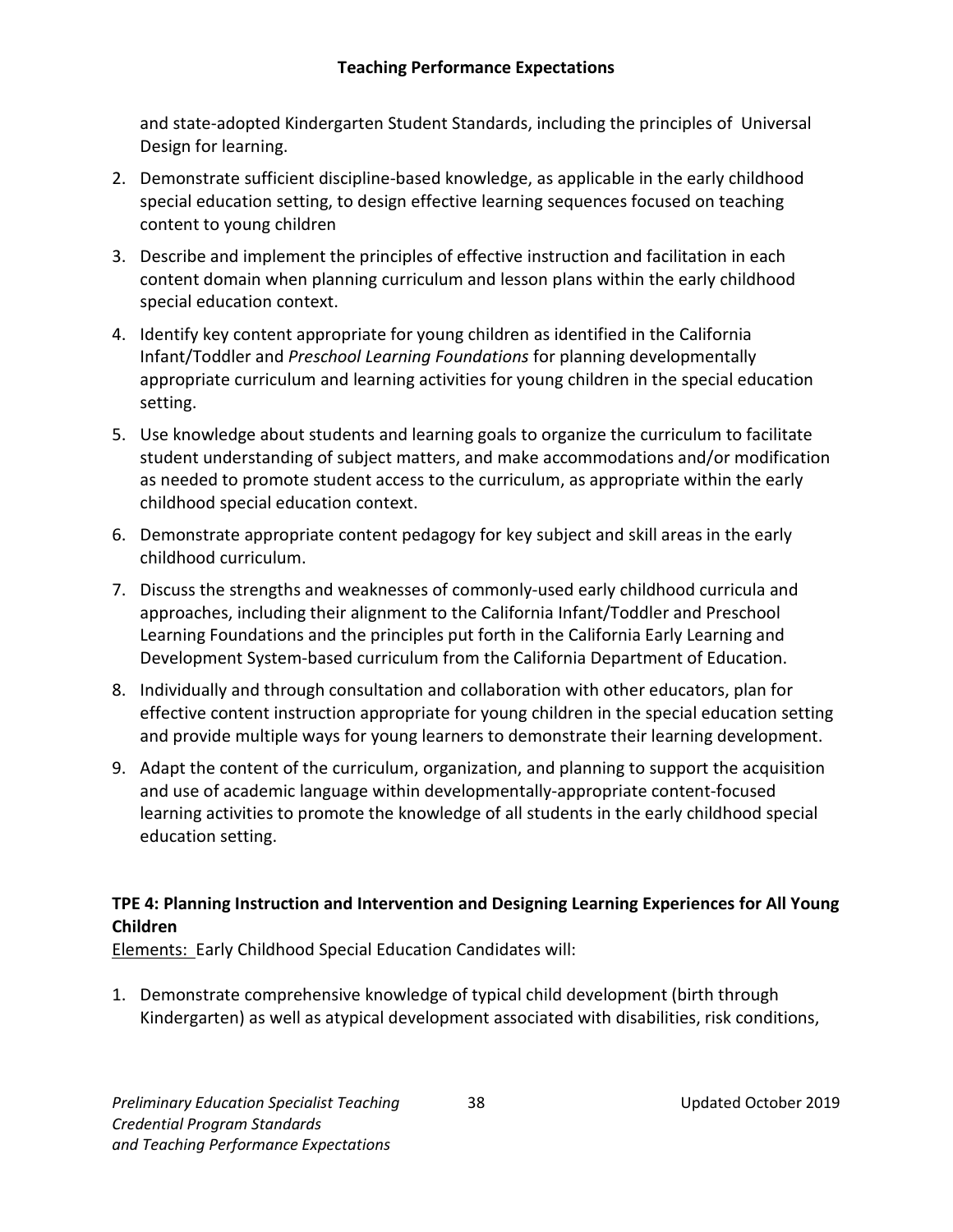and state-adopted Kindergarten Student Standards, including the principles of Universal Design for learning.

2. Demonstrate sufficient discipline-based knowledge, as applicable in the early childhood special education setting, to design effective learning sequences focused on teaching content to young children
3. Describe and implement the principles of effective instruction and facilitation in each content domain when planning curriculum and lesson plans within the early childhood special education context.
4. Identify key content appropriate for young children as identified in the California Infant/Toddler and *Preschool Learning Foundations* for planning developmentally appropriate curriculum and learning activities for young children in the special education setting.
5. Use knowledge about students and learning goals to organize the curriculum to facilitate student understanding of subject matters, and make accommodations and/or modification as needed to promote student access to the curriculum, as appropriate within the early childhood special education context.
6. Demonstrate appropriate content pedagogy for key subject and skill areas in the early childhood curriculum.
7. Discuss the strengths and weaknesses of commonly-used early childhood curricula and approaches, including their alignment to the California Infant/Toddler and Preschool Learning Foundations and the principles put forth in the California Early Learning and Development System-based curriculum from the California Department of Education.
8. Individually and through consultation and collaboration with other educators, plan for effective content instruction appropriate for young children in the special education setting and provide multiple ways for young learners to demonstrate their learning development.
9. Adapt the content of the curriculum, organization, and planning to support the acquisition and use of academic language within developmentally-appropriate content-focused learning activities to promote the knowledge of all students in the early childhood special education setting.

**TPE 4: Planning Instruction and Intervention and Designing Learning Experiences for All Young Children**

<u>Elements:</u> Early Childhood Special Education Candidates will:

1. Demonstrate comprehensive knowledge of typical child development (birth through Kindergarten) as well as atypical development associated with disabilities, risk conditions,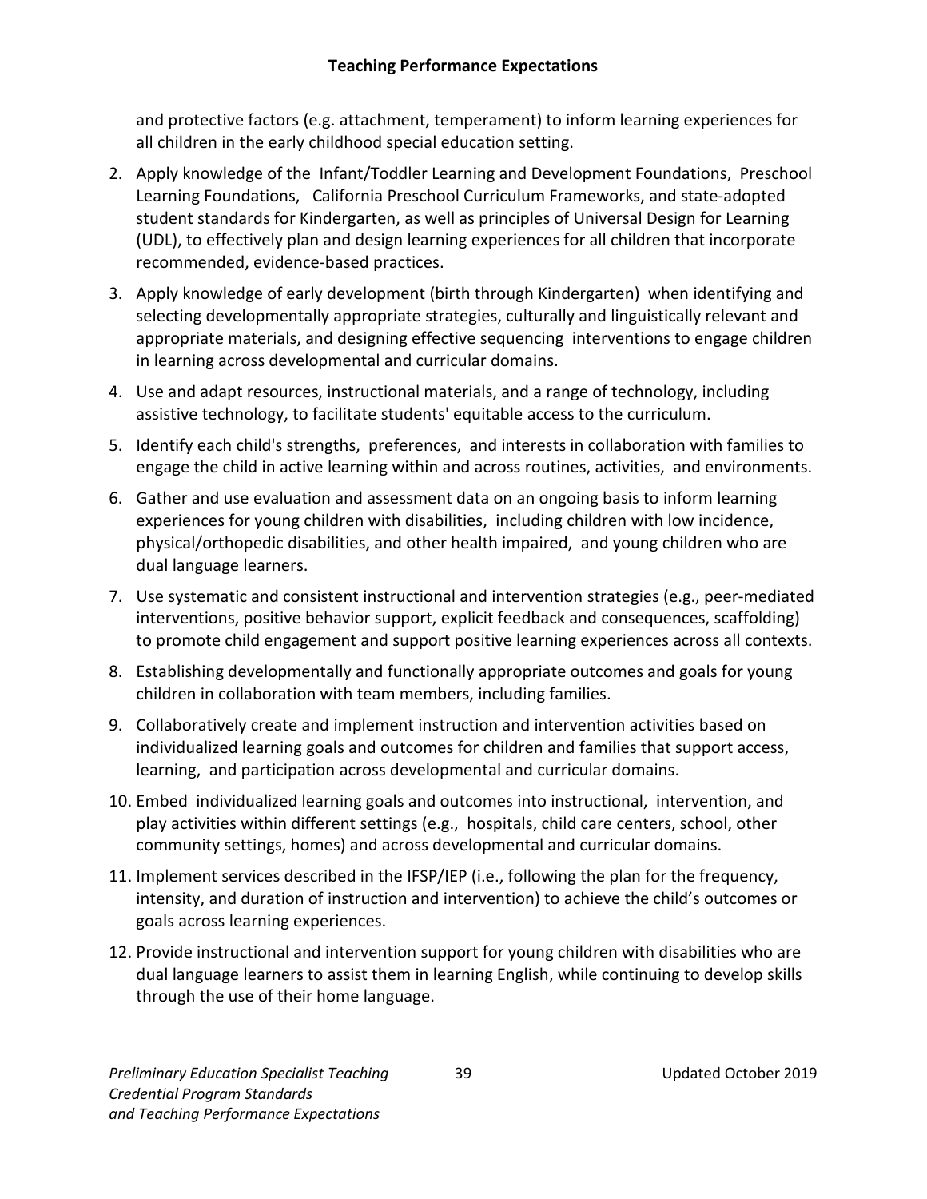and protective factors (e.g. attachment, temperament) to inform learning experiences for all children in the early childhood special education setting.

2. Apply knowledge of the Infant/Toddler Learning and Development Foundations, Preschool Learning Foundations, California Preschool Curriculum Frameworks, and state-adopted student standards for Kindergarten, as well as principles of Universal Design for Learning (UDL), to effectively plan and design learning experiences for all children that incorporate recommended, evidence-based practices.
3. Apply knowledge of early development (birth through Kindergarten) when identifying and selecting developmentally appropriate strategies, culturally and linguistically relevant and appropriate materials, and designing effective sequencing interventions to engage children in learning across developmental and curricular domains.
4. Use and adapt resources, instructional materials, and a range of technology, including assistive technology, to facilitate students' equitable access to the curriculum.
5. Identify each child's strengths, preferences, and interests in collaboration with families to engage the child in active learning within and across routines, activities, and environments.
6. Gather and use evaluation and assessment data on an ongoing basis to inform learning experiences for young children with disabilities, including children with low incidence, physical/orthopedic disabilities, and other health impaired, and young children who are dual language learners.
7. Use systematic and consistent instructional and intervention strategies (e.g., peer-mediated interventions, positive behavior support, explicit feedback and consequences, scaffolding) to promote child engagement and support positive learning experiences across all contexts.
8. Establishing developmentally and functionally appropriate outcomes and goals for young children in collaboration with team members, including families.
9. Collaboratively create and implement instruction and intervention activities based on individualized learning goals and outcomes for children and families that support access, learning, and participation across developmental and curricular domains.
10. Embed individualized learning goals and outcomes into instructional, intervention, and play activities within different settings (e.g., hospitals, child care centers, school, other community settings, homes) and across developmental and curricular domains.
11. Implement services described in the IFSP/IEP (i.e., following the plan for the frequency, intensity, and duration of instruction and intervention) to achieve the child's outcomes or goals across learning experiences.
12. Provide instructional and intervention support for young children with disabilities who are dual language learners to assist them in learning English, while continuing to develop skills through the use of their home language.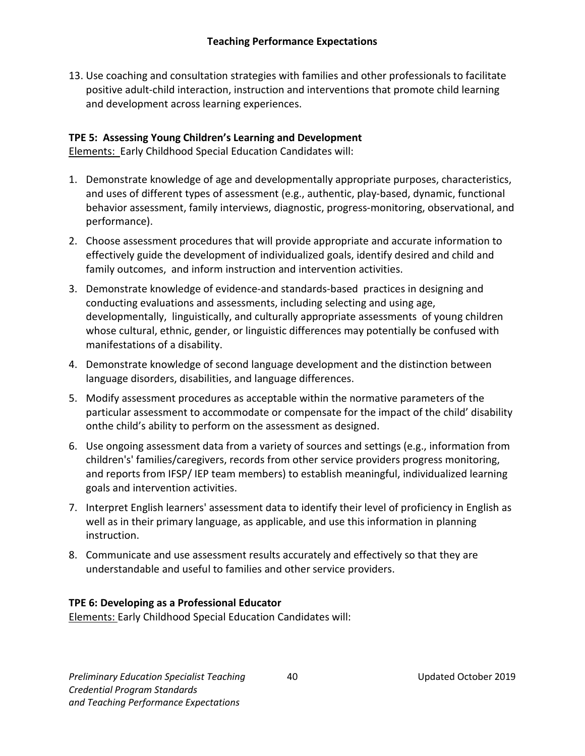13. Use coaching and consultation strategies with families and other professionals to facilitate positive adult-child interaction, instruction and interventions that promote child learning and development across learning experiences.

**TPE 5: Assessing Young Children's Learning and Development**

Elements: Early Childhood Special Education Candidates will:

1. Demonstrate knowledge of age and developmentally appropriate purposes, characteristics, and uses of different types of assessment (e.g., authentic, play-based, dynamic, functional behavior assessment, family interviews, diagnostic, progress-monitoring, observational, and performance).
2. Choose assessment procedures that will provide appropriate and accurate information to effectively guide the development of individualized goals, identify desired and child and family outcomes, and inform instruction and intervention activities.
3. Demonstrate knowledge of evidence-and standards-based practices in designing and conducting evaluations and assessments, including selecting and using age, developmentally, linguistically, and culturally appropriate assessments of young children whose cultural, ethnic, gender, or linguistic differences may potentially be confused with manifestations of a disability.
4. Demonstrate knowledge of second language development and the distinction between language disorders, disabilities, and language differences.
5. Modify assessment procedures as acceptable within the normative parameters of the particular assessment to accommodate or compensate for the impact of the child' disability onthe child's ability to perform on the assessment as designed.
6. Use ongoing assessment data from a variety of sources and settings (e.g., information from children's' families/caregivers, records from other service providers progress monitoring, and reports from IFSP/ IEP team members) to establish meaningful, individualized learning goals and intervention activities.
7. Interpret English learners' assessment data to identify their level of proficiency in English as well as in their primary language, as applicable, and use this information in planning instruction.
8. Communicate and use assessment results accurately and effectively so that they are understandable and useful to families and other service providers.

**TPE 6: Developing as a Professional Educator**

Elements: Early Childhood Special Education Candidates will: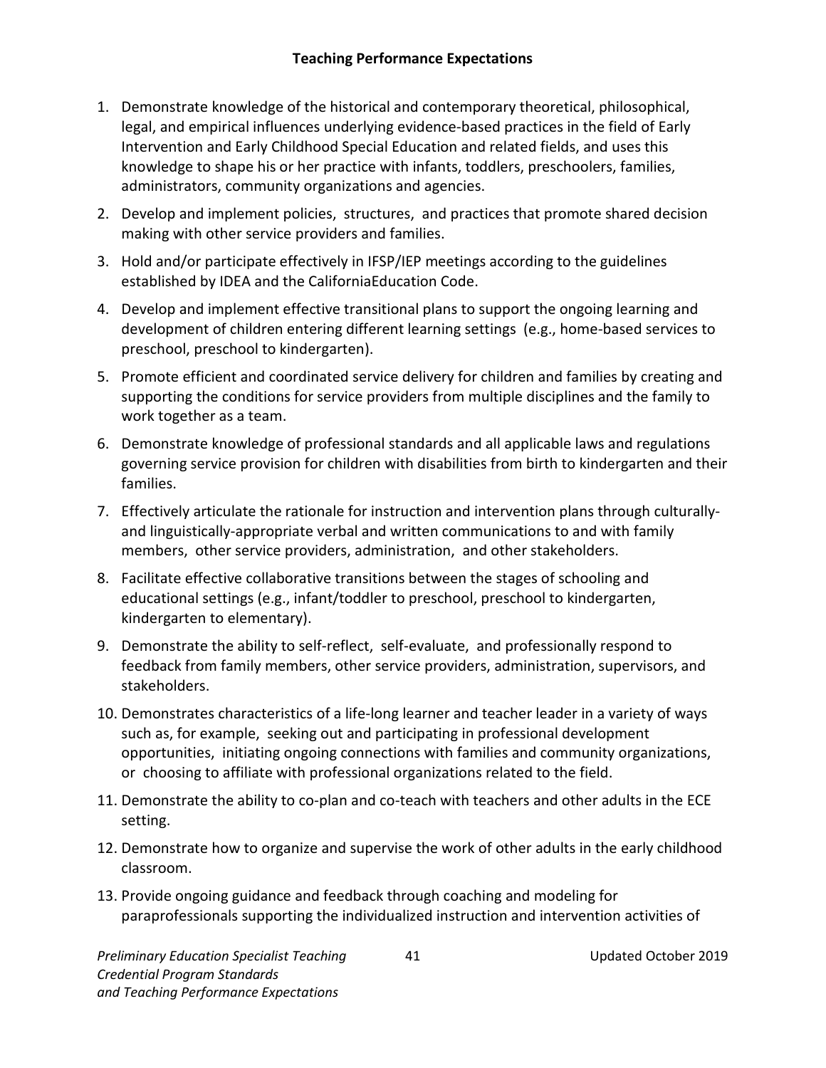### Teaching Performance Expectations

1. Demonstrate knowledge of the historical and contemporary theoretical, philosophical, legal, and empirical influences underlying evidence-based practices in the field of Early Intervention and Early Childhood Special Education and related fields, and uses this knowledge to shape his or her practice with infants, toddlers, preschoolers, families, administrators, community organizations and agencies.
2. Develop and implement policies, structures, and practices that promote shared decision making with other service providers and families.
3. Hold and/or participate effectively in IFSP/IEP meetings according to the guidelines established by IDEA and the CaliforniaEducation Code.
4. Develop and implement effective transitional plans to support the ongoing learning and development of children entering different learning settings (e.g., home-based services to preschool, preschool to kindergarten).
5. Promote efficient and coordinated service delivery for children and families by creating and supporting the conditions for service providers from multiple disciplines and the family to work together as a team.
6. Demonstrate knowledge of professional standards and all applicable laws and regulations governing service provision for children with disabilities from birth to kindergarten and their families.
7. Effectively articulate the rationale for instruction and intervention plans through culturally- and linguistically-appropriate verbal and written communications to and with family members, other service providers, administration, and other stakeholders.
8. Facilitate effective collaborative transitions between the stages of schooling and educational settings (e.g., infant/toddler to preschool, preschool to kindergarten, kindergarten to elementary).
9. Demonstrate the ability to self-reflect, self-evaluate, and professionally respond to feedback from family members, other service providers, administration, supervisors, and stakeholders.
10. Demonstrates characteristics of a life-long learner and teacher leader in a variety of ways such as, for example, seeking out and participating in professional development opportunities, initiating ongoing connections with families and community organizations, or choosing to affiliate with professional organizations related to the field.
11. Demonstrate the ability to co-plan and co-teach with teachers and other adults in the ECE setting.
12. Demonstrate how to organize and supervise the work of other adults in the early childhood classroom.
13. Provide ongoing guidance and feedback through coaching and modeling for paraprofessionals supporting the individualized instruction and intervention activities of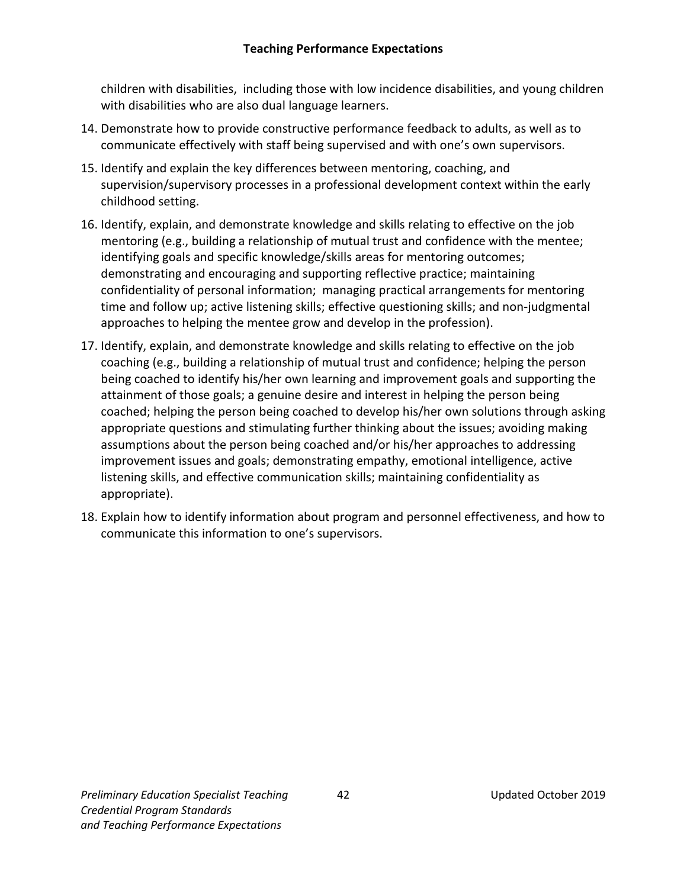children with disabilities, including those with low incidence disabilities, and young children with disabilities who are also dual language learners.

14. Demonstrate how to provide constructive performance feedback to adults, as well as to communicate effectively with staff being supervised and with one's own supervisors.
15. Identify and explain the key differences between mentoring, coaching, and supervision/supervisory processes in a professional development context within the early childhood setting.
16. Identify, explain, and demonstrate knowledge and skills relating to effective on the job mentoring (e.g., building a relationship of mutual trust and confidence with the mentee; identifying goals and specific knowledge/skills areas for mentoring outcomes; demonstrating and encouraging and supporting reflective practice; maintaining confidentiality of personal information; managing practical arrangements for mentoring time and follow up; active listening skills; effective questioning skills; and non-judgmental approaches to helping the mentee grow and develop in the profession).
17. Identify, explain, and demonstrate knowledge and skills relating to effective on the job coaching (e.g., building a relationship of mutual trust and confidence; helping the person being coached to identify his/her own learning and improvement goals and supporting the attainment of those goals; a genuine desire and interest in helping the person being coached; helping the person being coached to develop his/her own solutions through asking appropriate questions and stimulating further thinking about the issues; avoiding making assumptions about the person being coached and/or his/her approaches to addressing improvement issues and goals; demonstrating empathy, emotional intelligence, active listening skills, and effective communication skills; maintaining confidentiality as appropriate).
18. Explain how to identify information about program and personnel effectiveness, and how to communicate this information to one's supervisors.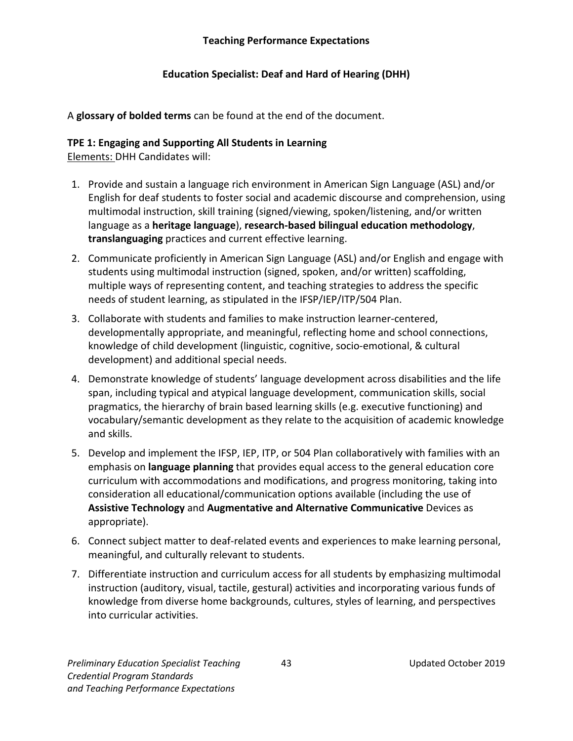## Teaching Performance Expectations

### Education Specialist: Deaf and Hard of Hearing (DHH)

A **glossary of bolded terms** can be found at the end of the document.

#### TPE 1: Engaging and Supporting All Students in Learning

Elements: DHH Candidates will:

1. Provide and sustain a language rich environment in American Sign Language (ASL) and/or English for deaf students to foster social and academic discourse and comprehension, using multimodal instruction, skill training (signed/viewing, spoken/listening, and/or written language as a **heritage language**), **research-based bilingual education methodology**, **translanguaging** practices and current effective learning.
2. Communicate proficiently in American Sign Language (ASL) and/or English and engage with students using multimodal instruction (signed, spoken, and/or written) scaffolding, multiple ways of representing content, and teaching strategies to address the specific needs of student learning, as stipulated in the IFSP/IEP/ITP/504 Plan.
3. Collaborate with students and families to make instruction learner-centered, developmentally appropriate, and meaningful, reflecting home and school connections, knowledge of child development (linguistic, cognitive, socio-emotional, & cultural development) and additional special needs.
4. Demonstrate knowledge of students' language development across disabilities and the life span, including typical and atypical language development, communication skills, social pragmatics, the hierarchy of brain based learning skills (e.g. executive functioning) and vocabulary/semantic development as they relate to the acquisition of academic knowledge and skills.
5. Develop and implement the IFSP, IEP, ITP, or 504 Plan collaboratively with families with an emphasis on **language planning** that provides equal access to the general education core curriculum with accommodations and modifications, and progress monitoring, taking into consideration all educational/communication options available (including the use of **Assistive Technology** and **Augmentative and Alternative Communicative** Devices as appropriate).
6. Connect subject matter to deaf-related events and experiences to make learning personal, meaningful, and culturally relevant to students.
7. Differentiate instruction and curriculum access for all students by emphasizing multimodal instruction (auditory, visual, tactile, gestural) activities and incorporating various funds of knowledge from diverse home backgrounds, cultures, styles of learning, and perspectives into curricular activities.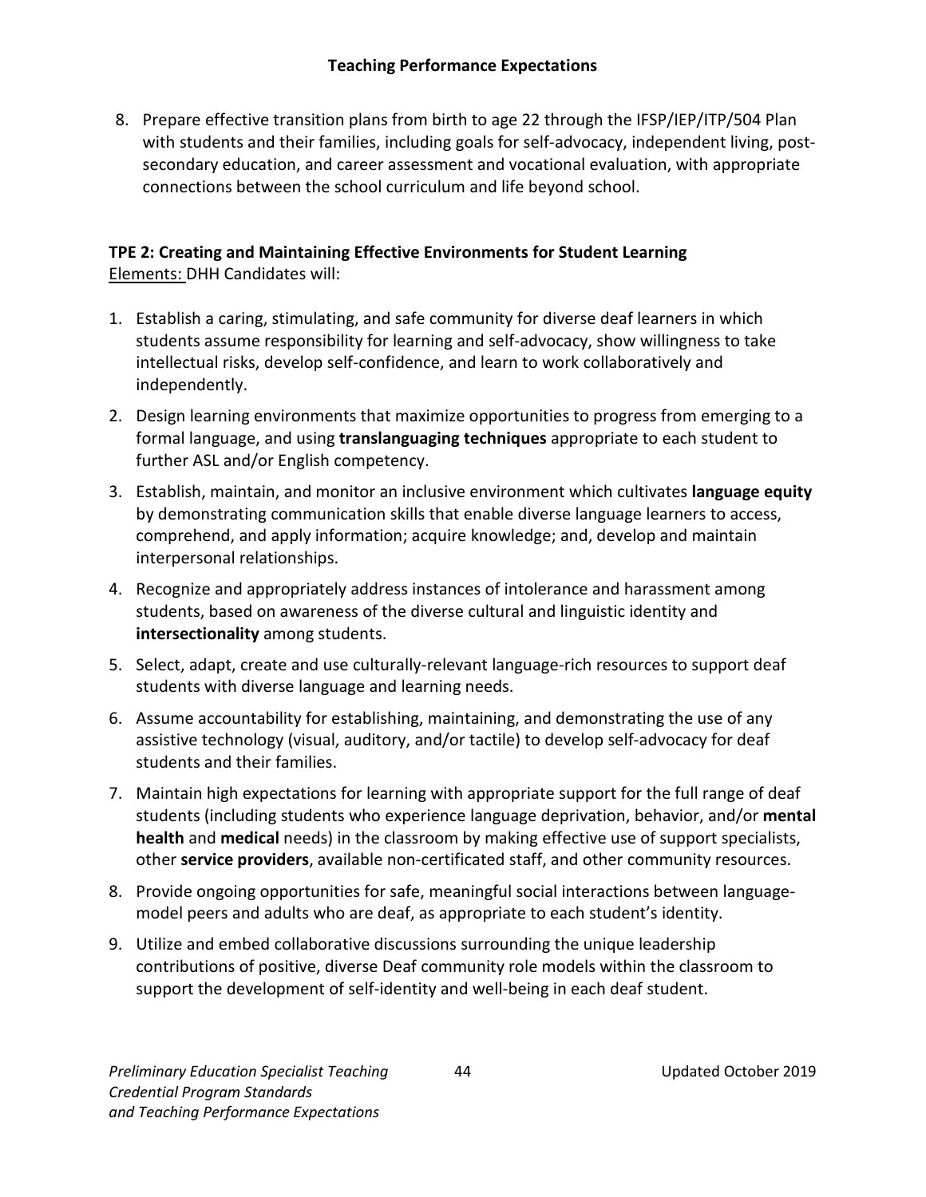8. Prepare effective transition plans from birth to age 22 through the IFSP/IEP/ITP/504 Plan with students and their families, including goals for self-advocacy, independent living, post-secondary education, and career assessment and vocational evaluation, with appropriate connections between the school curriculum and life beyond school.

**TPE 2: Creating and Maintaining Effective Environments for Student Learning**

Elements: DHH Candidates will:

1. Establish a caring, stimulating, and safe community for diverse deaf learners in which students assume responsibility for learning and self-advocacy, show willingness to take intellectual risks, develop self-confidence, and learn to work collaboratively and independently.
2. Design learning environments that maximize opportunities to progress from emerging to a formal language, and using **translanguaging techniques** appropriate to each student to further ASL and/or English competency.
3. Establish, maintain, and monitor an inclusive environment which cultivates **language equity** by demonstrating communication skills that enable diverse language learners to access, comprehend, and apply information; acquire knowledge; and, develop and maintain interpersonal relationships.
4. Recognize and appropriately address instances of intolerance and harassment among students, based on awareness of the diverse cultural and linguistic identity and **intersectionality** among students.
5. Select, adapt, create and use culturally-relevant language-rich resources to support deaf students with diverse language and learning needs.
6. Assume accountability for establishing, maintaining, and demonstrating the use of any assistive technology (visual, auditory, and/or tactile) to develop self-advocacy for deaf students and their families.
7. Maintain high expectations for learning with appropriate support for the full range of deaf students (including students who experience language deprivation, behavior, and/or **mental health** and **medical** needs) in the classroom by making effective use of support specialists, other **service providers**, available non-certificated staff, and other community resources.
8. Provide ongoing opportunities for safe, meaningful social interactions between language-model peers and adults who are deaf, as appropriate to each student's identity.
9. Utilize and embed collaborative discussions surrounding the unique leadership contributions of positive, diverse Deaf community role models within the classroom to support the development of self-identity and well-being in each deaf student.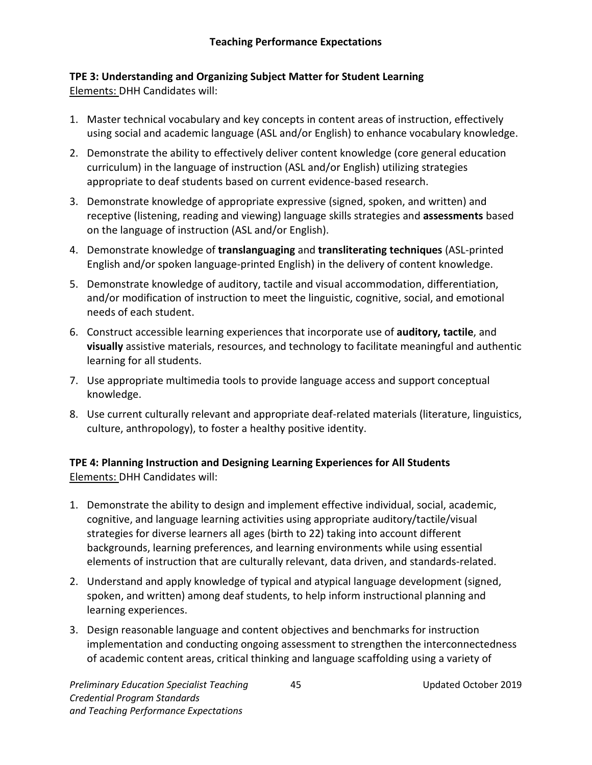## Teaching Performance Expectations

**TPE 3: Understanding and Organizing Subject Matter for Student Learning**

Elements: DHH Candidates will:

1. Master technical vocabulary and key concepts in content areas of instruction, effectively using social and academic language (ASL and/or English) to enhance vocabulary knowledge.
2. Demonstrate the ability to effectively deliver content knowledge (core general education curriculum) in the language of instruction (ASL and/or English) utilizing strategies appropriate to deaf students based on current evidence-based research.
3. Demonstrate knowledge of appropriate expressive (signed, spoken, and written) and receptive (listening, reading and viewing) language skills strategies and **assessments** based on the language of instruction (ASL and/or English).
4. Demonstrate knowledge of **translanguaging** and **transliterating techniques** (ASL-printed English and/or spoken language-printed English) in the delivery of content knowledge.
5. Demonstrate knowledge of auditory, tactile and visual accommodation, differentiation, and/or modification of instruction to meet the linguistic, cognitive, social, and emotional needs of each student.
6. Construct accessible learning experiences that incorporate use of **auditory, tactile**, and **visually** assistive materials, resources, and technology to facilitate meaningful and authentic learning for all students.
7. Use appropriate multimedia tools to provide language access and support conceptual knowledge.
8. Use current culturally relevant and appropriate deaf-related materials (literature, linguistics, culture, anthropology), to foster a healthy positive identity.

**TPE 4: Planning Instruction and Designing Learning Experiences for All Students**

Elements: DHH Candidates will:

1. Demonstrate the ability to design and implement effective individual, social, academic, cognitive, and language learning activities using appropriate auditory/tactile/visual strategies for diverse learners all ages (birth to 22) taking into account different backgrounds, learning preferences, and learning environments while using essential elements of instruction that are culturally relevant, data driven, and standards-related.
2. Understand and apply knowledge of typical and atypical language development (signed, spoken, and written) among deaf students, to help inform instructional planning and learning experiences.
3. Design reasonable language and content objectives and benchmarks for instruction implementation and conducting ongoing assessment to strengthen the interconnectedness of academic content areas, critical thinking and language scaffolding using a variety of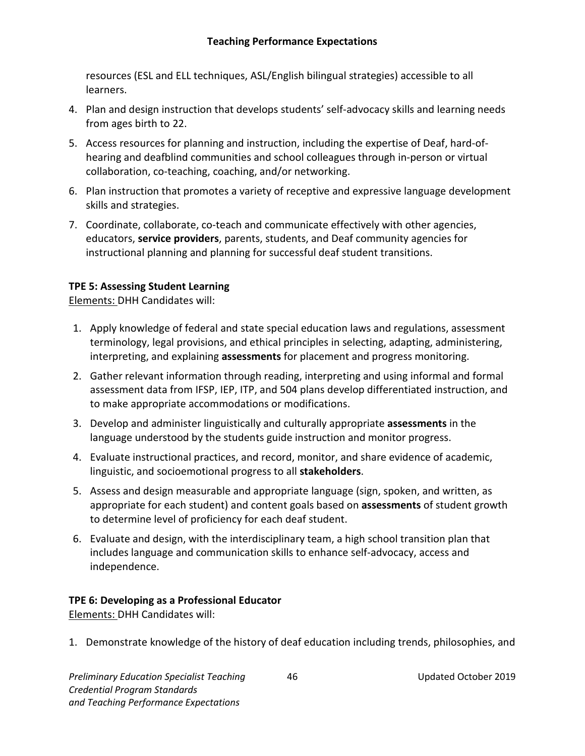resources (ESL and ELL techniques, ASL/English bilingual strategies) accessible to all learners.

4. Plan and design instruction that develops students' self-advocacy skills and learning needs from ages birth to 22.
5. Access resources for planning and instruction, including the expertise of Deaf, hard-of-hearing and deafblind communities and school colleagues through in-person or virtual collaboration, co-teaching, coaching, and/or networking.
6. Plan instruction that promotes a variety of receptive and expressive language development skills and strategies.
7. Coordinate, collaborate, co-teach and communicate effectively with other agencies, educators, **service providers**, parents, students, and Deaf community agencies for instructional planning and planning for successful deaf student transitions.

**TPE 5: Assessing Student Learning**

Elements: DHH Candidates will:

1. Apply knowledge of federal and state special education laws and regulations, assessment terminology, legal provisions, and ethical principles in selecting, adapting, administering, interpreting, and explaining **assessments** for placement and progress monitoring.
2. Gather relevant information through reading, interpreting and using informal and formal assessment data from IFSP, IEP, ITP, and 504 plans develop differentiated instruction, and to make appropriate accommodations or modifications.
3. Develop and administer linguistically and culturally appropriate **assessments** in the language understood by the students guide instruction and monitor progress.
4. Evaluate instructional practices, and record, monitor, and share evidence of academic, linguistic, and socioemotional progress to all **stakeholders**.
5. Assess and design measurable and appropriate language (sign, spoken, and written, as appropriate for each student) and content goals based on **assessments** of student growth to determine level of proficiency for each deaf student.
6. Evaluate and design, with the interdisciplinary team, a high school transition plan that includes language and communication skills to enhance self-advocacy, access and independence.

**TPE 6: Developing as a Professional Educator**

Elements: DHH Candidates will:

1. Demonstrate knowledge of the history of deaf education including trends, philosophies, and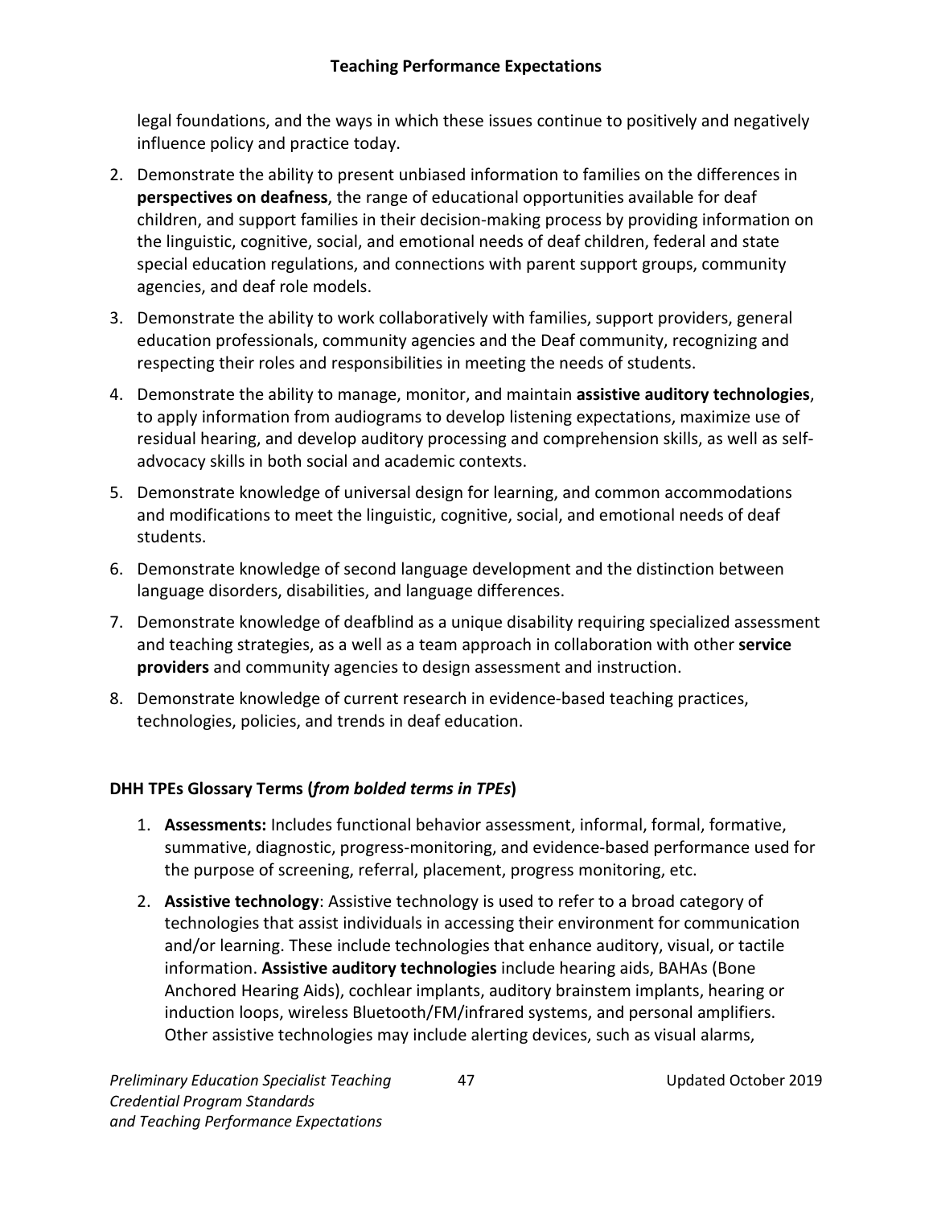legal foundations, and the ways in which these issues continue to positively and negatively influence policy and practice today.

2. Demonstrate the ability to present unbiased information to families on the differences in **perspectives on deafness**, the range of educational opportunities available for deaf children, and support families in their decision-making process by providing information on the linguistic, cognitive, social, and emotional needs of deaf children, federal and state special education regulations, and connections with parent support groups, community agencies, and deaf role models.
3. Demonstrate the ability to work collaboratively with families, support providers, general education professionals, community agencies and the Deaf community, recognizing and respecting their roles and responsibilities in meeting the needs of students.
4. Demonstrate the ability to manage, monitor, and maintain **assistive auditory technologies**, to apply information from audiograms to develop listening expectations, maximize use of residual hearing, and develop auditory processing and comprehension skills, as well as self-advocacy skills in both social and academic contexts.
5. Demonstrate knowledge of universal design for learning, and common accommodations and modifications to meet the linguistic, cognitive, social, and emotional needs of deaf students.
6. Demonstrate knowledge of second language development and the distinction between language disorders, disabilities, and language differences.
7. Demonstrate knowledge of deafblind as a unique disability requiring specialized assessment and teaching strategies, as a well as a team approach in collaboration with other **service providers** and community agencies to design assessment and instruction.
8. Demonstrate knowledge of current research in evidence-based teaching practices, technologies, policies, and trends in deaf education.

**DHH TPEs Glossary Terms (*from bolded terms in TPEs*)**

1. **Assessments:** Includes functional behavior assessment, informal, formal, formative, summative, diagnostic, progress-monitoring, and evidence-based performance used for the purpose of screening, referral, placement, progress monitoring, etc.
2. **Assistive technology**: Assistive technology is used to refer to a broad category of technologies that assist individuals in accessing their environment for communication and/or learning. These include technologies that enhance auditory, visual, or tactile information. **Assistive auditory technologies** include hearing aids, BAHAs (Bone Anchored Hearing Aids), cochlear implants, auditory brainstem implants, hearing or induction loops, wireless Bluetooth/FM/infrared systems, and personal amplifiers. Other assistive technologies may include alerting devices, such as visual alarms,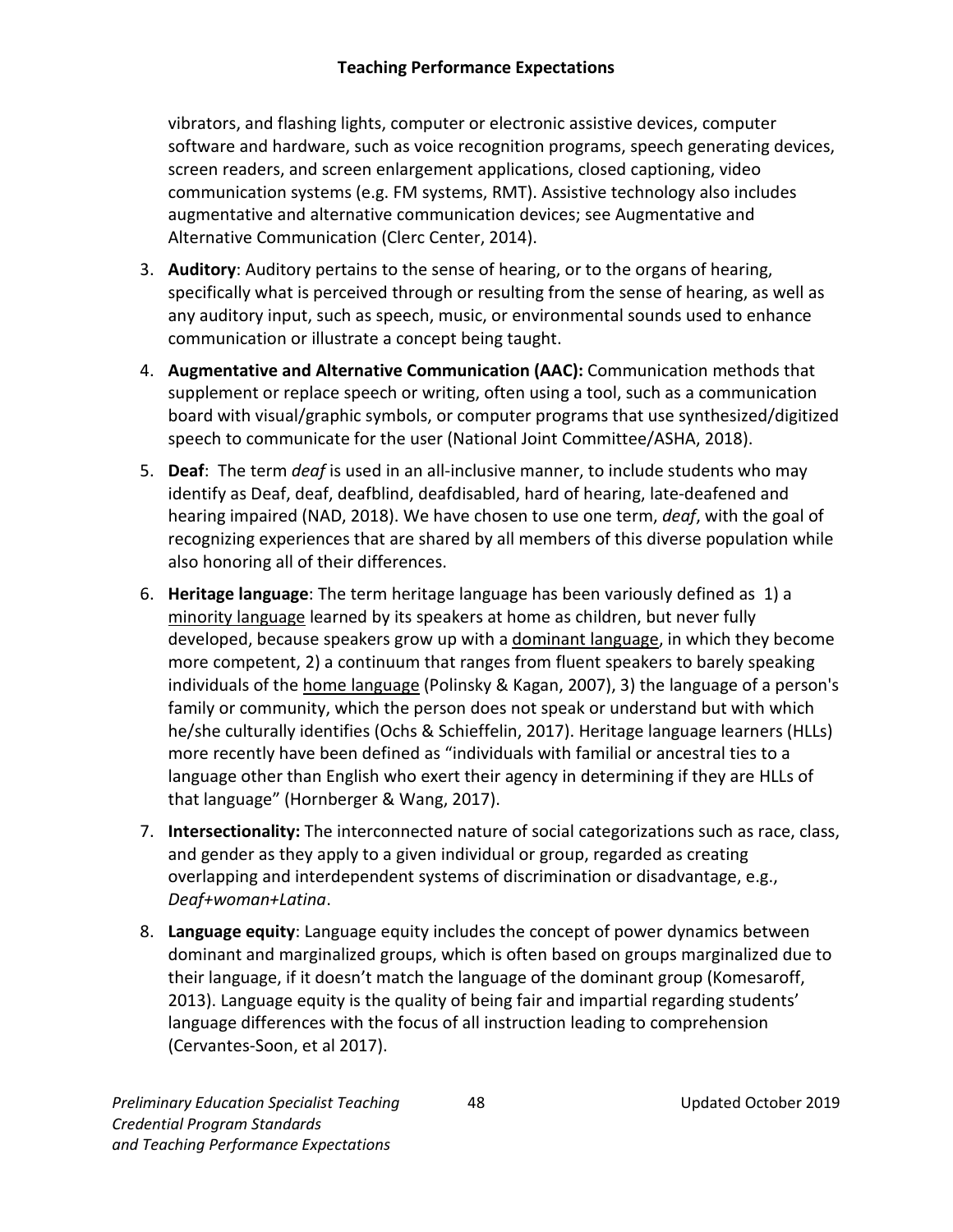vibrators, and flashing lights, computer or electronic assistive devices, computer software and hardware, such as voice recognition programs, speech generating devices, screen readers, and screen enlargement applications, closed captioning, video communication systems (e.g. FM systems, RMT). Assistive technology also includes augmentative and alternative communication devices; see Augmentative and Alternative Communication (Clerc Center, 2014).

3. **Auditory**: Auditory pertains to the sense of hearing, or to the organs of hearing, specifically what is perceived through or resulting from the sense of hearing, as well as any auditory input, such as speech, music, or environmental sounds used to enhance communication or illustrate a concept being taught.
4. **Augmentative and Alternative Communication (AAC):** Communication methods that supplement or replace speech or writing, often using a tool, such as a communication board with visual/graphic symbols, or computer programs that use synthesized/digitized speech to communicate for the user (National Joint Committee/ASHA, 2018).
5. **Deaf**: The term *deaf* is used in an all-inclusive manner, to include students who may identify as Deaf, deaf, deafblind, deafdisabled, hard of hearing, late-deafened and hearing impaired (NAD, 2018). We have chosen to use one term, *deaf*, with the goal of recognizing experiences that are shared by all members of this diverse population while also honoring all of their differences.
6. **Heritage language**: The term heritage language has been variously defined as 1) a minority language learned by its speakers at home as children, but never fully developed, because speakers grow up with a dominant language, in which they become more competent, 2) a continuum that ranges from fluent speakers to barely speaking individuals of the home language (Polinsky & Kagan, 2007), 3) the language of a person's family or community, which the person does not speak or understand but with which he/she culturally identifies (Ochs & Schieffelin, 2017). Heritage language learners (HLLs) more recently have been defined as "individuals with familial or ancestral ties to a language other than English who exert their agency in determining if they are HLLs of that language" (Hornberger & Wang, 2017).
7. **Intersectionality:** The interconnected nature of social categorizations such as race, class, and gender as they apply to a given individual or group, regarded as creating overlapping and interdependent systems of discrimination or disadvantage, e.g., *Deaf+woman+Latina*.
8. **Language equity**: Language equity includes the concept of power dynamics between dominant and marginalized groups, which is often based on groups marginalized due to their language, if it doesn't match the language of the dominant group (Komesaroff, 2013). Language equity is the quality of being fair and impartial regarding students' language differences with the focus of all instruction leading to comprehension (Cervantes-Soon, et al 2017).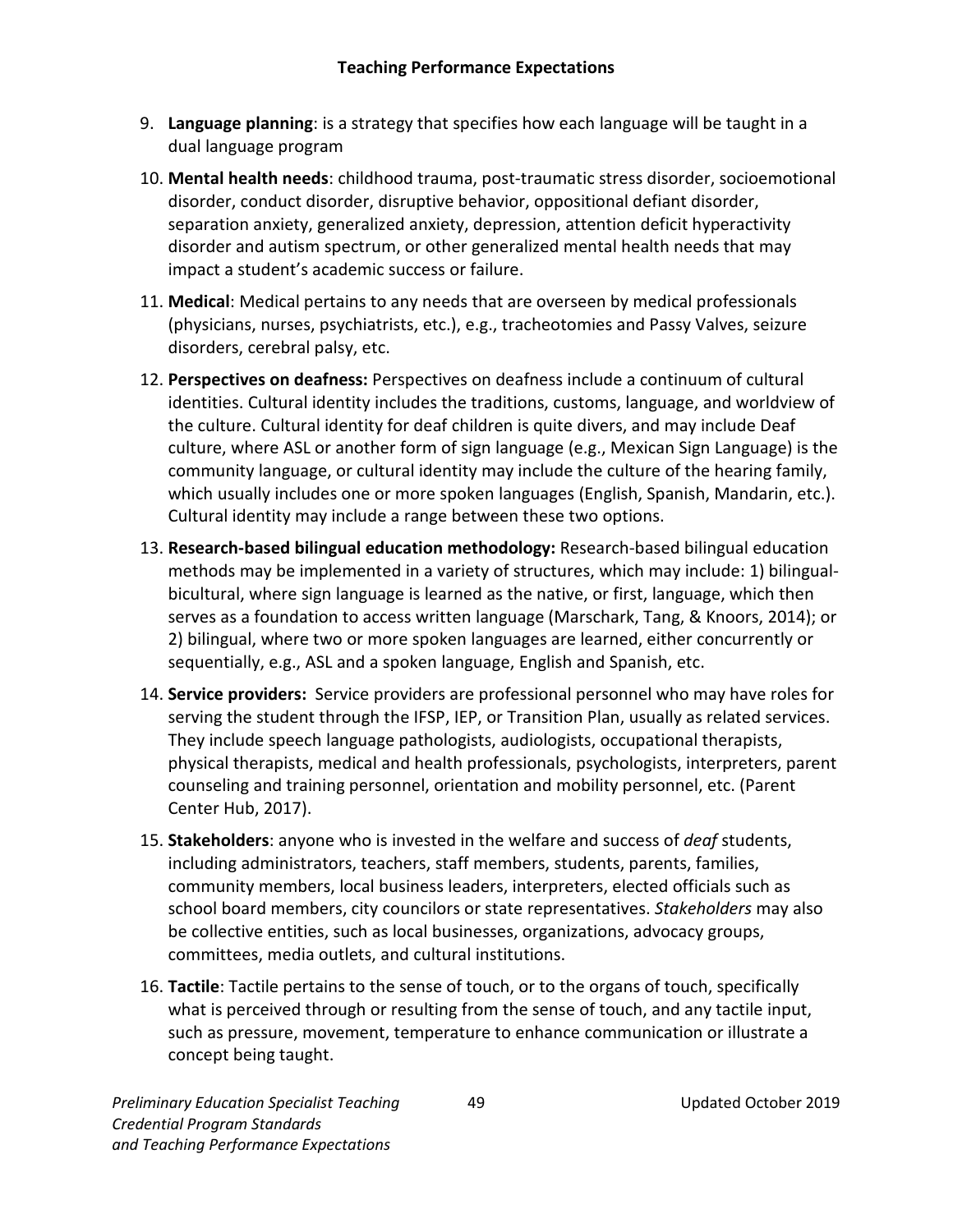9. **Language planning**: is a strategy that specifies how each language will be taught in a dual language program
10. **Mental health needs**: childhood trauma, post-traumatic stress disorder, socioemotional disorder, conduct disorder, disruptive behavior, oppositional defiant disorder, separation anxiety, generalized anxiety, depression, attention deficit hyperactivity disorder and autism spectrum, or other generalized mental health needs that may impact a student's academic success or failure.
11. **Medical**: Medical pertains to any needs that are overseen by medical professionals (physicians, nurses, psychiatrists, etc.), e.g., tracheotomies and Passy Valves, seizure disorders, cerebral palsy, etc.
12. **Perspectives on deafness:** Perspectives on deafness include a continuum of cultural identities. Cultural identity includes the traditions, customs, language, and worldview of the culture. Cultural identity for deaf children is quite divers, and may include Deaf culture, where ASL or another form of sign language (e.g., Mexican Sign Language) is the community language, or cultural identity may include the culture of the hearing family, which usually includes one or more spoken languages (English, Spanish, Mandarin, etc.). Cultural identity may include a range between these two options.
13. **Research-based bilingual education methodology:** Research-based bilingual education methods may be implemented in a variety of structures, which may include: 1) bilingual-bicultural, where sign language is learned as the native, or first, language, which then serves as a foundation to access written language (Marschark, Tang, & Knoors, 2014); or 2) bilingual, where two or more spoken languages are learned, either concurrently or sequentially, e.g., ASL and a spoken language, English and Spanish, etc.
14. **Service providers:** Service providers are professional personnel who may have roles for serving the student through the IFSP, IEP, or Transition Plan, usually as related services. They include speech language pathologists, audiologists, occupational therapists, physical therapists, medical and health professionals, psychologists, interpreters, parent counseling and training personnel, orientation and mobility personnel, etc. (Parent Center Hub, 2017).
15. **Stakeholders**: anyone who is invested in the welfare and success of *deaf* students, including administrators, teachers, staff members, students, parents, families, community members, local business leaders, interpreters, elected officials such as school board members, city councilors or state representatives. *Stakeholders* may also be collective entities, such as local businesses, organizations, advocacy groups, committees, media outlets, and cultural institutions.
16. **Tactile**: Tactile pertains to the sense of touch, or to the organs of touch, specifically what is perceived through or resulting from the sense of touch, and any tactile input, such as pressure, movement, temperature to enhance communication or illustrate a concept being taught.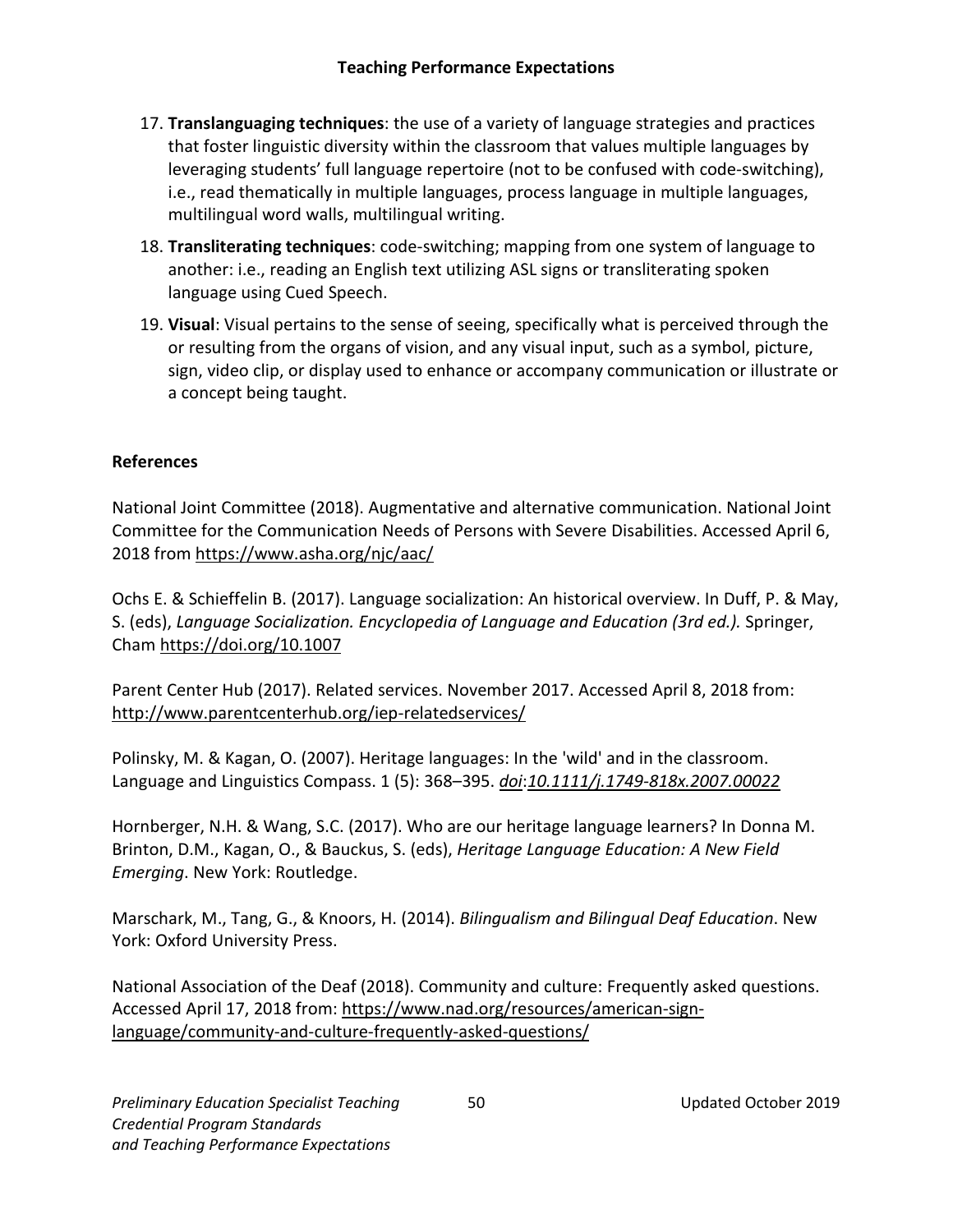17. **Translanguaging techniques**: the use of a variety of language strategies and practices that foster linguistic diversity within the classroom that values multiple languages by leveraging students' full language repertoire (not to be confused with code-switching), i.e., read thematically in multiple languages, process language in multiple languages, multilingual word walls, multilingual writing.
18. **Transliterating techniques**: code-switching; mapping from one system of language to another: i.e., reading an English text utilizing ASL signs or transliterating spoken language using Cued Speech.
19. **Visual**: Visual pertains to the sense of seeing, specifically what is perceived through the or resulting from the organs of vision, and any visual input, such as a symbol, picture, sign, video clip, or display used to enhance or accompany communication or illustrate or a concept being taught.

**References**

National Joint Committee (2018). Augmentative and alternative communication. National Joint Committee for the Communication Needs of Persons with Severe Disabilities. Accessed April 6, 2018 from https://www.asha.org/njc/aac/

Ochs E. & Schieffelin B. (2017). Language socialization: An historical overview. In Duff, P. & May, S. (eds), *Language Socialization. Encyclopedia of Language and Education (3rd ed.).* Springer, Cham https://doi.org/10.1007

Parent Center Hub (2017). Related services. November 2017. Accessed April 8, 2018 from: http://www.parentcenterhub.org/iep-relatedservices/

Polinsky, M. & Kagan, O. (2007). Heritage languages: In the 'wild' and in the classroom. Language and Linguistics Compass. 1 (5): 368–395. *doi*:*10.1111/j.1749-818x.2007.00022*

Hornberger, N.H. & Wang, S.C. (2017). Who are our heritage language learners? In Donna M. Brinton, D.M., Kagan, O., & Bauckus, S. (eds), *Heritage Language Education: A New Field Emerging*. New York: Routledge.

Marschark, M., Tang, G., & Knoors, H. (2014). *Bilingualism and Bilingual Deaf Education*. New York: Oxford University Press.

National Association of the Deaf (2018). Community and culture: Frequently asked questions. Accessed April 17, 2018 from: https://www.nad.org/resources/american-sign-language/community-and-culture-frequently-asked-questions/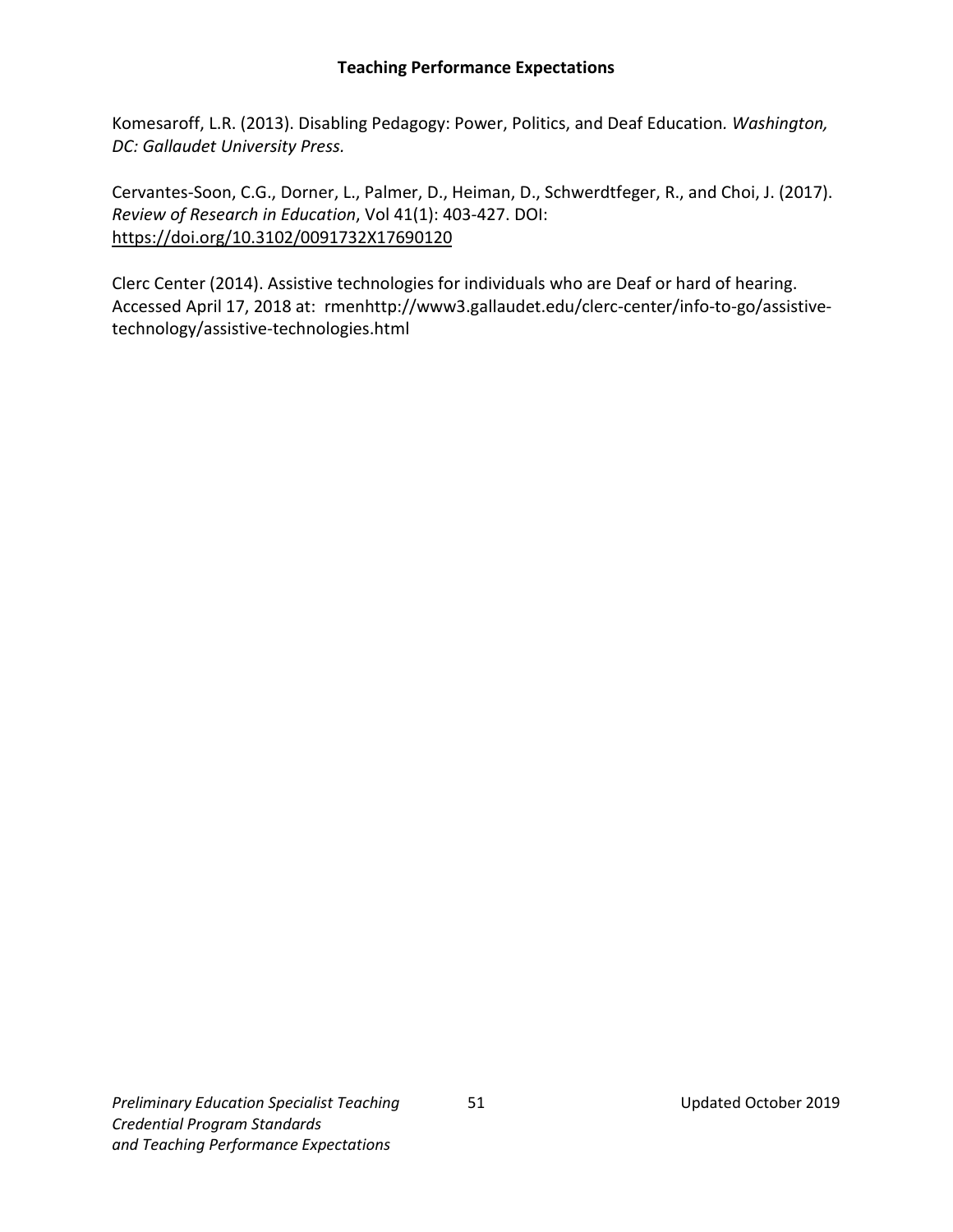Komesaroff, L.R. (2013). Disabling Pedagogy: Power, Politics, and Deaf Education*. Washington, DC: Gallaudet University Press.*

Cervantes-Soon, C.G., Dorner, L., Palmer, D., Heiman, D., Schwerdtfeger, R., and Choi, J. (2017). *Review of Research in Education*, Vol 41(1): 403-427. DOI: https://doi.org/10.3102/0091732X17690120

Clerc Center (2014). Assistive technologies for individuals who are Deaf or hard of hearing. Accessed April 17, 2018 at: rmenhttp://www3.gallaudet.edu/clerc-center/info-to-go/assistive-technology/assistive-technologies.html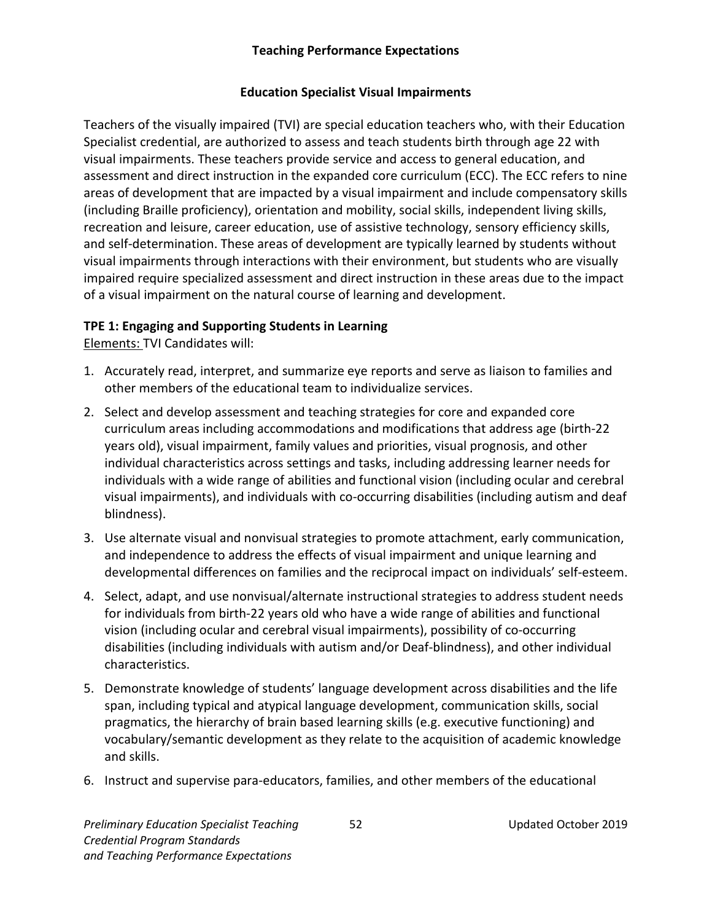## Teaching Performance Expectations

### Education Specialist Visual Impairments

Teachers of the visually impaired (TVI) are special education teachers who, with their Education Specialist credential, are authorized to assess and teach students birth through age 22 with visual impairments. These teachers provide service and access to general education, and assessment and direct instruction in the expanded core curriculum (ECC). The ECC refers to nine areas of development that are impacted by a visual impairment and include compensatory skills (including Braille proficiency), orientation and mobility, social skills, independent living skills, recreation and leisure, career education, use of assistive technology, sensory efficiency skills, and self-determination. These areas of development are typically learned by students without visual impairments through interactions with their environment, but students who are visually impaired require specialized assessment and direct instruction in these areas due to the impact of a visual impairment on the natural course of learning and development.

**TPE 1: Engaging and Supporting Students in Learning**

Elements: TVI Candidates will:

1. Accurately read, interpret, and summarize eye reports and serve as liaison to families and other members of the educational team to individualize services.
2. Select and develop assessment and teaching strategies for core and expanded core curriculum areas including accommodations and modifications that address age (birth-22 years old), visual impairment, family values and priorities, visual prognosis, and other individual characteristics across settings and tasks, including addressing learner needs for individuals with a wide range of abilities and functional vision (including ocular and cerebral visual impairments), and individuals with co-occurring disabilities (including autism and deaf blindness).
3. Use alternate visual and nonvisual strategies to promote attachment, early communication, and independence to address the effects of visual impairment and unique learning and developmental differences on families and the reciprocal impact on individuals' self-esteem.
4. Select, adapt, and use nonvisual/alternate instructional strategies to address student needs for individuals from birth-22 years old who have a wide range of abilities and functional vision (including ocular and cerebral visual impairments), possibility of co-occurring disabilities (including individuals with autism and/or Deaf-blindness), and other individual characteristics.
5. Demonstrate knowledge of students' language development across disabilities and the life span, including typical and atypical language development, communication skills, social pragmatics, the hierarchy of brain based learning skills (e.g. executive functioning) and vocabulary/semantic development as they relate to the acquisition of academic knowledge and skills.
6. Instruct and supervise para-educators, families, and other members of the educational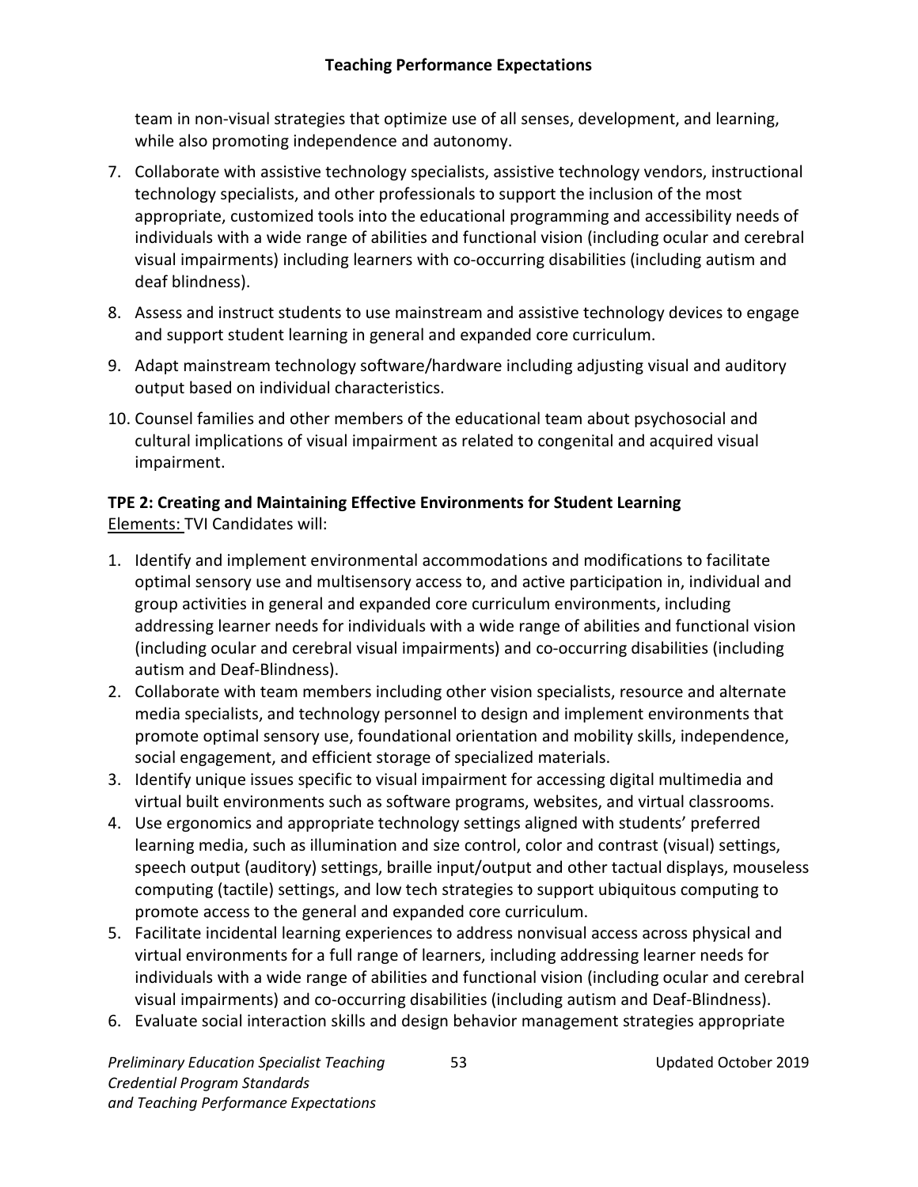team in non-visual strategies that optimize use of all senses, development, and learning, while also promoting independence and autonomy.

7. Collaborate with assistive technology specialists, assistive technology vendors, instructional technology specialists, and other professionals to support the inclusion of the most appropriate, customized tools into the educational programming and accessibility needs of individuals with a wide range of abilities and functional vision (including ocular and cerebral visual impairments) including learners with co-occurring disabilities (including autism and deaf blindness).
8. Assess and instruct students to use mainstream and assistive technology devices to engage and support student learning in general and expanded core curriculum.
9. Adapt mainstream technology software/hardware including adjusting visual and auditory output based on individual characteristics.
10. Counsel families and other members of the educational team about psychosocial and cultural implications of visual impairment as related to congenital and acquired visual impairment.

**TPE 2: Creating and Maintaining Effective Environments for Student Learning**
Elements: TVI Candidates will:

1. Identify and implement environmental accommodations and modifications to facilitate optimal sensory use and multisensory access to, and active participation in, individual and group activities in general and expanded core curriculum environments, including addressing learner needs for individuals with a wide range of abilities and functional vision (including ocular and cerebral visual impairments) and co-occurring disabilities (including autism and Deaf-Blindness).
2. Collaborate with team members including other vision specialists, resource and alternate media specialists, and technology personnel to design and implement environments that promote optimal sensory use, foundational orientation and mobility skills, independence, social engagement, and efficient storage of specialized materials.
3. Identify unique issues specific to visual impairment for accessing digital multimedia and virtual built environments such as software programs, websites, and virtual classrooms.
4. Use ergonomics and appropriate technology settings aligned with students' preferred learning media, such as illumination and size control, color and contrast (visual) settings, speech output (auditory) settings, braille input/output and other tactual displays, mouseless computing (tactile) settings, and low tech strategies to support ubiquitous computing to promote access to the general and expanded core curriculum.
5. Facilitate incidental learning experiences to address nonvisual access across physical and virtual environments for a full range of learners, including addressing learner needs for individuals with a wide range of abilities and functional vision (including ocular and cerebral visual impairments) and co-occurring disabilities (including autism and Deaf-Blindness).
6. Evaluate social interaction skills and design behavior management strategies appropriate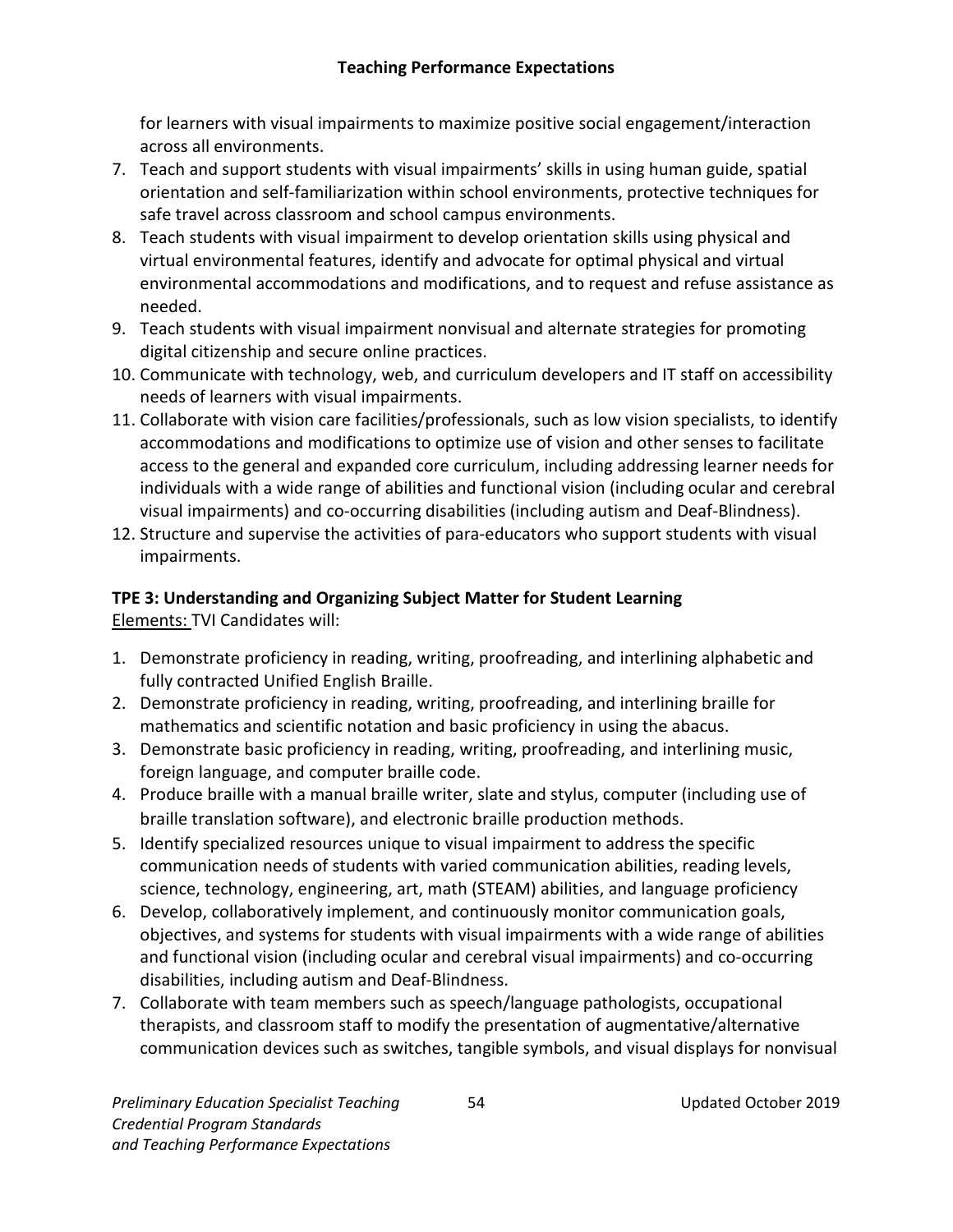for learners with visual impairments to maximize positive social engagement/interaction across all environments.

7. Teach and support students with visual impairments' skills in using human guide, spatial orientation and self-familiarization within school environments, protective techniques for safe travel across classroom and school campus environments.
8. Teach students with visual impairment to develop orientation skills using physical and virtual environmental features, identify and advocate for optimal physical and virtual environmental accommodations and modifications, and to request and refuse assistance as needed.
9. Teach students with visual impairment nonvisual and alternate strategies for promoting digital citizenship and secure online practices.
10. Communicate with technology, web, and curriculum developers and IT staff on accessibility needs of learners with visual impairments.
11. Collaborate with vision care facilities/professionals, such as low vision specialists, to identify accommodations and modifications to optimize use of vision and other senses to facilitate access to the general and expanded core curriculum, including addressing learner needs for individuals with a wide range of abilities and functional vision (including ocular and cerebral visual impairments) and co-occurring disabilities (including autism and Deaf-Blindness).
12. Structure and supervise the activities of para-educators who support students with visual impairments.

**TPE 3: Understanding and Organizing Subject Matter for Student Learning**

Elements: TVI Candidates will:

1. Demonstrate proficiency in reading, writing, proofreading, and interlining alphabetic and fully contracted Unified English Braille.
2. Demonstrate proficiency in reading, writing, proofreading, and interlining braille for mathematics and scientific notation and basic proficiency in using the abacus.
3. Demonstrate basic proficiency in reading, writing, proofreading, and interlining music, foreign language, and computer braille code.
4. Produce braille with a manual braille writer, slate and stylus, computer (including use of braille translation software), and electronic braille production methods.
5. Identify specialized resources unique to visual impairment to address the specific communication needs of students with varied communication abilities, reading levels, science, technology, engineering, art, math (STEAM) abilities, and language proficiency
6. Develop, collaboratively implement, and continuously monitor communication goals, objectives, and systems for students with visual impairments with a wide range of abilities and functional vision (including ocular and cerebral visual impairments) and co-occurring disabilities, including autism and Deaf-Blindness.
7. Collaborate with team members such as speech/language pathologists, occupational therapists, and classroom staff to modify the presentation of augmentative/alternative communication devices such as switches, tangible symbols, and visual displays for nonvisual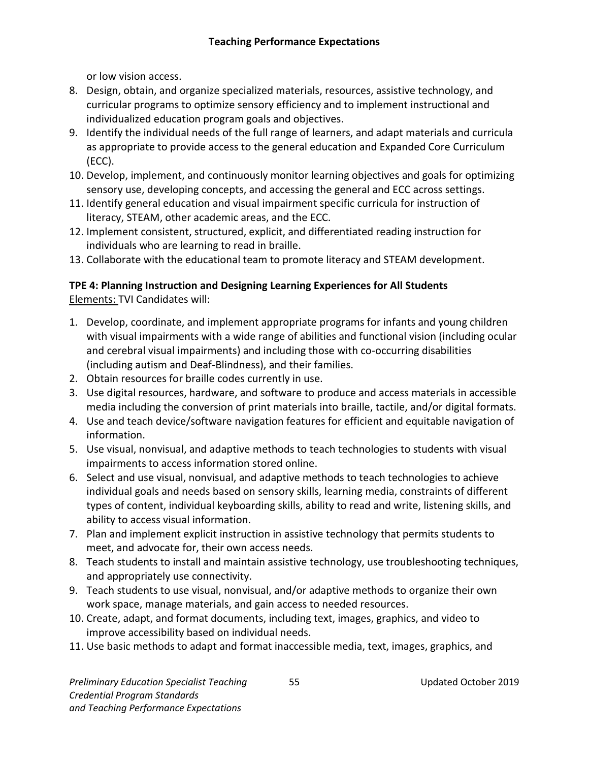or low vision access.

8. Design, obtain, and organize specialized materials, resources, assistive technology, and curricular programs to optimize sensory efficiency and to implement instructional and individualized education program goals and objectives.
9. Identify the individual needs of the full range of learners, and adapt materials and curricula as appropriate to provide access to the general education and Expanded Core Curriculum (ECC).
10. Develop, implement, and continuously monitor learning objectives and goals for optimizing sensory use, developing concepts, and accessing the general and ECC across settings.
11. Identify general education and visual impairment specific curricula for instruction of literacy, STEAM, other academic areas, and the ECC.
12. Implement consistent, structured, explicit, and differentiated reading instruction for individuals who are learning to read in braille.
13. Collaborate with the educational team to promote literacy and STEAM development.

**TPE 4: Planning Instruction and Designing Learning Experiences for All Students**

Elements: TVI Candidates will:

1. Develop, coordinate, and implement appropriate programs for infants and young children with visual impairments with a wide range of abilities and functional vision (including ocular and cerebral visual impairments) and including those with co-occurring disabilities (including autism and Deaf-Blindness), and their families.
2. Obtain resources for braille codes currently in use.
3. Use digital resources, hardware, and software to produce and access materials in accessible media including the conversion of print materials into braille, tactile, and/or digital formats.
4. Use and teach device/software navigation features for efficient and equitable navigation of information.
5. Use visual, nonvisual, and adaptive methods to teach technologies to students with visual impairments to access information stored online.
6. Select and use visual, nonvisual, and adaptive methods to teach technologies to achieve individual goals and needs based on sensory skills, learning media, constraints of different types of content, individual keyboarding skills, ability to read and write, listening skills, and ability to access visual information.
7. Plan and implement explicit instruction in assistive technology that permits students to meet, and advocate for, their own access needs.
8. Teach students to install and maintain assistive technology, use troubleshooting techniques, and appropriately use connectivity.
9. Teach students to use visual, nonvisual, and/or adaptive methods to organize their own work space, manage materials, and gain access to needed resources.
10. Create, adapt, and format documents, including text, images, graphics, and video to improve accessibility based on individual needs.
11. Use basic methods to adapt and format inaccessible media, text, images, graphics, and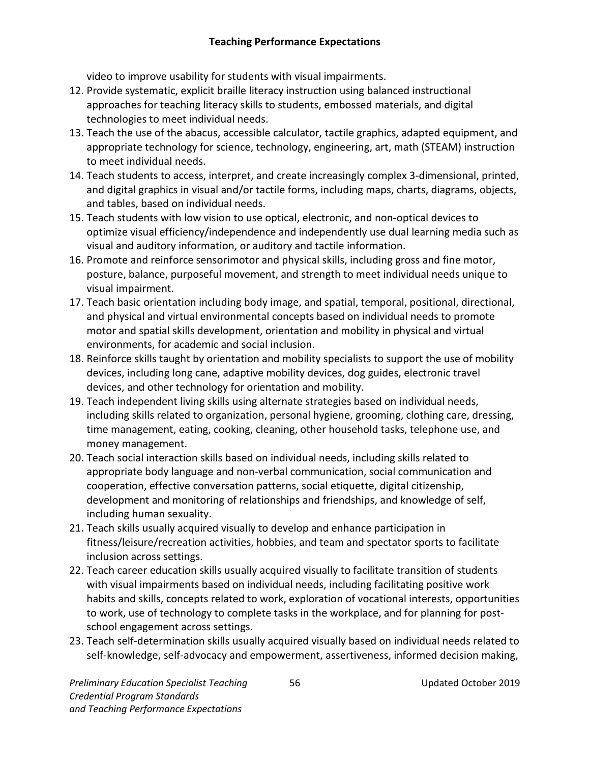video to improve usability for students with visual impairments.

12. Provide systematic, explicit braille literacy instruction using balanced instructional approaches for teaching literacy skills to students, embossed materials, and digital technologies to meet individual needs.
13. Teach the use of the abacus, accessible calculator, tactile graphics, adapted equipment, and appropriate technology for science, technology, engineering, art, math (STEAM) instruction to meet individual needs.
14. Teach students to access, interpret, and create increasingly complex 3-dimensional, printed, and digital graphics in visual and/or tactile forms, including maps, charts, diagrams, objects, and tables, based on individual needs.
15. Teach students with low vision to use optical, electronic, and non-optical devices to optimize visual efficiency/independence and independently use dual learning media such as visual and auditory information, or auditory and tactile information.
16. Promote and reinforce sensorimotor and physical skills, including gross and fine motor, posture, balance, purposeful movement, and strength to meet individual needs unique to visual impairment.
17. Teach basic orientation including body image, and spatial, temporal, positional, directional, and physical and virtual environmental concepts based on individual needs to promote motor and spatial skills development, orientation and mobility in physical and virtual environments, for academic and social inclusion.
18. Reinforce skills taught by orientation and mobility specialists to support the use of mobility devices, including long cane, adaptive mobility devices, dog guides, electronic travel devices, and other technology for orientation and mobility.
19. Teach independent living skills using alternate strategies based on individual needs, including skills related to organization, personal hygiene, grooming, clothing care, dressing, time management, eating, cooking, cleaning, other household tasks, telephone use, and money management.
20. Teach social interaction skills based on individual needs, including skills related to appropriate body language and non-verbal communication, social communication and cooperation, effective conversation patterns, social etiquette, digital citizenship, development and monitoring of relationships and friendships, and knowledge of self, including human sexuality.
21. Teach skills usually acquired visually to develop and enhance participation in fitness/leisure/recreation activities, hobbies, and team and spectator sports to facilitate inclusion across settings.
22. Teach career education skills usually acquired visually to facilitate transition of students with visual impairments based on individual needs, including facilitating positive work habits and skills, concepts related to work, exploration of vocational interests, opportunities to work, use of technology to complete tasks in the workplace, and for planning for post-school engagement across settings.
23. Teach self-determination skills usually acquired visually based on individual needs related to self-knowledge, self-advocacy and empowerment, assertiveness, informed decision making,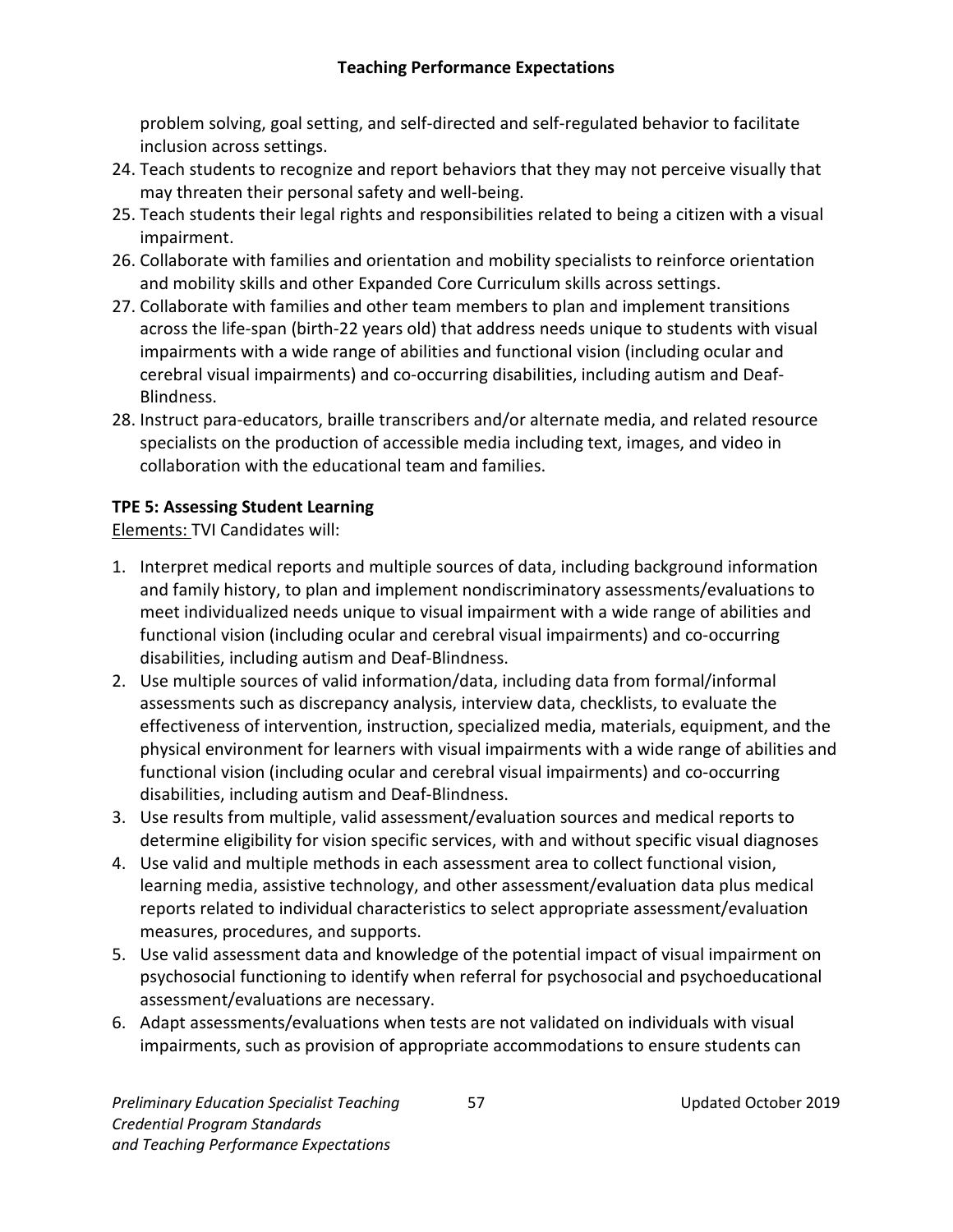problem solving, goal setting, and self-directed and self-regulated behavior to facilitate inclusion across settings.

24. Teach students to recognize and report behaviors that they may not perceive visually that may threaten their personal safety and well-being.
25. Teach students their legal rights and responsibilities related to being a citizen with a visual impairment.
26. Collaborate with families and orientation and mobility specialists to reinforce orientation and mobility skills and other Expanded Core Curriculum skills across settings.
27. Collaborate with families and other team members to plan and implement transitions across the life-span (birth-22 years old) that address needs unique to students with visual impairments with a wide range of abilities and functional vision (including ocular and cerebral visual impairments) and co-occurring disabilities, including autism and Deaf-Blindness.
28. Instruct para-educators, braille transcribers and/or alternate media, and related resource specialists on the production of accessible media including text, images, and video in collaboration with the educational team and families.

**TPE 5: Assessing Student Learning**

Elements: TVI Candidates will:

1. Interpret medical reports and multiple sources of data, including background information and family history, to plan and implement nondiscriminatory assessments/evaluations to meet individualized needs unique to visual impairment with a wide range of abilities and functional vision (including ocular and cerebral visual impairments) and co-occurring disabilities, including autism and Deaf-Blindness.
2. Use multiple sources of valid information/data, including data from formal/informal assessments such as discrepancy analysis, interview data, checklists, to evaluate the effectiveness of intervention, instruction, specialized media, materials, equipment, and the physical environment for learners with visual impairments with a wide range of abilities and functional vision (including ocular and cerebral visual impairments) and co-occurring disabilities, including autism and Deaf-Blindness.
3. Use results from multiple, valid assessment/evaluation sources and medical reports to determine eligibility for vision specific services, with and without specific visual diagnoses
4. Use valid and multiple methods in each assessment area to collect functional vision, learning media, assistive technology, and other assessment/evaluation data plus medical reports related to individual characteristics to select appropriate assessment/evaluation measures, procedures, and supports.
5. Use valid assessment data and knowledge of the potential impact of visual impairment on psychosocial functioning to identify when referral for psychosocial and psychoeducational assessment/evaluations are necessary.
6. Adapt assessments/evaluations when tests are not validated on individuals with visual impairments, such as provision of appropriate accommodations to ensure students can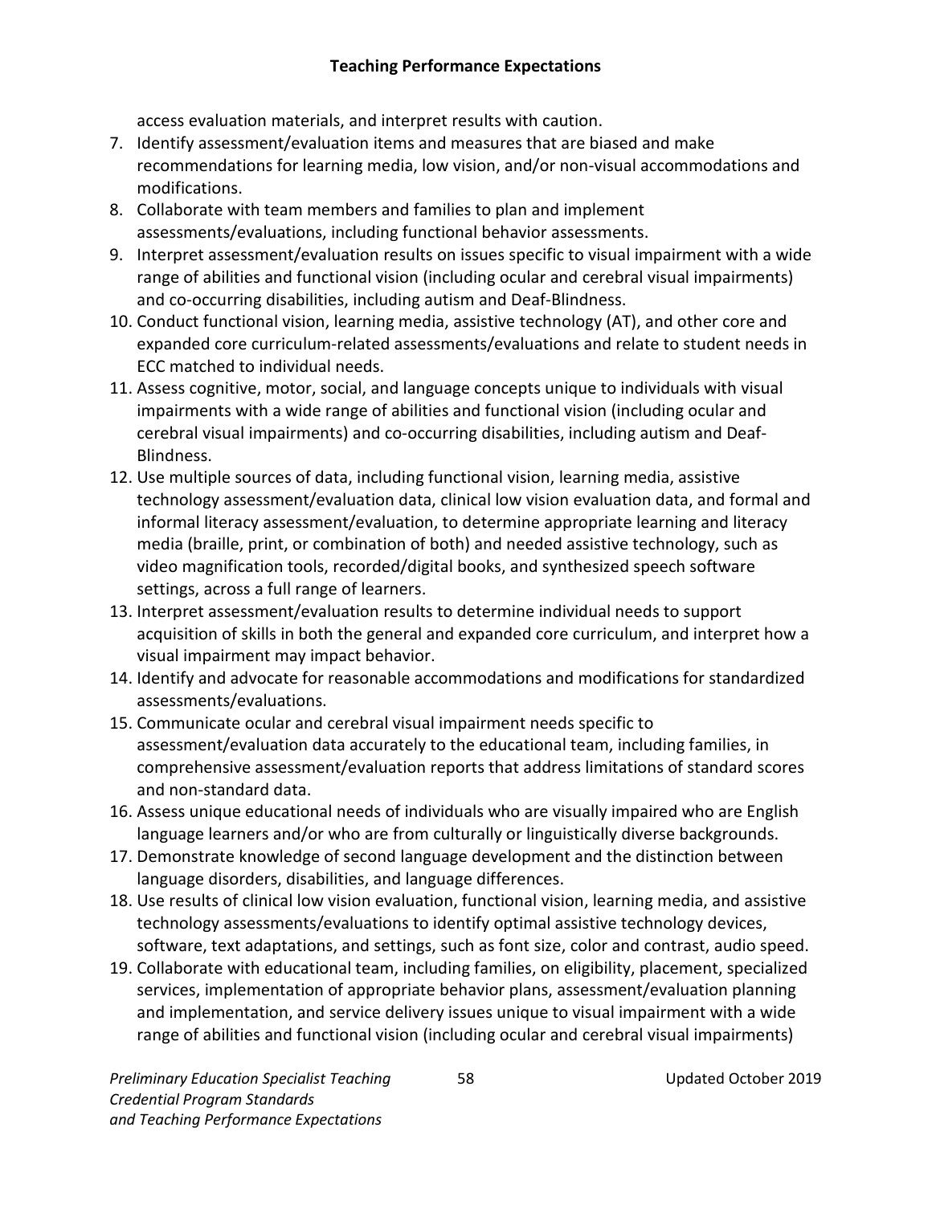access evaluation materials, and interpret results with caution.

7. Identify assessment/evaluation items and measures that are biased and make recommendations for learning media, low vision, and/or non-visual accommodations and modifications.
8. Collaborate with team members and families to plan and implement assessments/evaluations, including functional behavior assessments.
9. Interpret assessment/evaluation results on issues specific to visual impairment with a wide range of abilities and functional vision (including ocular and cerebral visual impairments) and co-occurring disabilities, including autism and Deaf-Blindness.
10. Conduct functional vision, learning media, assistive technology (AT), and other core and expanded core curriculum-related assessments/evaluations and relate to student needs in ECC matched to individual needs.
11. Assess cognitive, motor, social, and language concepts unique to individuals with visual impairments with a wide range of abilities and functional vision (including ocular and cerebral visual impairments) and co-occurring disabilities, including autism and Deaf-Blindness.
12. Use multiple sources of data, including functional vision, learning media, assistive technology assessment/evaluation data, clinical low vision evaluation data, and formal and informal literacy assessment/evaluation, to determine appropriate learning and literacy media (braille, print, or combination of both) and needed assistive technology, such as video magnification tools, recorded/digital books, and synthesized speech software settings, across a full range of learners.
13. Interpret assessment/evaluation results to determine individual needs to support acquisition of skills in both the general and expanded core curriculum, and interpret how a visual impairment may impact behavior.
14. Identify and advocate for reasonable accommodations and modifications for standardized assessments/evaluations.
15. Communicate ocular and cerebral visual impairment needs specific to assessment/evaluation data accurately to the educational team, including families, in comprehensive assessment/evaluation reports that address limitations of standard scores and non-standard data.
16. Assess unique educational needs of individuals who are visually impaired who are English language learners and/or who are from culturally or linguistically diverse backgrounds.
17. Demonstrate knowledge of second language development and the distinction between language disorders, disabilities, and language differences.
18. Use results of clinical low vision evaluation, functional vision, learning media, and assistive technology assessments/evaluations to identify optimal assistive technology devices, software, text adaptations, and settings, such as font size, color and contrast, audio speed.
19. Collaborate with educational team, including families, on eligibility, placement, specialized services, implementation of appropriate behavior plans, assessment/evaluation planning and implementation, and service delivery issues unique to visual impairment with a wide range of abilities and functional vision (including ocular and cerebral visual impairments)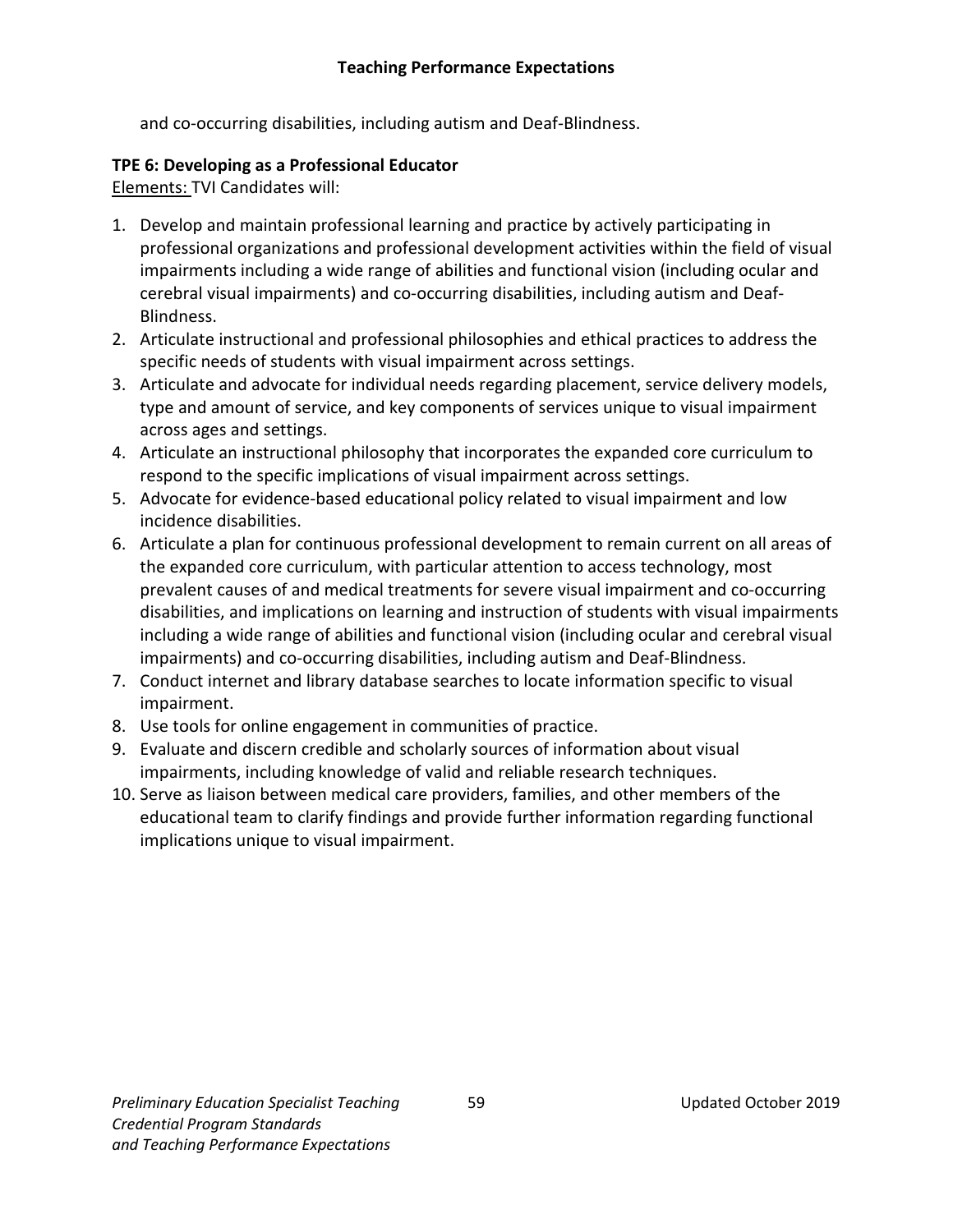and co-occurring disabilities, including autism and Deaf-Blindness.

**TPE 6: Developing as a Professional Educator**

Elements: TVI Candidates will:

1. Develop and maintain professional learning and practice by actively participating in professional organizations and professional development activities within the field of visual impairments including a wide range of abilities and functional vision (including ocular and cerebral visual impairments) and co-occurring disabilities, including autism and Deaf-Blindness.
2. Articulate instructional and professional philosophies and ethical practices to address the specific needs of students with visual impairment across settings.
3. Articulate and advocate for individual needs regarding placement, service delivery models, type and amount of service, and key components of services unique to visual impairment across ages and settings.
4. Articulate an instructional philosophy that incorporates the expanded core curriculum to respond to the specific implications of visual impairment across settings.
5. Advocate for evidence-based educational policy related to visual impairment and low incidence disabilities.
6. Articulate a plan for continuous professional development to remain current on all areas of the expanded core curriculum, with particular attention to access technology, most prevalent causes of and medical treatments for severe visual impairment and co-occurring disabilities, and implications on learning and instruction of students with visual impairments including a wide range of abilities and functional vision (including ocular and cerebral visual impairments) and co-occurring disabilities, including autism and Deaf-Blindness.
7. Conduct internet and library database searches to locate information specific to visual impairment.
8. Use tools for online engagement in communities of practice.
9. Evaluate and discern credible and scholarly sources of information about visual impairments, including knowledge of valid and reliable research techniques.
10. Serve as liaison between medical care providers, families, and other members of the educational team to clarify findings and provide further information regarding functional implications unique to visual impairment.